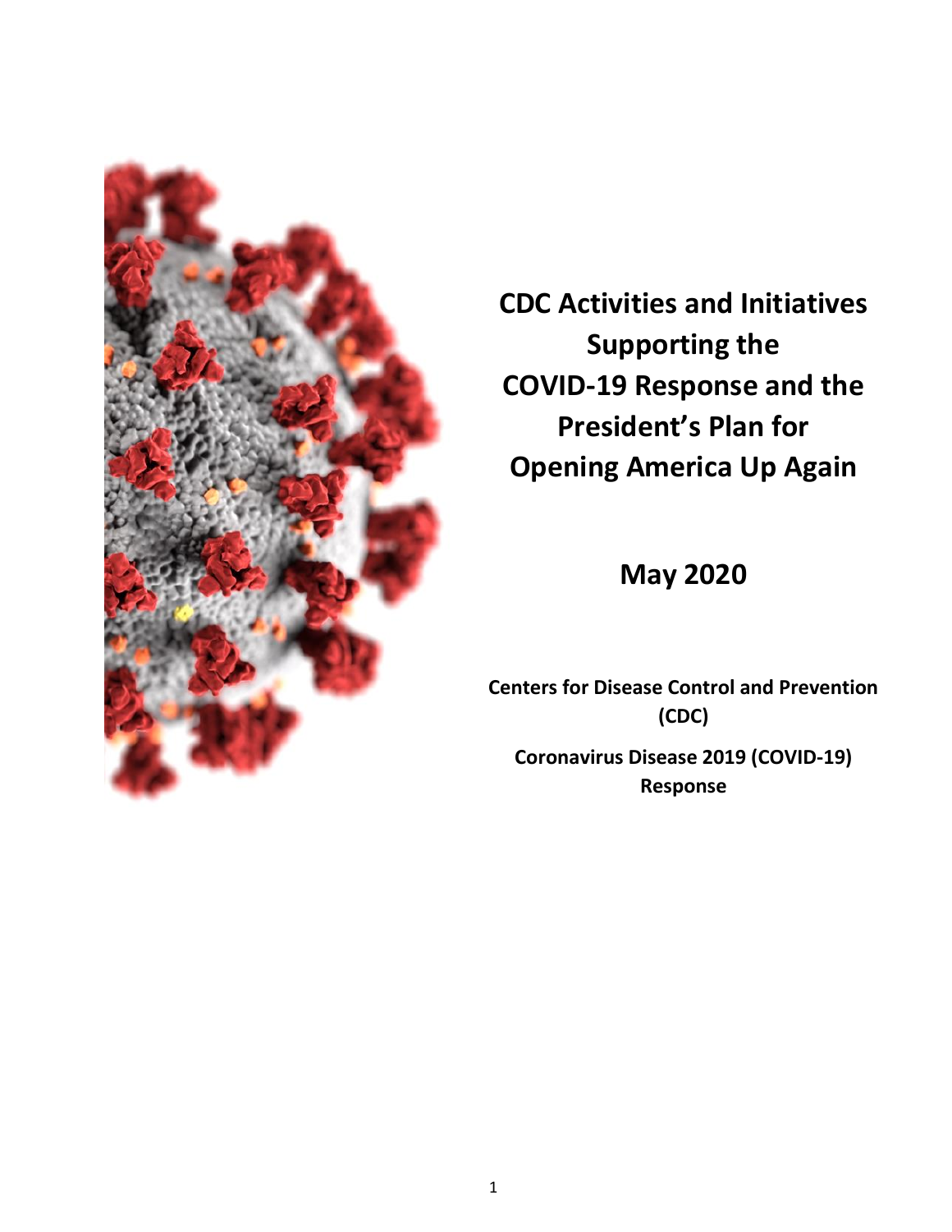# CDC Activities and Initiatives Supporting the COVID-19 Response and the President's Plan for Opening America Up Again

## May 2020

**Centers for Disease Control and Prevention (CDC)**

**Coronavirus Disease 2019 (COVID-19) Response**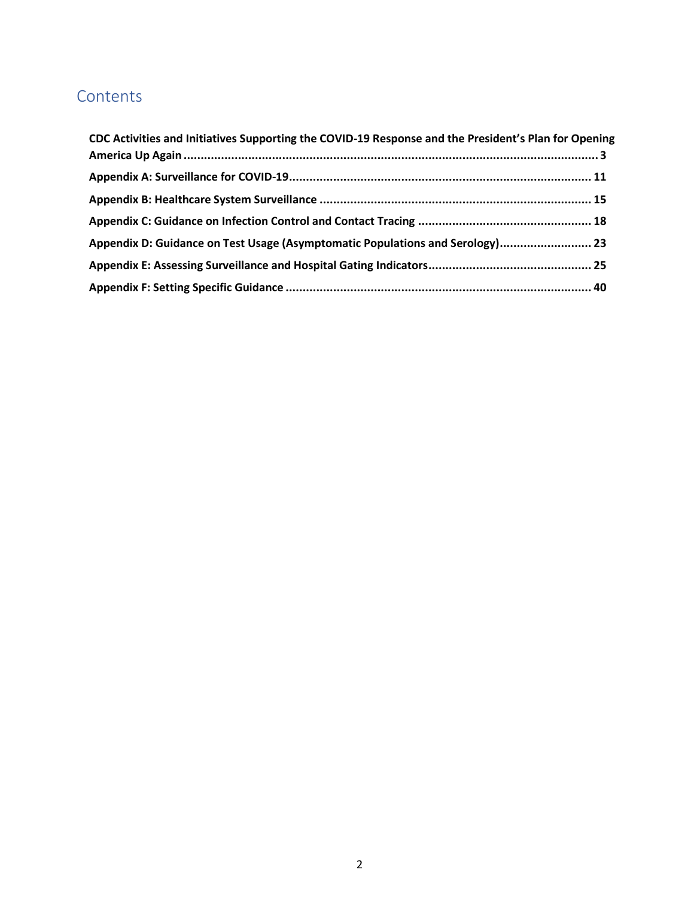# Contents

**CDC Activities and Initiatives Supporting the COVID-19 Response and the President's Plan for Opening America Up Again** ........ 3

**Appendix A: Surveillance for COVID-19** ........ 11

**Appendix B: Healthcare System Surveillance** ........ 15

**Appendix C: Guidance on Infection Control and Contact Tracing** ........ 18

**Appendix D: Guidance on Test Usage (Asymptomatic Populations and Serology)** ........ 23

**Appendix E: Assessing Surveillance and Hospital Gating Indicators** ........ 25

**Appendix F: Setting Specific Guidance** ........ 40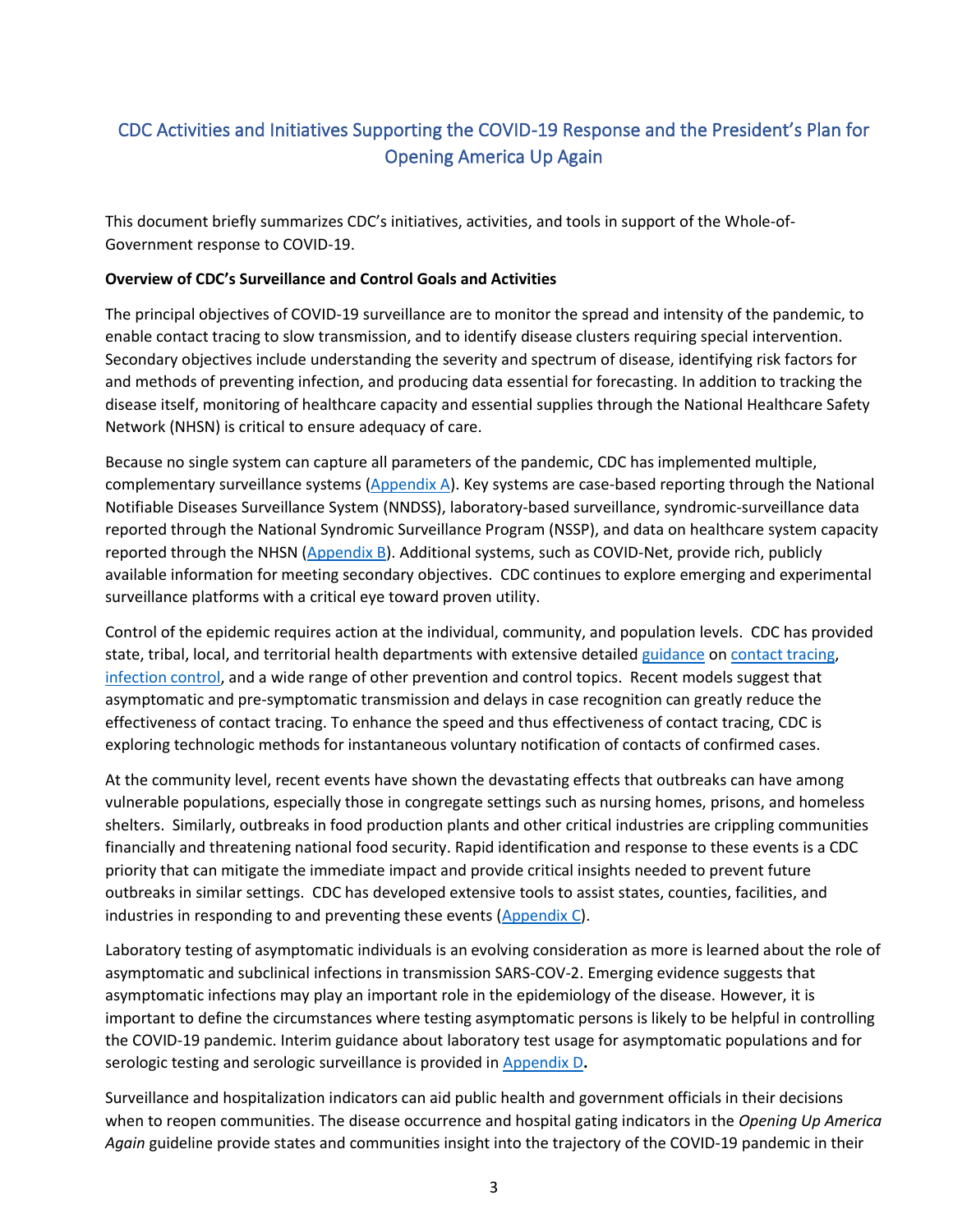# CDC Activities and Initiatives Supporting the COVID-19 Response and the President's Plan for Opening America Up Again

This document briefly summarizes CDC's initiatives, activities, and tools in support of the Whole-of-Government response to COVID-19.

**Overview of CDC's Surveillance and Control Goals and Activities**

The principal objectives of COVID-19 surveillance are to monitor the spread and intensity of the pandemic, to enable contact tracing to slow transmission, and to identify disease clusters requiring special intervention. Secondary objectives include understanding the severity and spectrum of disease, identifying risk factors for and methods of preventing infection, and producing data essential for forecasting. In addition to tracking the disease itself, monitoring of healthcare capacity and essential supplies through the National Healthcare Safety Network (NHSN) is critical to ensure adequacy of care.

Because no single system can capture all parameters of the pandemic, CDC has implemented multiple, complementary surveillance systems (Appendix A). Key systems are case-based reporting through the National Notifiable Diseases Surveillance System (NNDSS), laboratory-based surveillance, syndromic-surveillance data reported through the National Syndromic Surveillance Program (NSSP), and data on healthcare system capacity reported through the NHSN (Appendix B). Additional systems, such as COVID-Net, provide rich, publicly available information for meeting secondary objectives. CDC continues to explore emerging and experimental surveillance platforms with a critical eye toward proven utility.

Control of the epidemic requires action at the individual, community, and population levels. CDC has provided state, tribal, local, and territorial health departments with extensive detailed guidance on contact tracing, infection control, and a wide range of other prevention and control topics. Recent models suggest that asymptomatic and pre-symptomatic transmission and delays in case recognition can greatly reduce the effectiveness of contact tracing. To enhance the speed and thus effectiveness of contact tracing, CDC is exploring technologic methods for instantaneous voluntary notification of contacts of confirmed cases.

At the community level, recent events have shown the devastating effects that outbreaks can have among vulnerable populations, especially those in congregate settings such as nursing homes, prisons, and homeless shelters. Similarly, outbreaks in food production plants and other critical industries are crippling communities financially and threatening national food security. Rapid identification and response to these events is a CDC priority that can mitigate the immediate impact and provide critical insights needed to prevent future outbreaks in similar settings. CDC has developed extensive tools to assist states, counties, facilities, and industries in responding to and preventing these events (Appendix C).

Laboratory testing of asymptomatic individuals is an evolving consideration as more is learned about the role of asymptomatic and subclinical infections in transmission SARS-COV-2. Emerging evidence suggests that asymptomatic infections may play an important role in the epidemiology of the disease. However, it is important to define the circumstances where testing asymptomatic persons is likely to be helpful in controlling the COVID-19 pandemic. Interim guidance about laboratory test usage for asymptomatic populations and for serologic testing and serologic surveillance is provided in Appendix D**.**

Surveillance and hospitalization indicators can aid public health and government officials in their decisions when to reopen communities. The disease occurrence and hospital gating indicators in the *Opening Up America Again* guideline provide states and communities insight into the trajectory of the COVID-19 pandemic in their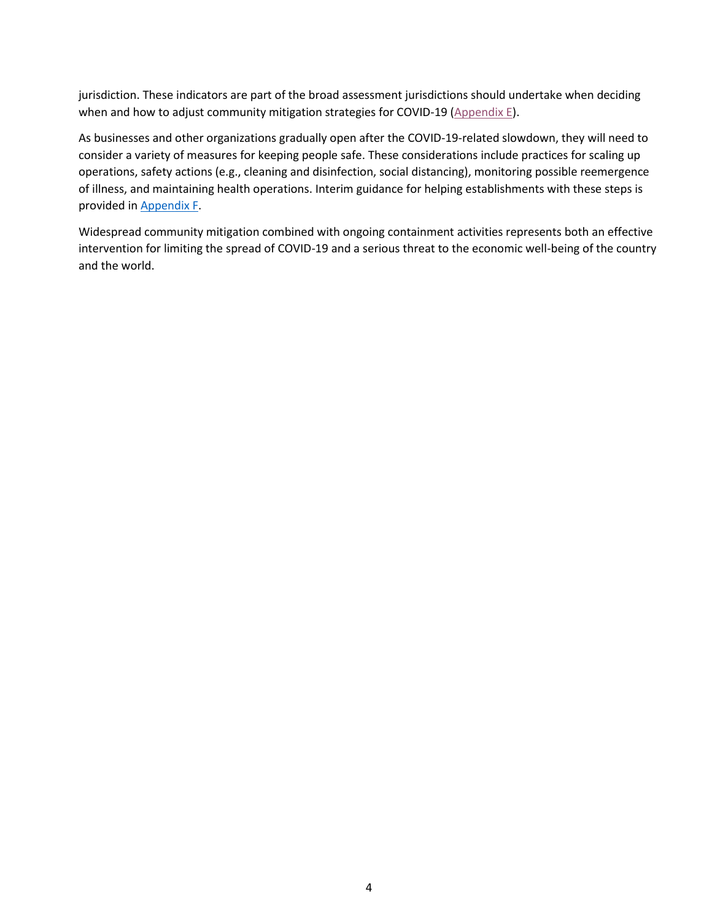jurisdiction. These indicators are part of the broad assessment jurisdictions should undertake when deciding when and how to adjust community mitigation strategies for COVID-19 (Appendix E).

As businesses and other organizations gradually open after the COVID-19-related slowdown, they will need to consider a variety of measures for keeping people safe. These considerations include practices for scaling up operations, safety actions (e.g., cleaning and disinfection, social distancing), monitoring possible reemergence of illness, and maintaining health operations. Interim guidance for helping establishments with these steps is provided in Appendix F.

Widespread community mitigation combined with ongoing containment activities represents both an effective intervention for limiting the spread of COVID-19 and a serious threat to the economic well-being of the country and the world.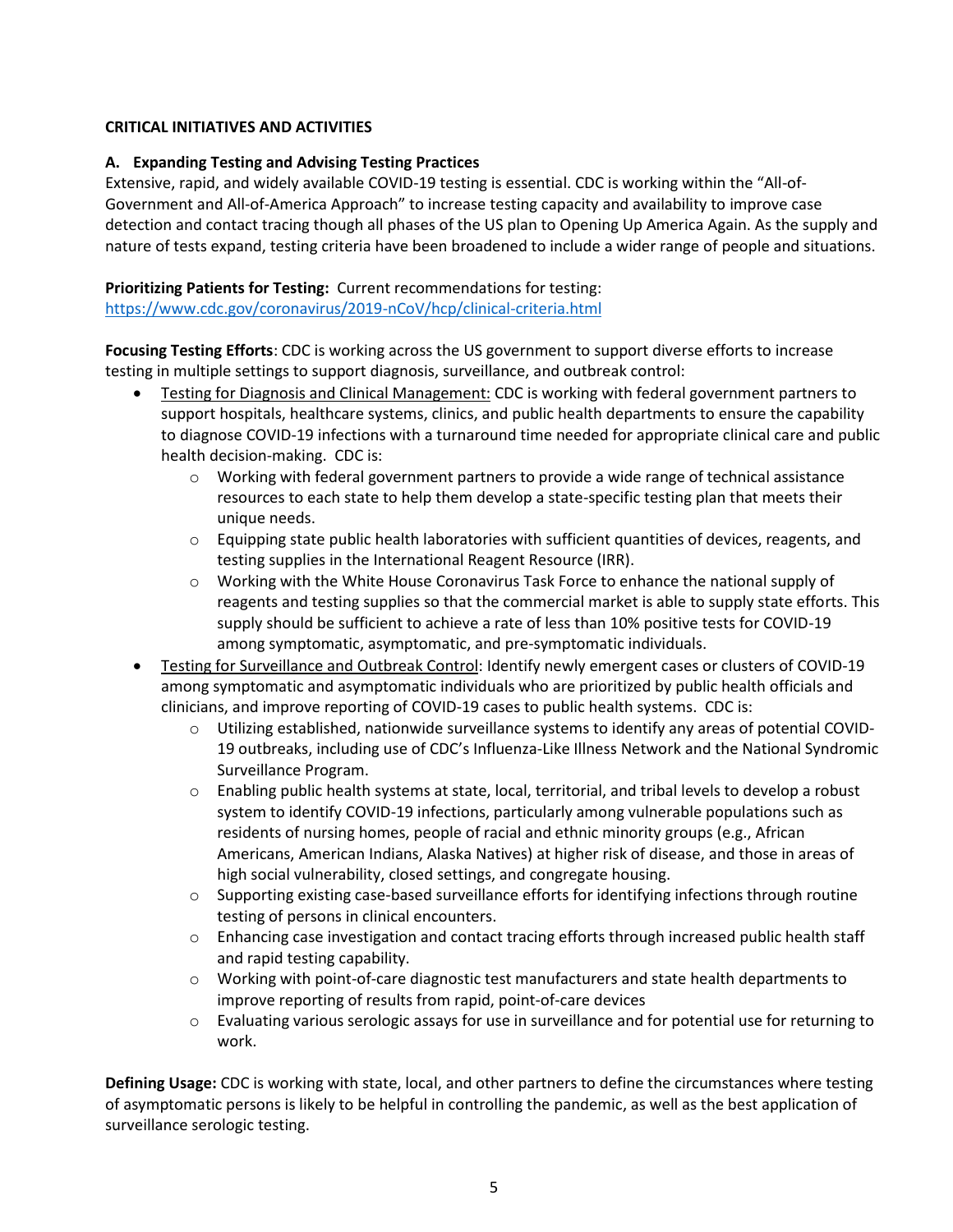## CRITICAL INITIATIVES AND ACTIVITIES

### A. Expanding Testing and Advising Testing Practices

Extensive, rapid, and widely available COVID-19 testing is essential. CDC is working within the "All-of-Government and All-of-America Approach" to increase testing capacity and availability to improve case detection and contact tracing though all phases of the US plan to Opening Up America Again. As the supply and nature of tests expand, testing criteria have been broadened to include a wider range of people and situations.

**Prioritizing Patients for Testing:** Current recommendations for testing: https://www.cdc.gov/coronavirus/2019-nCoV/hcp/clinical-criteria.html

**Focusing Testing Efforts**: CDC is working across the US government to support diverse efforts to increase testing in multiple settings to support diagnosis, surveillance, and outbreak control:

- Testing for Diagnosis and Clinical Management: CDC is working with federal government partners to support hospitals, healthcare systems, clinics, and public health departments to ensure the capability to diagnose COVID-19 infections with a turnaround time needed for appropriate clinical care and public health decision-making. CDC is:
  - Working with federal government partners to provide a wide range of technical assistance resources to each state to help them develop a state-specific testing plan that meets their unique needs.
  - Equipping state public health laboratories with sufficient quantities of devices, reagents, and testing supplies in the International Reagent Resource (IRR).
  - Working with the White House Coronavirus Task Force to enhance the national supply of reagents and testing supplies so that the commercial market is able to supply state efforts. This supply should be sufficient to achieve a rate of less than 10% positive tests for COVID-19 among symptomatic, asymptomatic, and pre-symptomatic individuals.
- Testing for Surveillance and Outbreak Control: Identify newly emergent cases or clusters of COVID-19 among symptomatic and asymptomatic individuals who are prioritized by public health officials and clinicians, and improve reporting of COVID-19 cases to public health systems. CDC is:
  - Utilizing established, nationwide surveillance systems to identify any areas of potential COVID-19 outbreaks, including use of CDC's Influenza-Like Illness Network and the National Syndromic Surveillance Program.
  - Enabling public health systems at state, local, territorial, and tribal levels to develop a robust system to identify COVID-19 infections, particularly among vulnerable populations such as residents of nursing homes, people of racial and ethnic minority groups (e.g., African Americans, American Indians, Alaska Natives) at higher risk of disease, and those in areas of high social vulnerability, closed settings, and congregate housing.
  - Supporting existing case-based surveillance efforts for identifying infections through routine testing of persons in clinical encounters.
  - Enhancing case investigation and contact tracing efforts through increased public health staff and rapid testing capability.
  - Working with point-of-care diagnostic test manufacturers and state health departments to improve reporting of results from rapid, point-of-care devices
  - Evaluating various serologic assays for use in surveillance and for potential use for returning to work.

**Defining Usage:** CDC is working with state, local, and other partners to define the circumstances where testing of asymptomatic persons is likely to be helpful in controlling the pandemic, as well as the best application of surveillance serologic testing.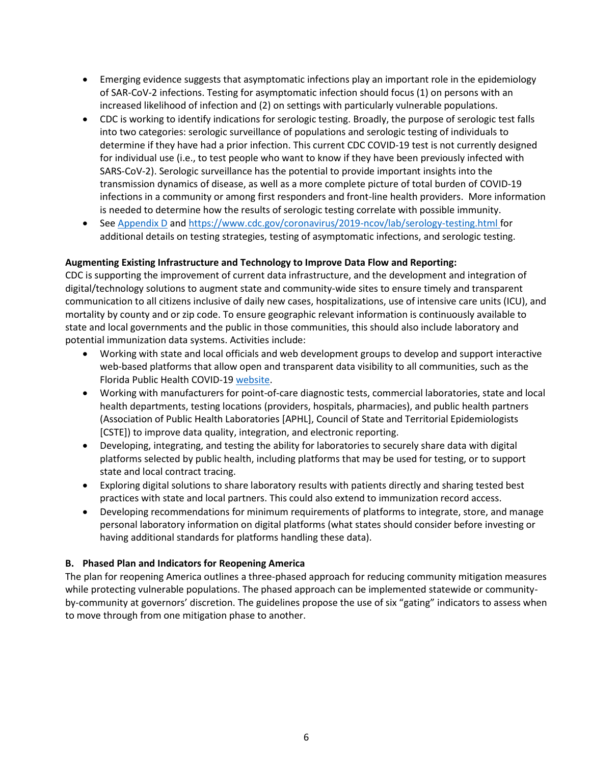- Emerging evidence suggests that asymptomatic infections play an important role in the epidemiology of SAR-CoV-2 infections. Testing for asymptomatic infection should focus (1) on persons with an increased likelihood of infection and (2) on settings with particularly vulnerable populations.
- CDC is working to identify indications for serologic testing. Broadly, the purpose of serologic test falls into two categories: serologic surveillance of populations and serologic testing of individuals to determine if they have had a prior infection. This current CDC COVID-19 test is not currently designed for individual use (i.e., to test people who want to know if they have been previously infected with SARS-CoV-2). Serologic surveillance has the potential to provide important insights into the transmission dynamics of disease, as well as a more complete picture of total burden of COVID-19 infections in a community or among first responders and front-line health providers. More information is needed to determine how the results of serologic testing correlate with possible immunity.
- See [Appendix D]() and [https://www.cdc.gov/coronavirus/2019-ncov/lab/serology-testing.html](https://www.cdc.gov/coronavirus/2019-ncov/lab/serology-testing.html) for additional details on testing strategies, testing of asymptomatic infections, and serologic testing.

**Augmenting Existing Infrastructure and Technology to Improve Data Flow and Reporting:**

CDC is supporting the improvement of current data infrastructure, and the development and integration of digital/technology solutions to augment state and community-wide sites to ensure timely and transparent communication to all citizens inclusive of daily new cases, hospitalizations, use of intensive care units (ICU), and mortality by county and or zip code. To ensure geographic relevant information is continuously available to state and local governments and the public in those communities, this should also include laboratory and potential immunization data systems. Activities include:

- Working with state and local officials and web development groups to develop and support interactive web-based platforms that allow open and transparent data visibility to all communities, such as the Florida Public Health COVID-19 [website]().
- Working with manufacturers for point-of-care diagnostic tests, commercial laboratories, state and local health departments, testing locations (providers, hospitals, pharmacies), and public health partners (Association of Public Health Laboratories [APHL], Council of State and Territorial Epidemiologists [CSTE]) to improve data quality, integration, and electronic reporting.
- Developing, integrating, and testing the ability for laboratories to securely share data with digital platforms selected by public health, including platforms that may be used for testing, or to support state and local contract tracing.
- Exploring digital solutions to share laboratory results with patients directly and sharing tested best practices with state and local partners. This could also extend to immunization record access.
- Developing recommendations for minimum requirements of platforms to integrate, store, and manage personal laboratory information on digital platforms (what states should consider before investing or having additional standards for platforms handling these data).

### B. Phased Plan and Indicators for Reopening America

The plan for reopening America outlines a three-phased approach for reducing community mitigation measures while protecting vulnerable populations. The phased approach can be implemented statewide or community-by-community at governors' discretion. The guidelines propose the use of six "gating" indicators to assess when to move through from one mitigation phase to another.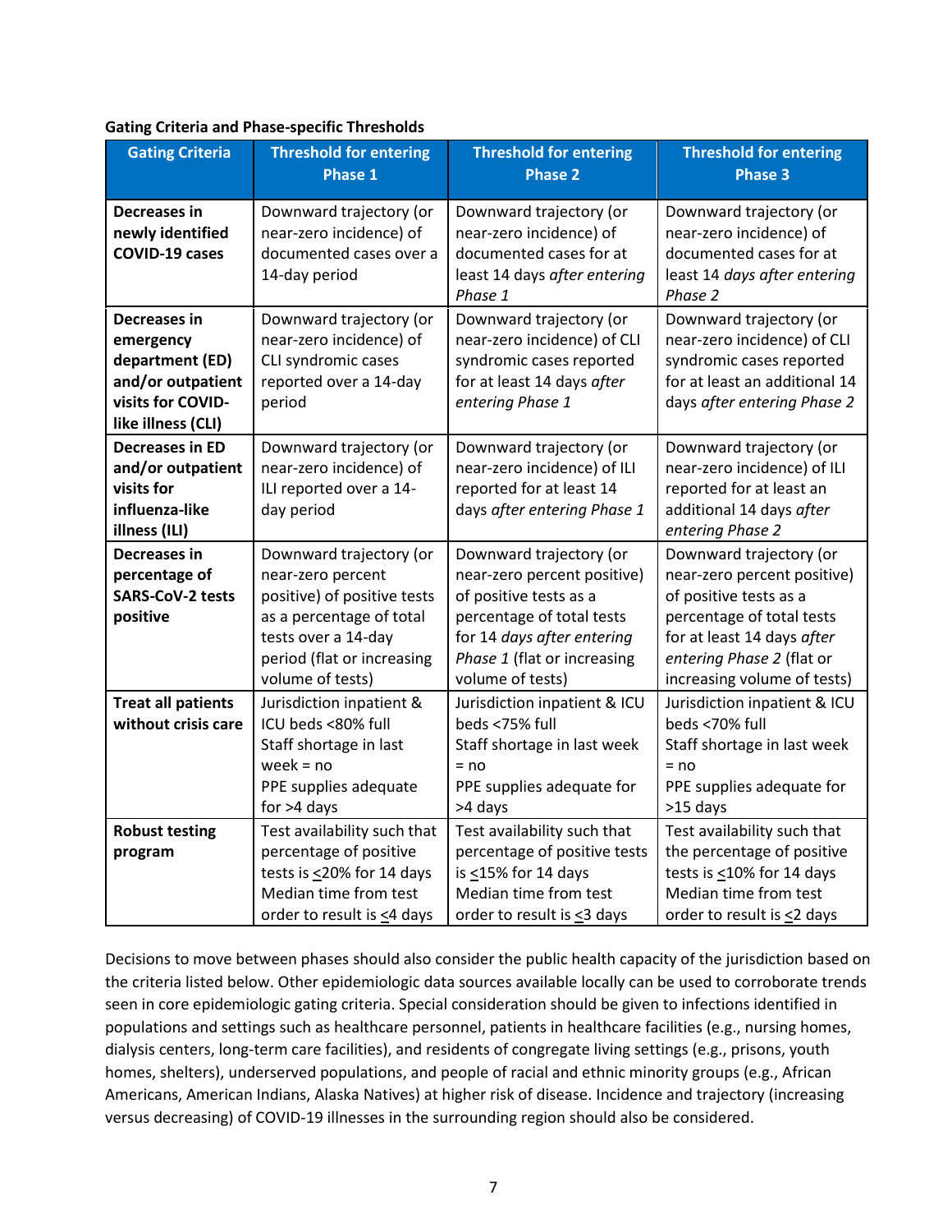**Gating Criteria and Phase-specific Thresholds**

| Gating Criteria | Threshold for entering Phase 1 | Threshold for entering Phase 2 | Threshold for entering Phase 3 |
|---|---|---|---|
| **Decreases in newly identified COVID-19 cases** | Downward trajectory (or near-zero incidence) of documented cases over a 14-day period | Downward trajectory (or near-zero incidence) of documented cases for at least 14 days *after entering Phase 1* | Downward trajectory (or near-zero incidence) of documented cases for at least 14 *days after entering Phase 2* |
| **Decreases in emergency department (ED) and/or outpatient visits for COVID-like illness (CLI)** | Downward trajectory (or near-zero incidence) of CLI syndromic cases reported over a 14-day period | Downward trajectory (or near-zero incidence) of CLI syndromic cases reported for at least 14 days *after entering Phase 1* | Downward trajectory (or near-zero incidence) of CLI syndromic cases reported for at least an additional 14 days *after entering Phase 2* |
| **Decreases in ED and/or outpatient visits for influenza-like illness (ILI)** | Downward trajectory (or near-zero incidence) of ILI reported over a 14-day period | Downward trajectory (or near-zero incidence) of ILI reported for at least 14 days *after entering Phase 1* | Downward trajectory (or near-zero incidence) of ILI reported for at least an additional 14 days *after entering Phase 2* |
| **Decreases in percentage of SARS-CoV-2 tests positive** | Downward trajectory (or near-zero percent positive) of positive tests as a percentage of total tests over a 14-day period (flat or increasing volume of tests) | Downward trajectory (or near-zero percent positive) of positive tests as a percentage of total tests for 14 *days after entering Phase 1* (flat or increasing volume of tests) | Downward trajectory (or near-zero percent positive) of positive tests as a percentage of total tests for at least 14 days *after entering Phase 2* (flat or increasing volume of tests) |
| **Treat all patients without crisis care** | Jurisdiction inpatient & ICU beds <80% full<br>Staff shortage in last week = no<br>PPE supplies adequate for >4 days | Jurisdiction inpatient & ICU beds <75% full<br>Staff shortage in last week = no<br>PPE supplies adequate for >4 days | Jurisdiction inpatient & ICU beds <70% full<br>Staff shortage in last week = no<br>PPE supplies adequate for >15 days |
| **Robust testing program** | Test availability such that percentage of positive tests is ≤20% for 14 days<br>Median time from test order to result is ≤4 days | Test availability such that percentage of positive tests is ≤15% for 14 days<br>Median time from test order to result is ≤3 days | Test availability such that the percentage of positive tests is ≤10% for 14 days<br>Median time from test order to result is ≤2 days |

Decisions to move between phases should also consider the public health capacity of the jurisdiction based on the criteria listed below. Other epidemiologic data sources available locally can be used to corroborate trends seen in core epidemiologic gating criteria. Special consideration should be given to infections identified in populations and settings such as healthcare personnel, patients in healthcare facilities (e.g., nursing homes, dialysis centers, long-term care facilities), and residents of congregate living settings (e.g., prisons, youth homes, shelters), underserved populations, and people of racial and ethnic minority groups (e.g., African Americans, American Indians, Alaska Natives) at higher risk of disease. Incidence and trajectory (increasing versus decreasing) of COVID-19 illnesses in the surrounding region should also be considered.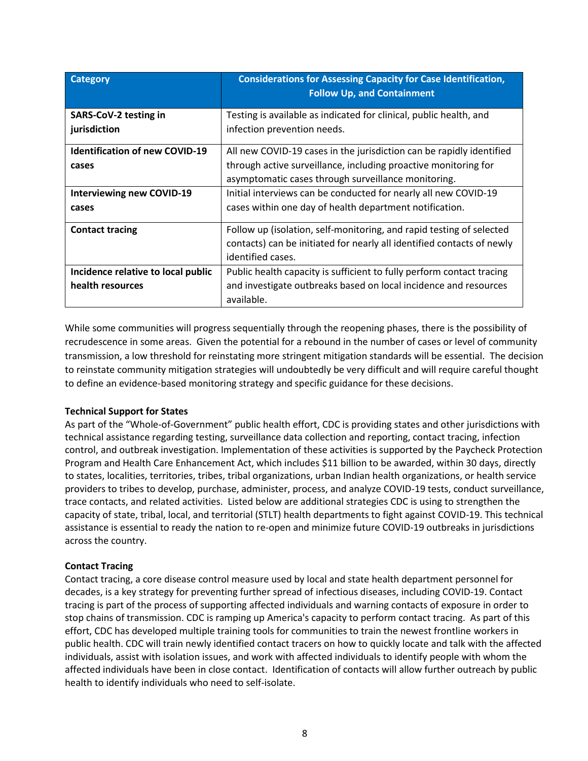| Category | Considerations for Assessing Capacity for Case Identification, Follow Up, and Containment |
| --- | --- |
| **SARS-CoV-2 testing in jurisdiction** | Testing is available as indicated for clinical, public health, and infection prevention needs. |
| **Identification of new COVID-19 cases** | All new COVID-19 cases in the jurisdiction can be rapidly identified through active surveillance, including proactive monitoring for asymptomatic cases through surveillance monitoring. |
| **Interviewing new COVID-19 cases** | Initial interviews can be conducted for nearly all new COVID-19 cases within one day of health department notification. |
| **Contact tracing** | Follow up (isolation, self-monitoring, and rapid testing of selected contacts) can be initiated for nearly all identified contacts of newly identified cases. |
| **Incidence relative to local public health resources** | Public health capacity is sufficient to fully perform contact tracing and investigate outbreaks based on local incidence and resources available. |

While some communities will progress sequentially through the reopening phases, there is the possibility of recrudescence in some areas. Given the potential for a rebound in the number of cases or level of community transmission, a low threshold for reinstating more stringent mitigation standards will be essential. The decision to reinstate community mitigation strategies will undoubtedly be very difficult and will require careful thought to define an evidence-based monitoring strategy and specific guidance for these decisions.

**Technical Support for States**

As part of the "Whole-of-Government" public health effort, CDC is providing states and other jurisdictions with technical assistance regarding testing, surveillance data collection and reporting, contact tracing, infection control, and outbreak investigation. Implementation of these activities is supported by the Paycheck Protection Program and Health Care Enhancement Act, which includes $11 billion to be awarded, within 30 days, directly to states, localities, territories, tribes, tribal organizations, urban Indian health organizations, or health service providers to tribes to develop, purchase, administer, process, and analyze COVID-19 tests, conduct surveillance, trace contacts, and related activities. Listed below are additional strategies CDC is using to strengthen the capacity of state, tribal, local, and territorial (STLT) health departments to fight against COVID-19. This technical assistance is essential to ready the nation to re-open and minimize future COVID-19 outbreaks in jurisdictions across the country.

**Contact Tracing**

Contact tracing, a core disease control measure used by local and state health department personnel for decades, is a key strategy for preventing further spread of infectious diseases, including COVID-19. Contact tracing is part of the process of supporting affected individuals and warning contacts of exposure in order to stop chains of transmission. CDC is ramping up America's capacity to perform contact tracing. As part of this effort, CDC has developed multiple training tools for communities to train the newest frontline workers in public health. CDC will train newly identified contact tracers on how to quickly locate and talk with the affected individuals, assist with isolation issues, and work with affected individuals to identify people with whom the affected individuals have been in close contact. Identification of contacts will allow further outreach by public health to identify individuals who need to self-isolate.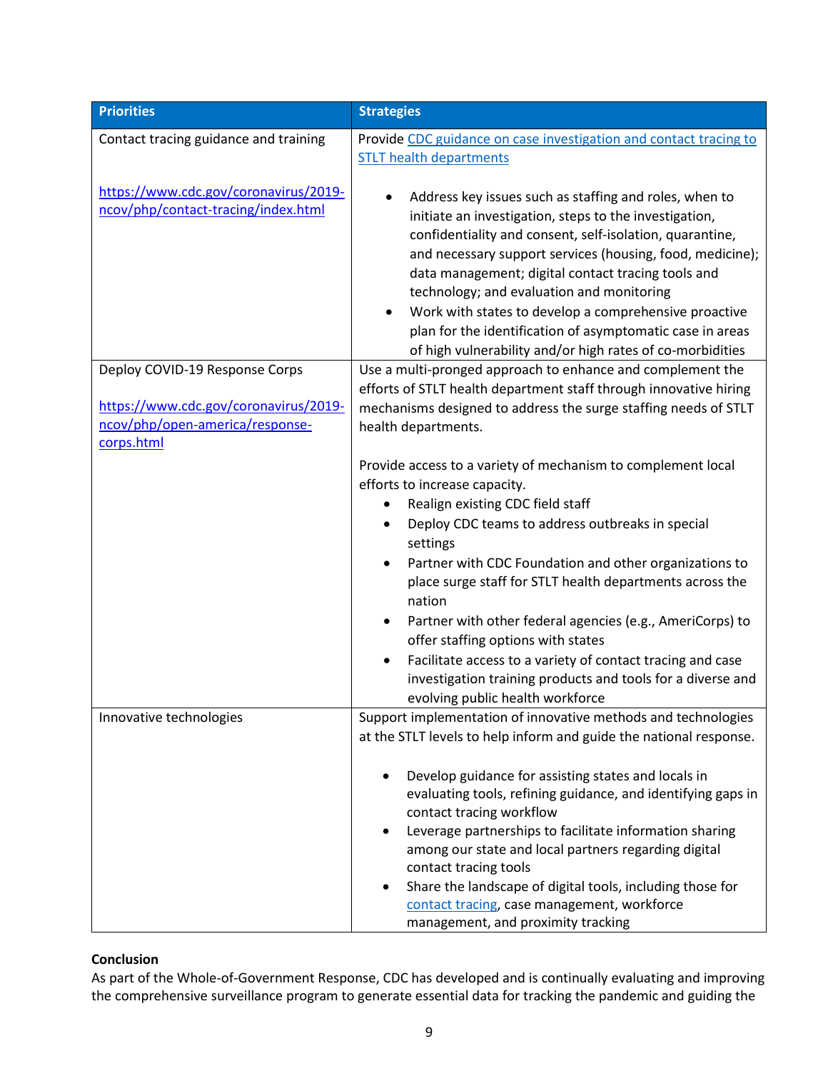| Priorities | Strategies |
| --- | --- |
| Contact tracing guidance and training<br><br>https://www.cdc.gov/coronavirus/2019-ncov/php/contact-tracing/index.html | Provide CDC guidance on case investigation and contact tracing to STLT health departments<br><br>• Address key issues such as staffing and roles, when to initiate an investigation, steps to the investigation, confidentiality and consent, self-isolation, quarantine, and necessary support services (housing, food, medicine); data management; digital contact tracing tools and technology; and evaluation and monitoring<br>• Work with states to develop a comprehensive proactive plan for the identification of asymptomatic case in areas of high vulnerability and/or high rates of co-morbidities |
| Deploy COVID-19 Response Corps<br><br>https://www.cdc.gov/coronavirus/2019-ncov/php/open-america/response-corps.html | Use a multi-pronged approach to enhance and complement the efforts of STLT health department staff through innovative hiring mechanisms designed to address the surge staffing needs of STLT health departments.<br><br>Provide access to a variety of mechanism to complement local efforts to increase capacity.<br>• Realign existing CDC field staff<br>• Deploy CDC teams to address outbreaks in special settings<br>• Partner with CDC Foundation and other organizations to place surge staff for STLT health departments across the nation<br>• Partner with other federal agencies (e.g., AmeriCorps) to offer staffing options with states<br>• Facilitate access to a variety of contact tracing and case investigation training products and tools for a diverse and evolving public health workforce |
| Innovative technologies | Support implementation of innovative methods and technologies at the STLT levels to help inform and guide the national response.<br><br>• Develop guidance for assisting states and locals in evaluating tools, refining guidance, and identifying gaps in contact tracing workflow<br>• Leverage partnerships to facilitate information sharing among our state and local partners regarding digital contact tracing tools<br>• Share the landscape of digital tools, including those for contact tracing, case management, workforce management, and proximity tracking |

**Conclusion**

As part of the Whole-of-Government Response, CDC has developed and is continually evaluating and improving the comprehensive surveillance program to generate essential data for tracking the pandemic and guiding the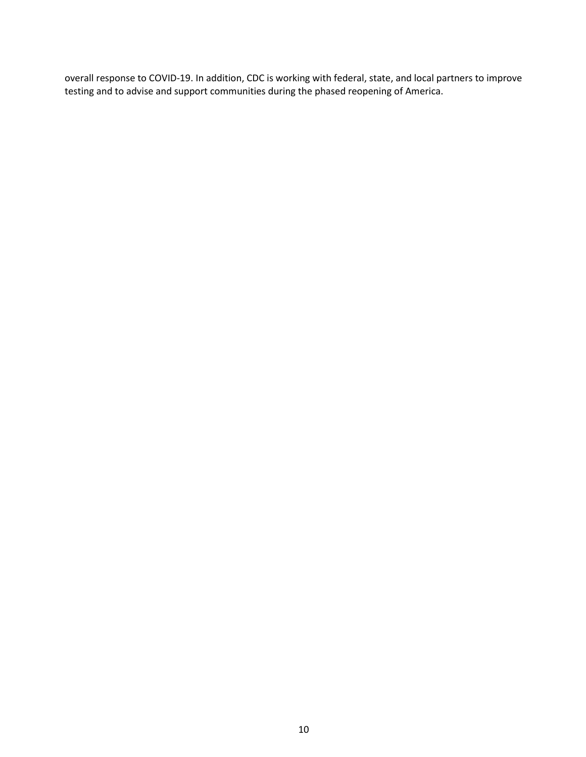overall response to COVID-19. In addition, CDC is working with federal, state, and local partners to improve testing and to advise and support communities during the phased reopening of America.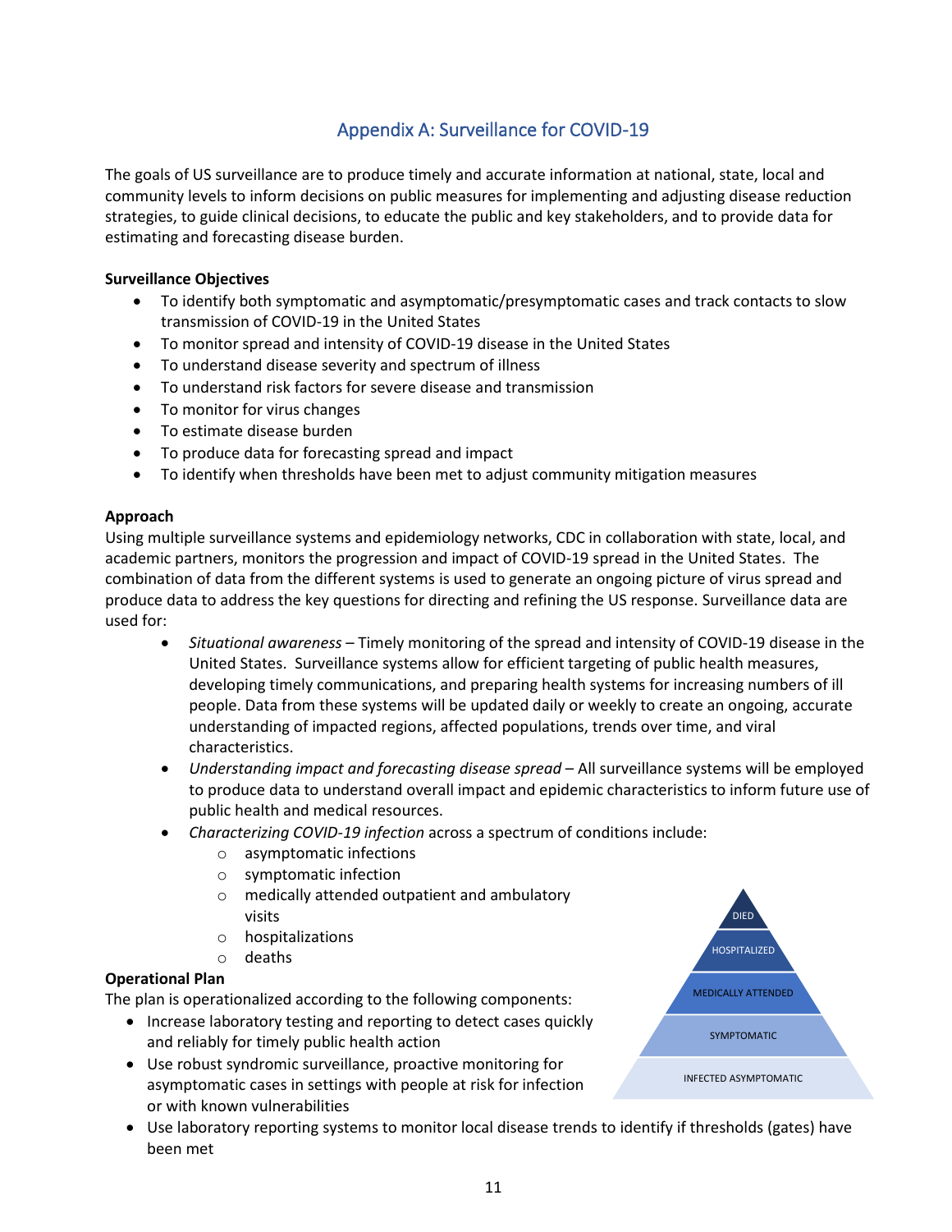## Appendix A: Surveillance for COVID-19

The goals of US surveillance are to produce timely and accurate information at national, state, local and community levels to inform decisions on public measures for implementing and adjusting disease reduction strategies, to guide clinical decisions, to educate the public and key stakeholders, and to provide data for estimating and forecasting disease burden.

**Surveillance Objectives**

- To identify both symptomatic and asymptomatic/presymptomatic cases and track contacts to slow transmission of COVID-19 in the United States
- To monitor spread and intensity of COVID-19 disease in the United States
- To understand disease severity and spectrum of illness
- To understand risk factors for severe disease and transmission
- To monitor for virus changes
- To estimate disease burden
- To produce data for forecasting spread and impact
- To identify when thresholds have been met to adjust community mitigation measures

**Approach**

Using multiple surveillance systems and epidemiology networks, CDC in collaboration with state, local, and academic partners, monitors the progression and impact of COVID-19 spread in the United States. The combination of data from the different systems is used to generate an ongoing picture of virus spread and produce data to address the key questions for directing and refining the US response. Surveillance data are used for:

- *Situational awareness* – Timely monitoring of the spread and intensity of COVID-19 disease in the United States. Surveillance systems allow for efficient targeting of public health measures, developing timely communications, and preparing health systems for increasing numbers of ill people. Data from these systems will be updated daily or weekly to create an ongoing, accurate understanding of impacted regions, affected populations, trends over time, and viral characteristics.
- *Understanding impact and forecasting disease spread* – All surveillance systems will be employed to produce data to understand overall impact and epidemic characteristics to inform future use of public health and medical resources.
- *Characterizing COVID-19 infection* across a spectrum of conditions include:
  - asymptomatic infections
  - symptomatic infection
  - medically attended outpatient and ambulatory visits
  - hospitalizations
  - deaths

DIED
HOSPITALIZED
MEDICALLY ATTENDED
SYMPTOMATIC
INFECTED ASYMPTOMATIC

**Operational Plan**

The plan is operationalized according to the following components:

- Increase laboratory testing and reporting to detect cases quickly and reliably for timely public health action
- Use robust syndromic surveillance, proactive monitoring for asymptomatic cases in settings with people at risk for infection or with known vulnerabilities
- Use laboratory reporting systems to monitor local disease trends to identify if thresholds (gates) have been met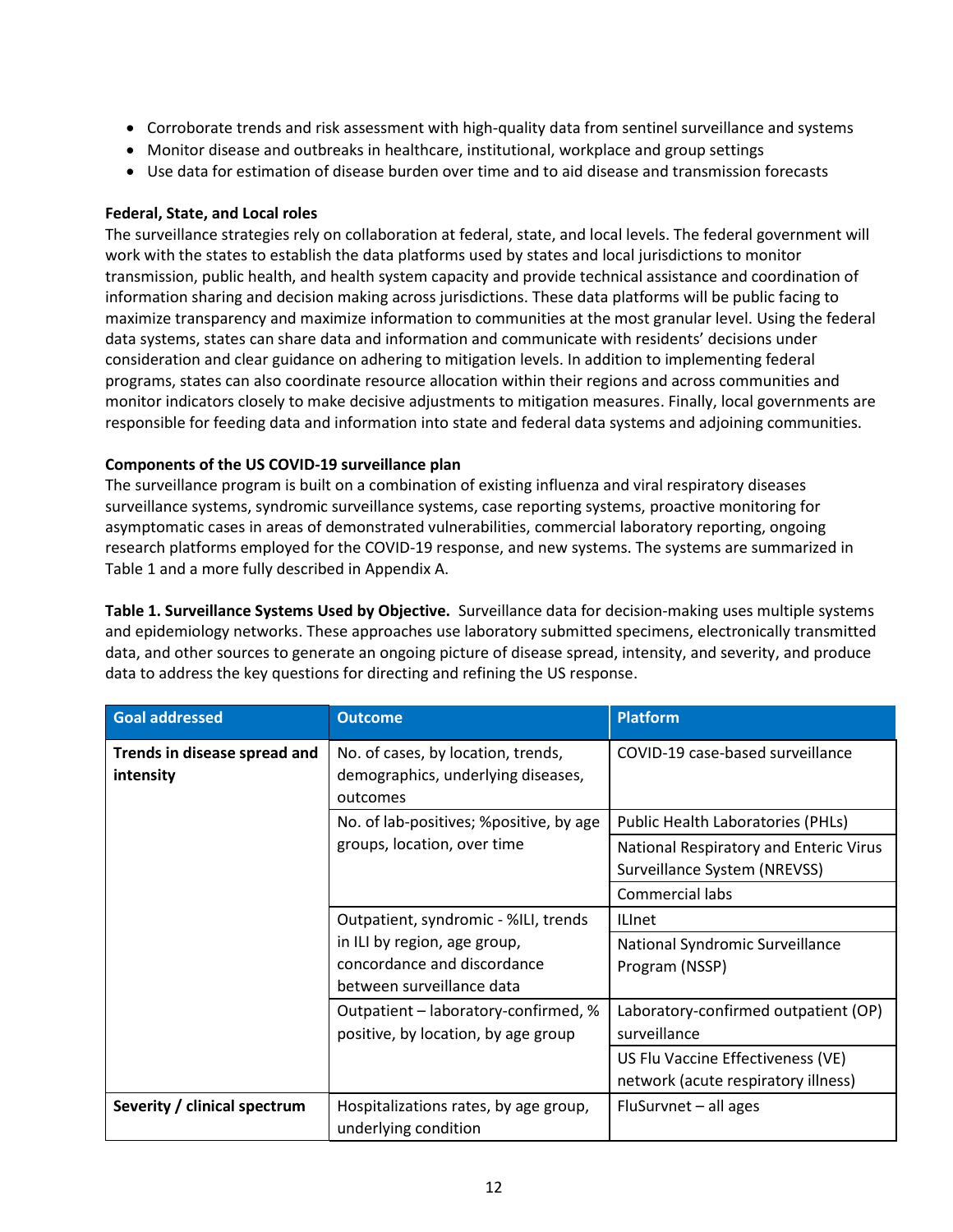- Corroborate trends and risk assessment with high-quality data from sentinel surveillance and systems
- Monitor disease and outbreaks in healthcare, institutional, workplace and group settings
- Use data for estimation of disease burden over time and to aid disease and transmission forecasts

**Federal, State, and Local roles**

The surveillance strategies rely on collaboration at federal, state, and local levels. The federal government will work with the states to establish the data platforms used by states and local jurisdictions to monitor transmission, public health, and health system capacity and provide technical assistance and coordination of information sharing and decision making across jurisdictions. These data platforms will be public facing to maximize transparency and maximize information to communities at the most granular level. Using the federal data systems, states can share data and information and communicate with residents' decisions under consideration and clear guidance on adhering to mitigation levels. In addition to implementing federal programs, states can also coordinate resource allocation within their regions and across communities and monitor indicators closely to make decisive adjustments to mitigation measures. Finally, local governments are responsible for feeding data and information into state and federal data systems and adjoining communities.

**Components of the US COVID-19 surveillance plan**

The surveillance program is built on a combination of existing influenza and viral respiratory diseases surveillance systems, syndromic surveillance systems, case reporting systems, proactive monitoring for asymptomatic cases in areas of demonstrated vulnerabilities, commercial laboratory reporting, ongoing research platforms employed for the COVID-19 response, and new systems. The systems are summarized in Table 1 and a more fully described in Appendix A.

**Table 1. Surveillance Systems Used by Objective.** Surveillance data for decision-making uses multiple systems and epidemiology networks. These approaches use laboratory submitted specimens, electronically transmitted data, and other sources to generate an ongoing picture of disease spread, intensity, and severity, and produce data to address the key questions for directing and refining the US response.

| Goal addressed | Outcome | Platform |
|---|---|---|
| **Trends in disease spread and intensity** | No. of cases, by location, trends, demographics, underlying diseases, outcomes | COVID-19 case-based surveillance |
| | No. of lab-positives; %positive, by age groups, location, over time | Public Health Laboratories (PHLs) |
| | | National Respiratory and Enteric Virus Surveillance System (NREVSS) |
| | | Commercial labs |
| | Outpatient, syndromic - %ILI, trends in ILI by region, age group, concordance and discordance between surveillance data | ILInet |
| | | National Syndromic Surveillance Program (NSSP) |
| | Outpatient – laboratory-confirmed, % positive, by location, by age group | Laboratory-confirmed outpatient (OP) surveillance |
| | | US Flu Vaccine Effectiveness (VE) network (acute respiratory illness) |
| **Severity / clinical spectrum** | Hospitalizations rates, by age group, underlying condition | FluSurvnet – all ages |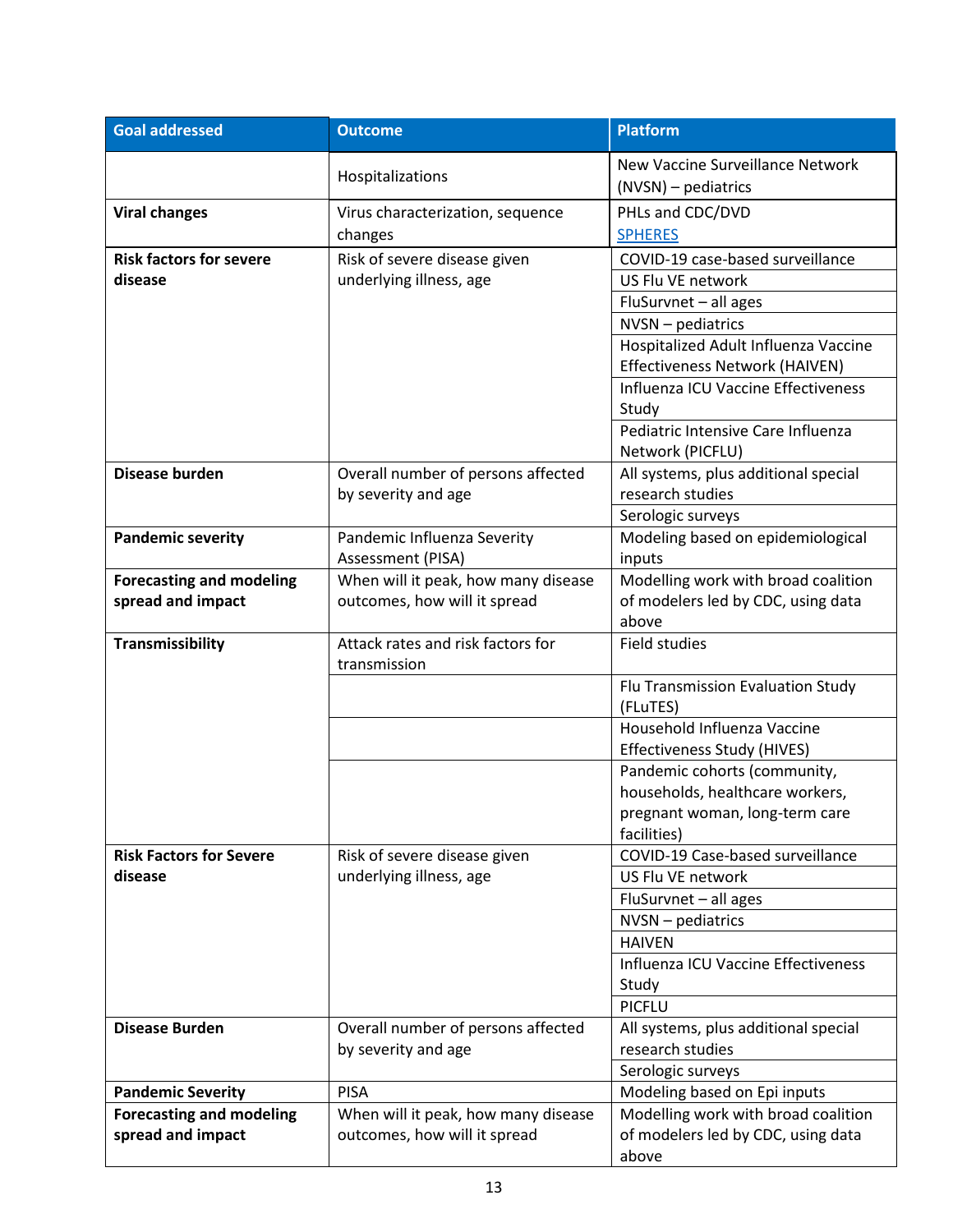| Goal addressed | Outcome | Platform |
|---|---|---|
| | Hospitalizations | New Vaccine Surveillance Network (NVSN) – pediatrics |
| **Viral changes** | Virus characterization, sequence changes | PHLs and CDC/DVD<br>SPHERES |
| **Risk factors for severe disease** | Risk of severe disease given underlying illness, age | COVID-19 case-based surveillance |
| | | US Flu VE network |
| | | FluSurvnet – all ages |
| | | NVSN – pediatrics |
| | | Hospitalized Adult Influenza Vaccine Effectiveness Network (HAIVEN) |
| | | Influenza ICU Vaccine Effectiveness Study |
| | | Pediatric Intensive Care Influenza Network (PICFLU) |
| **Disease burden** | Overall number of persons affected by severity and age | All systems, plus additional special research studies |
| | | Serologic surveys |
| **Pandemic severity** | Pandemic Influenza Severity Assessment (PISA) | Modeling based on epidemiological inputs |
| **Forecasting and modeling spread and impact** | When will it peak, how many disease outcomes, how will it spread | Modelling work with broad coalition of modelers led by CDC, using data above |
| **Transmissibility** | Attack rates and risk factors for transmission | Field studies |
| | | Flu Transmission Evaluation Study (FLuTES) |
| | | Household Influenza Vaccine Effectiveness Study (HIVES) |
| | | Pandemic cohorts (community, households, healthcare workers, pregnant woman, long-term care facilities) |
| **Risk Factors for Severe disease** | Risk of severe disease given underlying illness, age | COVID-19 Case-based surveillance |
| | | US Flu VE network |
| | | FluSurvnet – all ages |
| | | NVSN – pediatrics |
| | | HAIVEN |
| | | Influenza ICU Vaccine Effectiveness Study |
| | | PICFLU |
| **Disease Burden** | Overall number of persons affected by severity and age | All systems, plus additional special research studies |
| | | Serologic surveys |
| **Pandemic Severity** | PISA | Modeling based on Epi inputs |
| **Forecasting and modeling spread and impact** | When will it peak, how many disease outcomes, how will it spread | Modelling work with broad coalition of modelers led by CDC, using data above |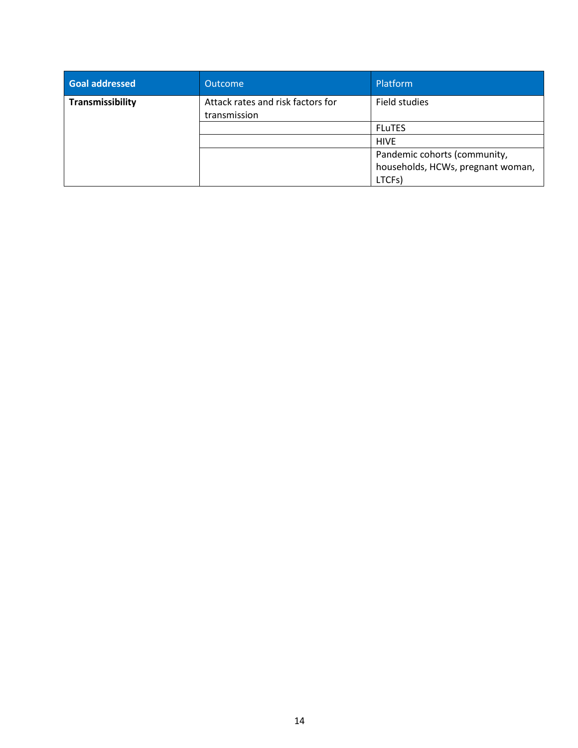| Goal addressed | Outcome | Platform |
|---|---|---|
| **Transmissibility** | Attack rates and risk factors for transmission | Field studies |
| | | FLuTES |
| | | HIVE |
| | | Pandemic cohorts (community, households, HCWs, pregnant woman, LTCFs) |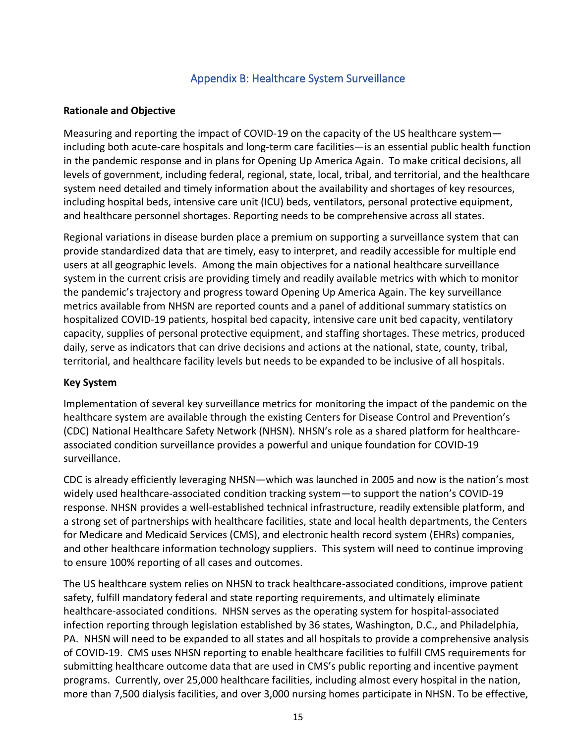## Appendix B: Healthcare System Surveillance

**Rationale and Objective**

Measuring and reporting the impact of COVID-19 on the capacity of the US healthcare system—including both acute-care hospitals and long-term care facilities—is an essential public health function in the pandemic response and in plans for Opening Up America Again. To make critical decisions, all levels of government, including federal, regional, state, local, tribal, and territorial, and the healthcare system need detailed and timely information about the availability and shortages of key resources, including hospital beds, intensive care unit (ICU) beds, ventilators, personal protective equipment, and healthcare personnel shortages. Reporting needs to be comprehensive across all states.

Regional variations in disease burden place a premium on supporting a surveillance system that can provide standardized data that are timely, easy to interpret, and readily accessible for multiple end users at all geographic levels. Among the main objectives for a national healthcare surveillance system in the current crisis are providing timely and readily available metrics with which to monitor the pandemic's trajectory and progress toward Opening Up America Again. The key surveillance metrics available from NHSN are reported counts and a panel of additional summary statistics on hospitalized COVID-19 patients, hospital bed capacity, intensive care unit bed capacity, ventilatory capacity, supplies of personal protective equipment, and staffing shortages. These metrics, produced daily, serve as indicators that can drive decisions and actions at the national, state, county, tribal, territorial, and healthcare facility levels but needs to be expanded to be inclusive of all hospitals.

**Key System**

Implementation of several key surveillance metrics for monitoring the impact of the pandemic on the healthcare system are available through the existing Centers for Disease Control and Prevention's (CDC) National Healthcare Safety Network (NHSN). NHSN's role as a shared platform for healthcare-associated condition surveillance provides a powerful and unique foundation for COVID-19 surveillance.

CDC is already efficiently leveraging NHSN—which was launched in 2005 and now is the nation's most widely used healthcare-associated condition tracking system—to support the nation's COVID-19 response. NHSN provides a well-established technical infrastructure, readily extensible platform, and a strong set of partnerships with healthcare facilities, state and local health departments, the Centers for Medicare and Medicaid Services (CMS), and electronic health record system (EHRs) companies, and other healthcare information technology suppliers. This system will need to continue improving to ensure 100% reporting of all cases and outcomes.

The US healthcare system relies on NHSN to track healthcare-associated conditions, improve patient safety, fulfill mandatory federal and state reporting requirements, and ultimately eliminate healthcare-associated conditions. NHSN serves as the operating system for hospital-associated infection reporting through legislation established by 36 states, Washington, D.C., and Philadelphia, PA. NHSN will need to be expanded to all states and all hospitals to provide a comprehensive analysis of COVID-19. CMS uses NHSN reporting to enable healthcare facilities to fulfill CMS requirements for submitting healthcare outcome data that are used in CMS's public reporting and incentive payment programs. Currently, over 25,000 healthcare facilities, including almost every hospital in the nation, more than 7,500 dialysis facilities, and over 3,000 nursing homes participate in NHSN. To be effective,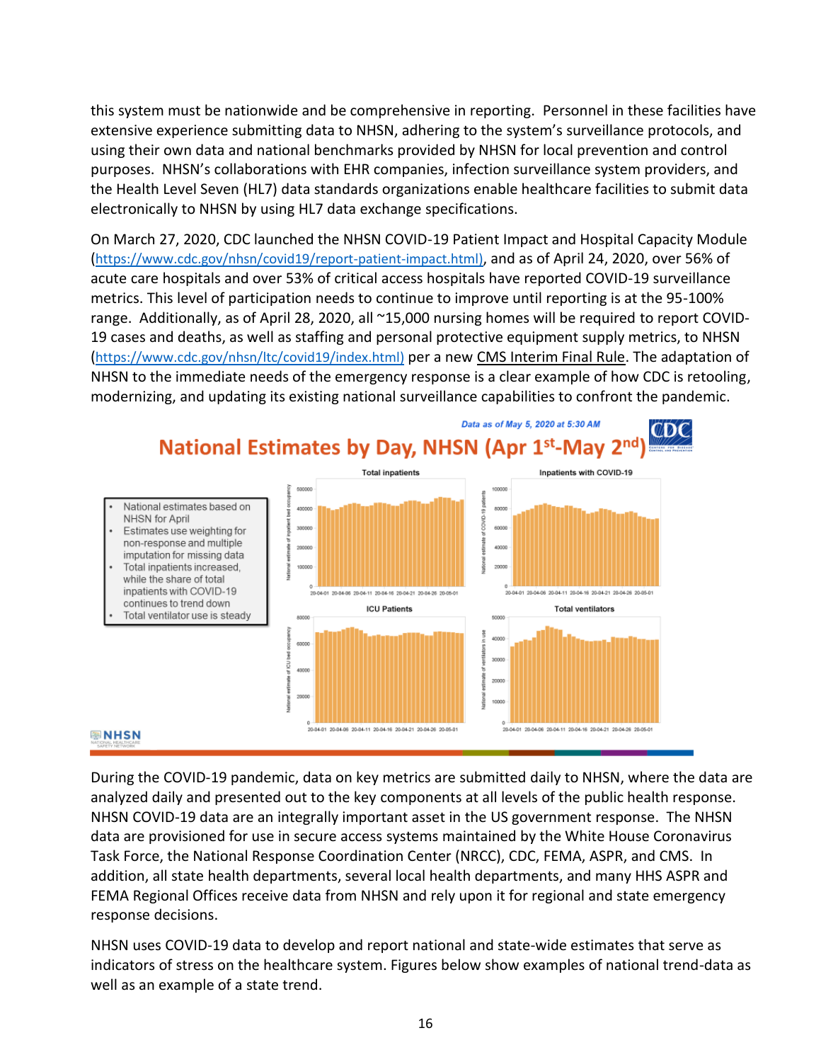this system must be nationwide and be comprehensive in reporting. Personnel in these facilities have extensive experience submitting data to NHSN, adhering to the system's surveillance protocols, and using their own data and national benchmarks provided by NHSN for local prevention and control purposes. NHSN's collaborations with EHR companies, infection surveillance system providers, and the Health Level Seven (HL7) data standards organizations enable healthcare facilities to submit data electronically to NHSN by using HL7 data exchange specifications.

On March 27, 2020, CDC launched the NHSN COVID-19 Patient Impact and Hospital Capacity Module (https://www.cdc.gov/nhsn/covid19/report-patient-impact.html), and as of April 24, 2020, over 56% of acute care hospitals and over 53% of critical access hospitals have reported COVID-19 surveillance metrics. This level of participation needs to continue to improve until reporting is at the 95-100% range. Additionally, as of April 28, 2020, all ~15,000 nursing homes will be required to report COVID-19 cases and deaths, as well as staffing and personal protective equipment supply metrics, to NHSN (https://www.cdc.gov/nhsn/ltc/covid19/index.html) per a new CMS Interim Final Rule. The adaptation of NHSN to the immediate needs of the emergency response is a clear example of how CDC is retooling, modernizing, and updating its existing national surveillance capabilities to confront the pandemic.

*Data as of May 5, 2020 at 5:30 AM*

## National Estimates by Day, NHSN (Apr 1st-May 2nd)

- National estimates based on NHSN for April
- Estimates use weighting for non-response and multiple imputation for missing data
- Total inpatients increased, while the share of total inpatients with COVID-19 continues to trend down
- Total ventilator use is steady

During the COVID-19 pandemic, data on key metrics are submitted daily to NHSN, where the data are analyzed daily and presented out to the key components at all levels of the public health response. NHSN COVID-19 data are an integrally important asset in the US government response. The NHSN data are provisioned for use in secure access systems maintained by the White House Coronavirus Task Force, the National Response Coordination Center (NRCC), CDC, FEMA, ASPR, and CMS. In addition, all state health departments, several local health departments, and many HHS ASPR and FEMA Regional Offices receive data from NHSN and rely upon it for regional and state emergency response decisions.

NHSN uses COVID-19 data to develop and report national and state-wide estimates that serve as indicators of stress on the healthcare system. Figures below show examples of national trend-data as well as an example of a state trend.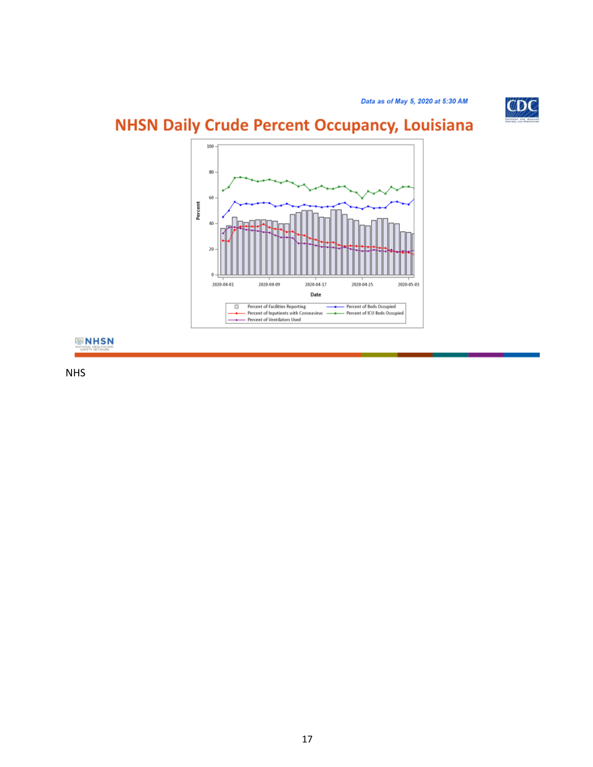*Data as of May 5, 2020 at 5:30 AM*

## NHSN Daily Crude Percent Occupancy, Louisiana

NHS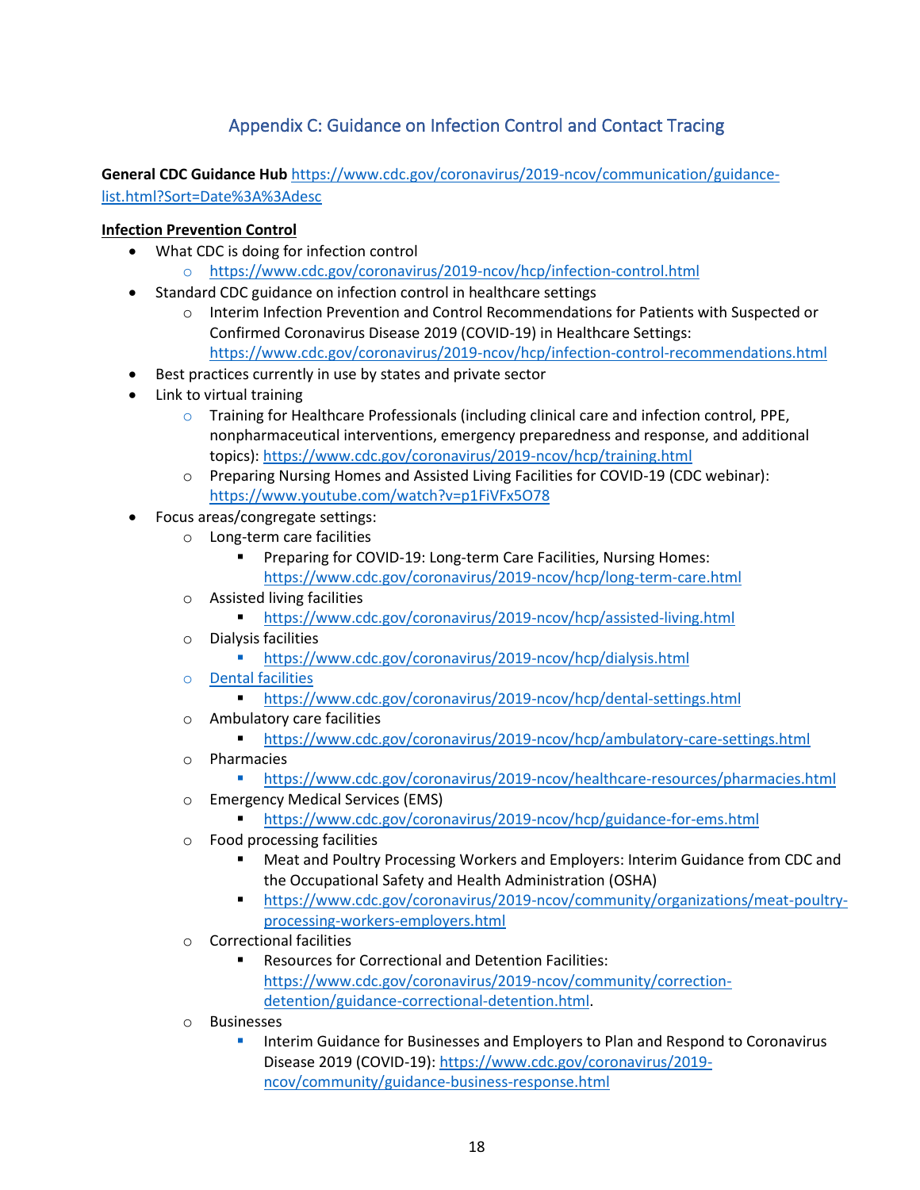## Appendix C: Guidance on Infection Control and Contact Tracing

**General CDC Guidance Hub** https://www.cdc.gov/coronavirus/2019-ncov/communication/guidance-list.html?Sort=Date%3A%3Adesc

**Infection Prevention Control**

- What CDC is doing for infection control
  - https://www.cdc.gov/coronavirus/2019-ncov/hcp/infection-control.html
- Standard CDC guidance on infection control in healthcare settings
  - Interim Infection Prevention and Control Recommendations for Patients with Suspected or Confirmed Coronavirus Disease 2019 (COVID-19) in Healthcare Settings: https://www.cdc.gov/coronavirus/2019-ncov/hcp/infection-control-recommendations.html
- Best practices currently in use by states and private sector
- Link to virtual training
  - Training for Healthcare Professionals (including clinical care and infection control, PPE, nonpharmaceutical interventions, emergency preparedness and response, and additional topics): https://www.cdc.gov/coronavirus/2019-ncov/hcp/training.html
  - Preparing Nursing Homes and Assisted Living Facilities for COVID-19 (CDC webinar): https://www.youtube.com/watch?v=p1FiVFx5O78
- Focus areas/congregate settings:
  - Long-term care facilities
    - Preparing for COVID-19: Long-term Care Facilities, Nursing Homes: https://www.cdc.gov/coronavirus/2019-ncov/hcp/long-term-care.html
  - Assisted living facilities
    - https://www.cdc.gov/coronavirus/2019-ncov/hcp/assisted-living.html
  - Dialysis facilities
    - https://www.cdc.gov/coronavirus/2019-ncov/hcp/dialysis.html
  - Dental facilities
    - https://www.cdc.gov/coronavirus/2019-ncov/hcp/dental-settings.html
  - Ambulatory care facilities
    - https://www.cdc.gov/coronavirus/2019-ncov/hcp/ambulatory-care-settings.html
  - Pharmacies
    - https://www.cdc.gov/coronavirus/2019-ncov/healthcare-resources/pharmacies.html
  - Emergency Medical Services (EMS)
    - https://www.cdc.gov/coronavirus/2019-ncov/hcp/guidance-for-ems.html
  - Food processing facilities
    - Meat and Poultry Processing Workers and Employers: Interim Guidance from CDC and the Occupational Safety and Health Administration (OSHA)
    - https://www.cdc.gov/coronavirus/2019-ncov/community/organizations/meat-poultry-processing-workers-employers.html
  - Correctional facilities
    - Resources for Correctional and Detention Facilities: https://www.cdc.gov/coronavirus/2019-ncov/community/correction-detention/guidance-correctional-detention.html.
  - Businesses
    - Interim Guidance for Businesses and Employers to Plan and Respond to Coronavirus Disease 2019 (COVID-19): https://www.cdc.gov/coronavirus/2019-ncov/community/guidance-business-response.html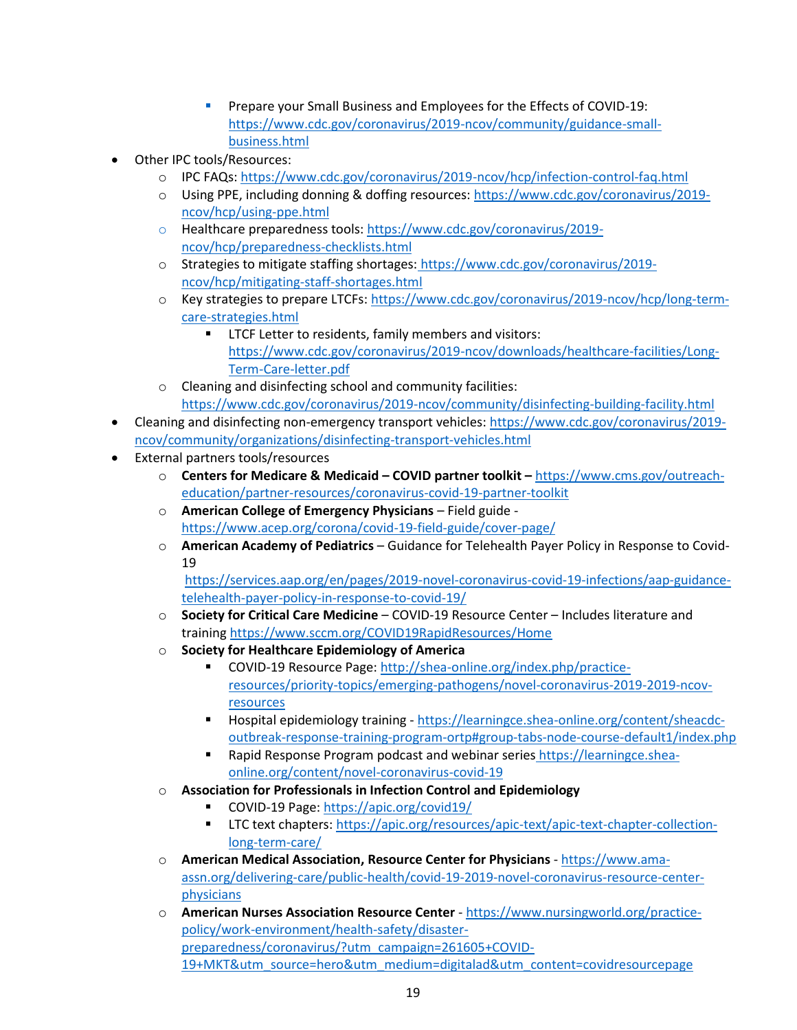- Prepare your Small Business and Employees for the Effects of COVID-19: https://www.cdc.gov/coronavirus/2019-ncov/community/guidance-small-business.html
- Other IPC tools/Resources:
    - IPC FAQs: https://www.cdc.gov/coronavirus/2019-ncov/hcp/infection-control-faq.html
    - Using PPE, including donning & doffing resources: https://www.cdc.gov/coronavirus/2019-ncov/hcp/using-ppe.html
    - Healthcare preparedness tools: https://www.cdc.gov/coronavirus/2019-ncov/hcp/preparedness-checklists.html
    - Strategies to mitigate staffing shortages: https://www.cdc.gov/coronavirus/2019-ncov/hcp/mitigating-staff-shortages.html
    - Key strategies to prepare LTCFs: https://www.cdc.gov/coronavirus/2019-ncov/hcp/long-term-care-strategies.html
        - LTCF Letter to residents, family members and visitors: https://www.cdc.gov/coronavirus/2019-ncov/downloads/healthcare-facilities/Long-Term-Care-letter.pdf
    - Cleaning and disinfecting school and community facilities: https://www.cdc.gov/coronavirus/2019-ncov/community/disinfecting-building-facility.html
- Cleaning and disinfecting non-emergency transport vehicles: https://www.cdc.gov/coronavirus/2019-ncov/community/organizations/disinfecting-transport-vehicles.html
- External partners tools/resources
    - **Centers for Medicare & Medicaid – COVID partner toolkit –** https://www.cms.gov/outreach-education/partner-resources/coronavirus-covid-19-partner-toolkit
    - **American College of Emergency Physicians** – Field guide - https://www.acep.org/corona/covid-19-field-guide/cover-page/
    - **American Academy of Pediatrics** – Guidance for Telehealth Payer Policy in Response to Covid-19 https://services.aap.org/en/pages/2019-novel-coronavirus-covid-19-infections/aap-guidance-telehealth-payer-policy-in-response-to-covid-19/
    - **Society for Critical Care Medicine** – COVID-19 Resource Center – Includes literature and training https://www.sccm.org/COVID19RapidResources/Home
    - **Society for Healthcare Epidemiology of America**
        - COVID-19 Resource Page: http://shea-online.org/index.php/practice-resources/priority-topics/emerging-pathogens/novel-coronavirus-2019-2019-ncov-resources
        - Hospital epidemiology training - https://learningce.shea-online.org/content/sheacdc-outbreak-response-training-program-ortp#group-tabs-node-course-default1/index.php
        - Rapid Response Program podcast and webinar series https://learningce.shea-online.org/content/novel-coronavirus-covid-19
    - **Association for Professionals in Infection Control and Epidemiology**
        - COVID-19 Page: https://apic.org/covid19/
        - LTC text chapters: https://apic.org/resources/apic-text/apic-text-chapter-collection-long-term-care/
    - **American Medical Association, Resource Center for Physicians** - https://www.ama-assn.org/delivering-care/public-health/covid-19-2019-novel-coronavirus-resource-center-physicians
    - **American Nurses Association Resource Center** - https://www.nursingworld.org/practice-policy/work-environment/health-safety/disaster-preparedness/coronavirus/?utm_campaign=261605+COVID-19+MKT&utm_source=hero&utm_medium=digitalad&utm_content=covidresourcepage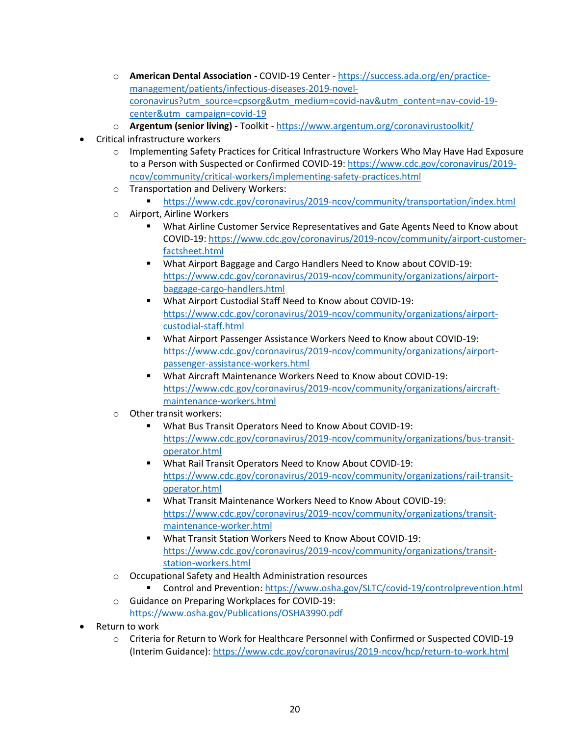- **American Dental Association -** COVID-19 Center - https://success.ada.org/en/practice-management/patients/infectious-diseases-2019-novel-coronavirus?utm_source=cpsorg&utm_medium=covid-nav&utm_content=nav-covid-19-center&utm_campaign=covid-19
  - **Argentum (senior living) -** Toolkit - https://www.argentum.org/coronavirustoolkit/
- Critical infrastructure workers
  - Implementing Safety Practices for Critical Infrastructure Workers Who May Have Had Exposure to a Person with Suspected or Confirmed COVID-19: https://www.cdc.gov/coronavirus/2019-ncov/community/critical-workers/implementing-safety-practices.html
  - Transportation and Delivery Workers:
    - https://www.cdc.gov/coronavirus/2019-ncov/community/transportation/index.html
  - Airport, Airline Workers
    - What Airline Customer Service Representatives and Gate Agents Need to Know about COVID-19: https://www.cdc.gov/coronavirus/2019-ncov/community/airport-customer-factsheet.html
    - What Airport Baggage and Cargo Handlers Need to Know about COVID-19: https://www.cdc.gov/coronavirus/2019-ncov/community/organizations/airport-baggage-cargo-handlers.html
    - What Airport Custodial Staff Need to Know about COVID-19: https://www.cdc.gov/coronavirus/2019-ncov/community/organizations/airport-custodial-staff.html
    - What Airport Passenger Assistance Workers Need to Know about COVID-19: https://www.cdc.gov/coronavirus/2019-ncov/community/organizations/airport-passenger-assistance-workers.html
    - What Aircraft Maintenance Workers Need to Know about COVID-19: https://www.cdc.gov/coronavirus/2019-ncov/community/organizations/aircraft-maintenance-workers.html
  - Other transit workers:
    - What Bus Transit Operators Need to Know About COVID-19: https://www.cdc.gov/coronavirus/2019-ncov/community/organizations/bus-transit-operator.html
    - What Rail Transit Operators Need to Know About COVID-19: https://www.cdc.gov/coronavirus/2019-ncov/community/organizations/rail-transit-operator.html
    - What Transit Maintenance Workers Need to Know About COVID-19: https://www.cdc.gov/coronavirus/2019-ncov/community/organizations/transit-maintenance-worker.html
    - What Transit Station Workers Need to Know About COVID-19: https://www.cdc.gov/coronavirus/2019-ncov/community/organizations/transit-station-workers.html
  - Occupational Safety and Health Administration resources
    - Control and Prevention: https://www.osha.gov/SLTC/covid-19/controlprevention.html
  - Guidance on Preparing Workplaces for COVID-19: https://www.osha.gov/Publications/OSHA3990.pdf
- Return to work
  - Criteria for Return to Work for Healthcare Personnel with Confirmed or Suspected COVID-19 (Interim Guidance): https://www.cdc.gov/coronavirus/2019-ncov/hcp/return-to-work.html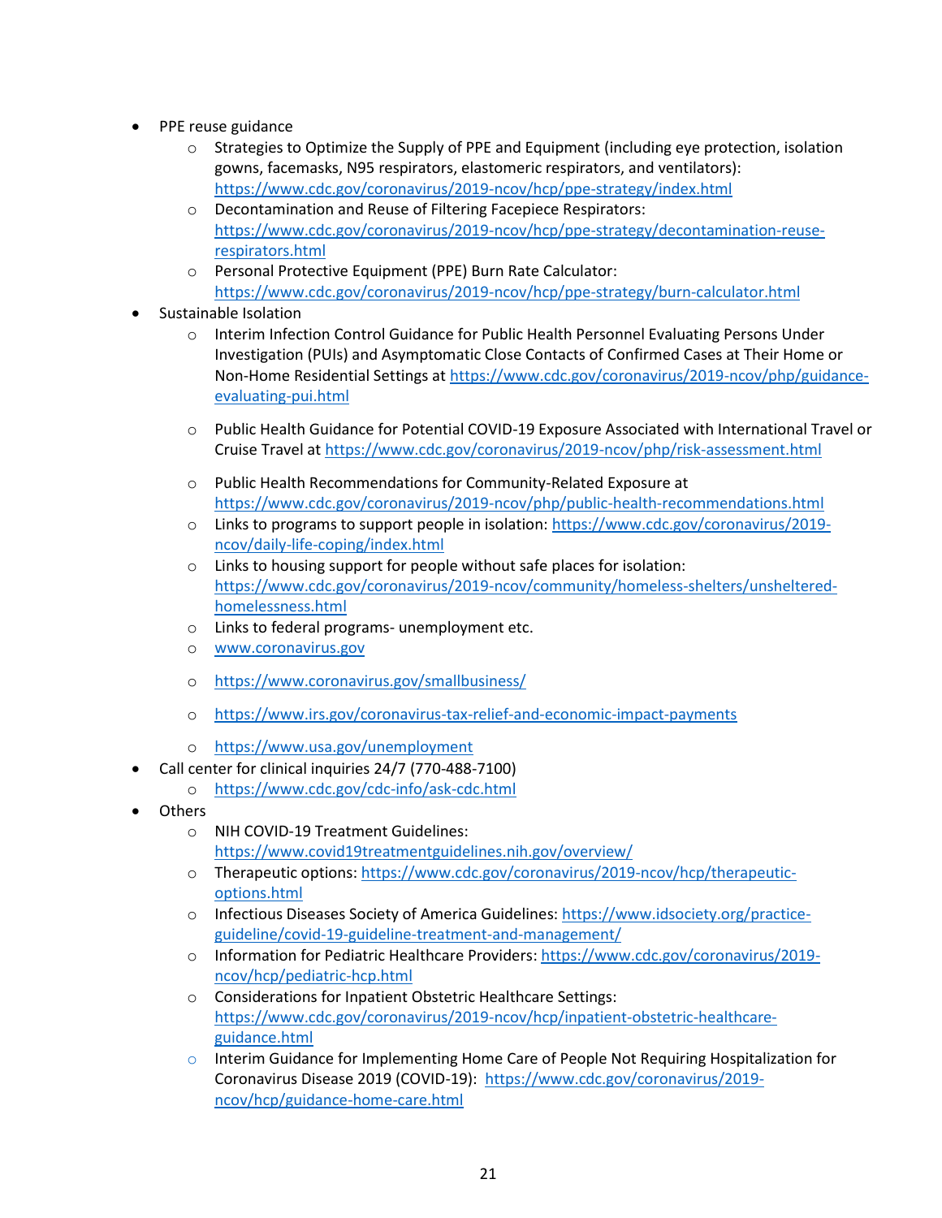- PPE reuse guidance
  - Strategies to Optimize the Supply of PPE and Equipment (including eye protection, isolation gowns, facemasks, N95 respirators, elastomeric respirators, and ventilators): https://www.cdc.gov/coronavirus/2019-ncov/hcp/ppe-strategy/index.html
  - Decontamination and Reuse of Filtering Facepiece Respirators: https://www.cdc.gov/coronavirus/2019-ncov/hcp/ppe-strategy/decontamination-reuse-respirators.html
  - Personal Protective Equipment (PPE) Burn Rate Calculator: https://www.cdc.gov/coronavirus/2019-ncov/hcp/ppe-strategy/burn-calculator.html
- Sustainable Isolation
  - Interim Infection Control Guidance for Public Health Personnel Evaluating Persons Under Investigation (PUIs) and Asymptomatic Close Contacts of Confirmed Cases at Their Home or Non-Home Residential Settings at https://www.cdc.gov/coronavirus/2019-ncov/php/guidance-evaluating-pui.html
  - Public Health Guidance for Potential COVID-19 Exposure Associated with International Travel or Cruise Travel at https://www.cdc.gov/coronavirus/2019-ncov/php/risk-assessment.html
  - Public Health Recommendations for Community-Related Exposure at https://www.cdc.gov/coronavirus/2019-ncov/php/public-health-recommendations.html
  - Links to programs to support people in isolation: https://www.cdc.gov/coronavirus/2019-ncov/daily-life-coping/index.html
  - Links to housing support for people without safe places for isolation: https://www.cdc.gov/coronavirus/2019-ncov/community/homeless-shelters/unsheltered-homelessness.html
  - Links to federal programs- unemployment etc.
  - www.coronavirus.gov
  - https://www.coronavirus.gov/smallbusiness/
  - https://www.irs.gov/coronavirus-tax-relief-and-economic-impact-payments
  - https://www.usa.gov/unemployment
- Call center for clinical inquiries 24/7 (770-488-7100)
  - https://www.cdc.gov/cdc-info/ask-cdc.html
- Others
  - NIH COVID-19 Treatment Guidelines: https://www.covid19treatmentguidelines.nih.gov/overview/
  - Therapeutic options: https://www.cdc.gov/coronavirus/2019-ncov/hcp/therapeutic-options.html
  - Infectious Diseases Society of America Guidelines: https://www.idsociety.org/practice-guideline/covid-19-guideline-treatment-and-management/
  - Information for Pediatric Healthcare Providers: https://www.cdc.gov/coronavirus/2019-ncov/hcp/pediatric-hcp.html
  - Considerations for Inpatient Obstetric Healthcare Settings: https://www.cdc.gov/coronavirus/2019-ncov/hcp/inpatient-obstetric-healthcare-guidance.html
  - Interim Guidance for Implementing Home Care of People Not Requiring Hospitalization for Coronavirus Disease 2019 (COVID-19): https://www.cdc.gov/coronavirus/2019-ncov/hcp/guidance-home-care.html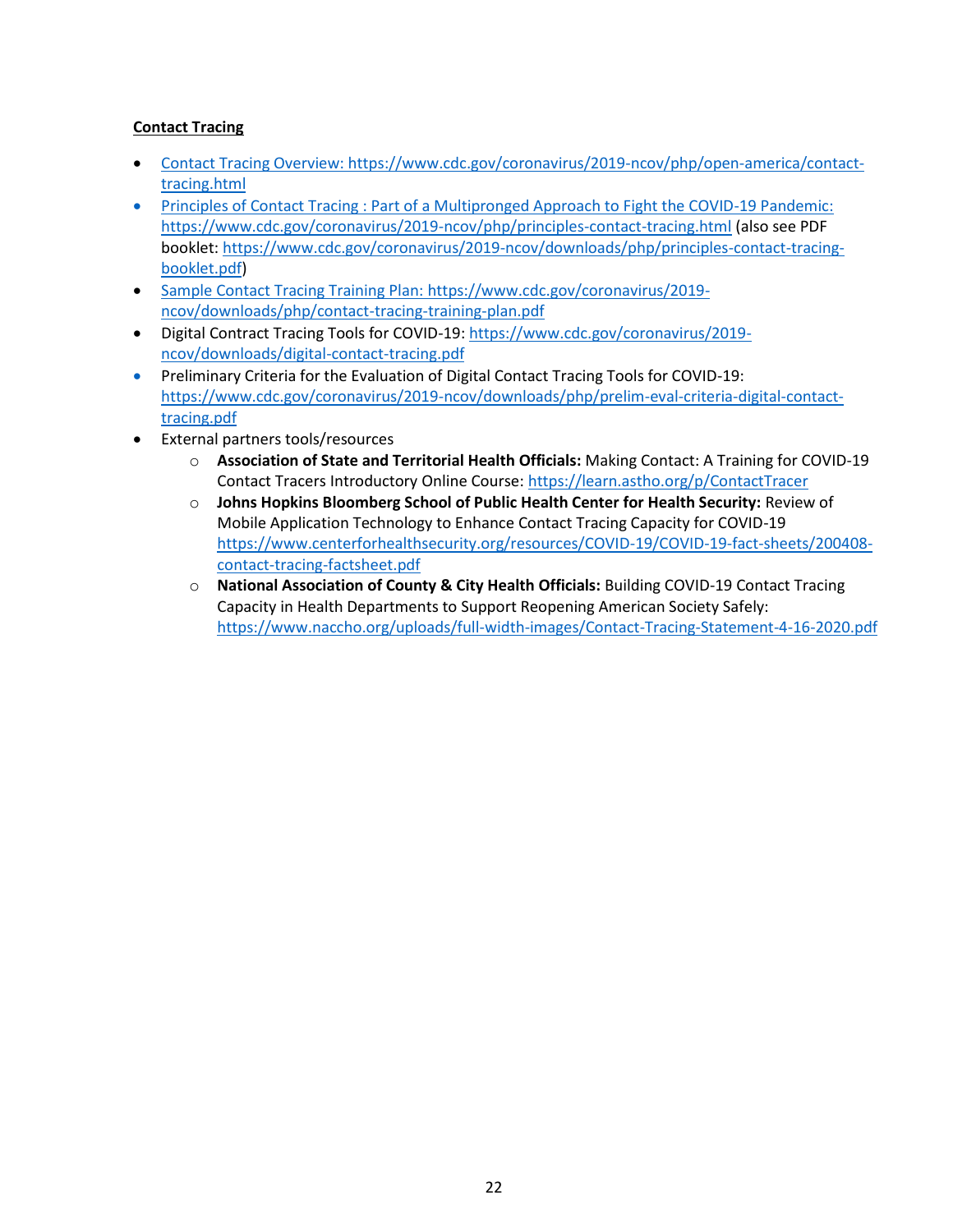**Contact Tracing**

- Contact Tracing Overview: https://www.cdc.gov/coronavirus/2019-ncov/php/open-america/contact-tracing.html
- Principles of Contact Tracing : Part of a Multipronged Approach to Fight the COVID-19 Pandemic: https://www.cdc.gov/coronavirus/2019-ncov/php/principles-contact-tracing.html (also see PDF booklet: https://www.cdc.gov/coronavirus/2019-ncov/downloads/php/principles-contact-tracing-booklet.pdf)
- Sample Contact Tracing Training Plan: https://www.cdc.gov/coronavirus/2019-ncov/downloads/php/contact-tracing-training-plan.pdf
- Digital Contract Tracing Tools for COVID-19: https://www.cdc.gov/coronavirus/2019-ncov/downloads/digital-contact-tracing.pdf
- Preliminary Criteria for the Evaluation of Digital Contact Tracing Tools for COVID-19: https://www.cdc.gov/coronavirus/2019-ncov/downloads/php/prelim-eval-criteria-digital-contact-tracing.pdf
- External partners tools/resources
  - **Association of State and Territorial Health Officials:** Making Contact: A Training for COVID-19 Contact Tracers Introductory Online Course: https://learn.astho.org/p/ContactTracer
  - **Johns Hopkins Bloomberg School of Public Health Center for Health Security:** Review of Mobile Application Technology to Enhance Contact Tracing Capacity for COVID-19 https://www.centerforhealthsecurity.org/resources/COVID-19/COVID-19-fact-sheets/200408-contact-tracing-factsheet.pdf
  - **National Association of County & City Health Officials:** Building COVID-19 Contact Tracing Capacity in Health Departments to Support Reopening American Society Safely: https://www.naccho.org/uploads/full-width-images/Contact-Tracing-Statement-4-16-2020.pdf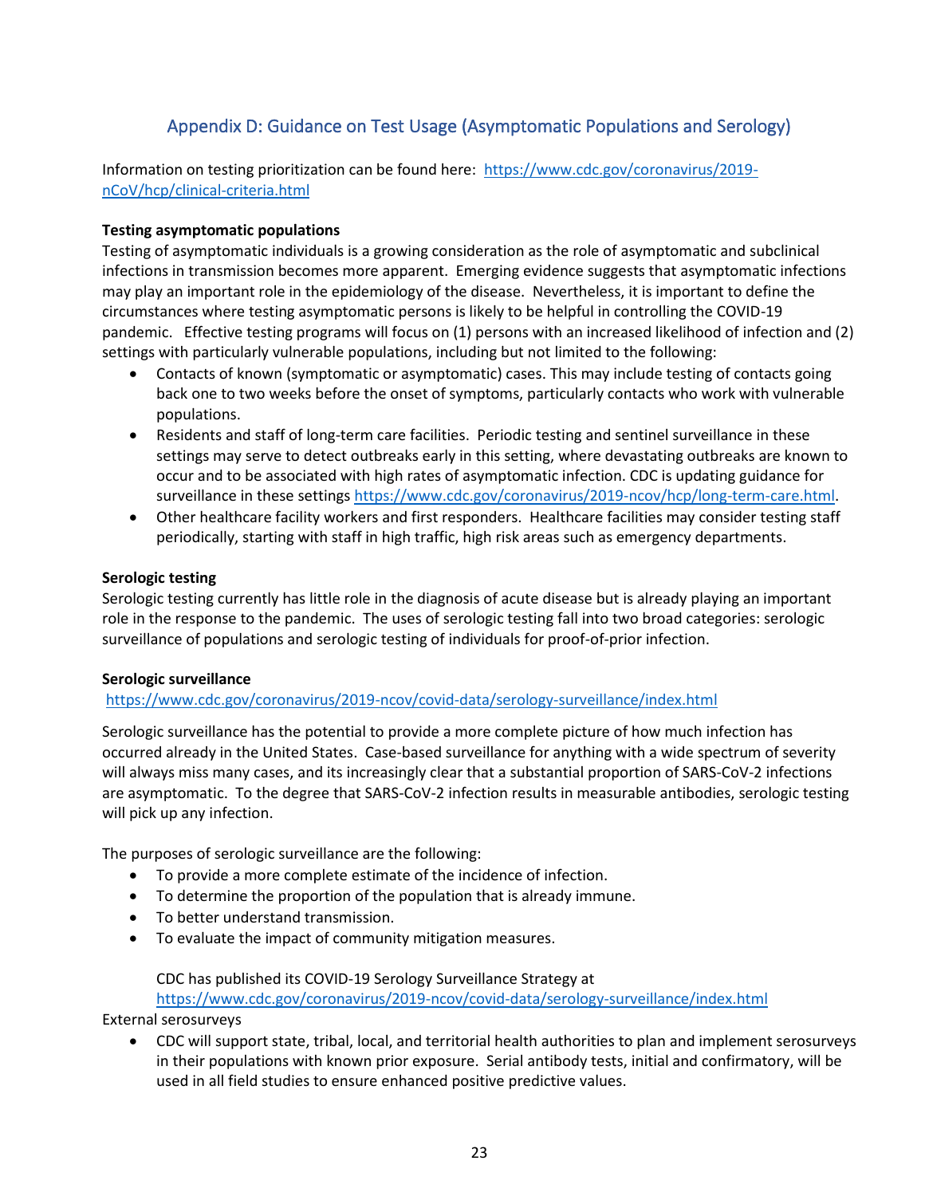## Appendix D: Guidance on Test Usage (Asymptomatic Populations and Serology)

Information on testing prioritization can be found here: https://www.cdc.gov/coronavirus/2019-nCoV/hcp/clinical-criteria.html

**Testing asymptomatic populations**

Testing of asymptomatic individuals is a growing consideration as the role of asymptomatic and subclinical infections in transmission becomes more apparent. Emerging evidence suggests that asymptomatic infections may play an important role in the epidemiology of the disease. Nevertheless, it is important to define the circumstances where testing asymptomatic persons is likely to be helpful in controlling the COVID-19 pandemic. Effective testing programs will focus on (1) persons with an increased likelihood of infection and (2) settings with particularly vulnerable populations, including but not limited to the following:

- Contacts of known (symptomatic or asymptomatic) cases. This may include testing of contacts going back one to two weeks before the onset of symptoms, particularly contacts who work with vulnerable populations.
- Residents and staff of long-term care facilities. Periodic testing and sentinel surveillance in these settings may serve to detect outbreaks early in this setting, where devastating outbreaks are known to occur and to be associated with high rates of asymptomatic infection. CDC is updating guidance for surveillance in these settings https://www.cdc.gov/coronavirus/2019-ncov/hcp/long-term-care.html.
- Other healthcare facility workers and first responders. Healthcare facilities may consider testing staff periodically, starting with staff in high traffic, high risk areas such as emergency departments.

**Serologic testing**

Serologic testing currently has little role in the diagnosis of acute disease but is already playing an important role in the response to the pandemic. The uses of serologic testing fall into two broad categories: serologic surveillance of populations and serologic testing of individuals for proof-of-prior infection.

**Serologic surveillance**

https://www.cdc.gov/coronavirus/2019-ncov/covid-data/serology-surveillance/index.html

Serologic surveillance has the potential to provide a more complete picture of how much infection has occurred already in the United States. Case-based surveillance for anything with a wide spectrum of severity will always miss many cases, and its increasingly clear that a substantial proportion of SARS-CoV-2 infections are asymptomatic. To the degree that SARS-CoV-2 infection results in measurable antibodies, serologic testing will pick up any infection.

The purposes of serologic surveillance are the following:

- To provide a more complete estimate of the incidence of infection.
- To determine the proportion of the population that is already immune.
- To better understand transmission.
- To evaluate the impact of community mitigation measures.

CDC has published its COVID-19 Serology Surveillance Strategy at https://www.cdc.gov/coronavirus/2019-ncov/covid-data/serology-surveillance/index.html

External serosurveys

- CDC will support state, tribal, local, and territorial health authorities to plan and implement serosurveys in their populations with known prior exposure. Serial antibody tests, initial and confirmatory, will be used in all field studies to ensure enhanced positive predictive values.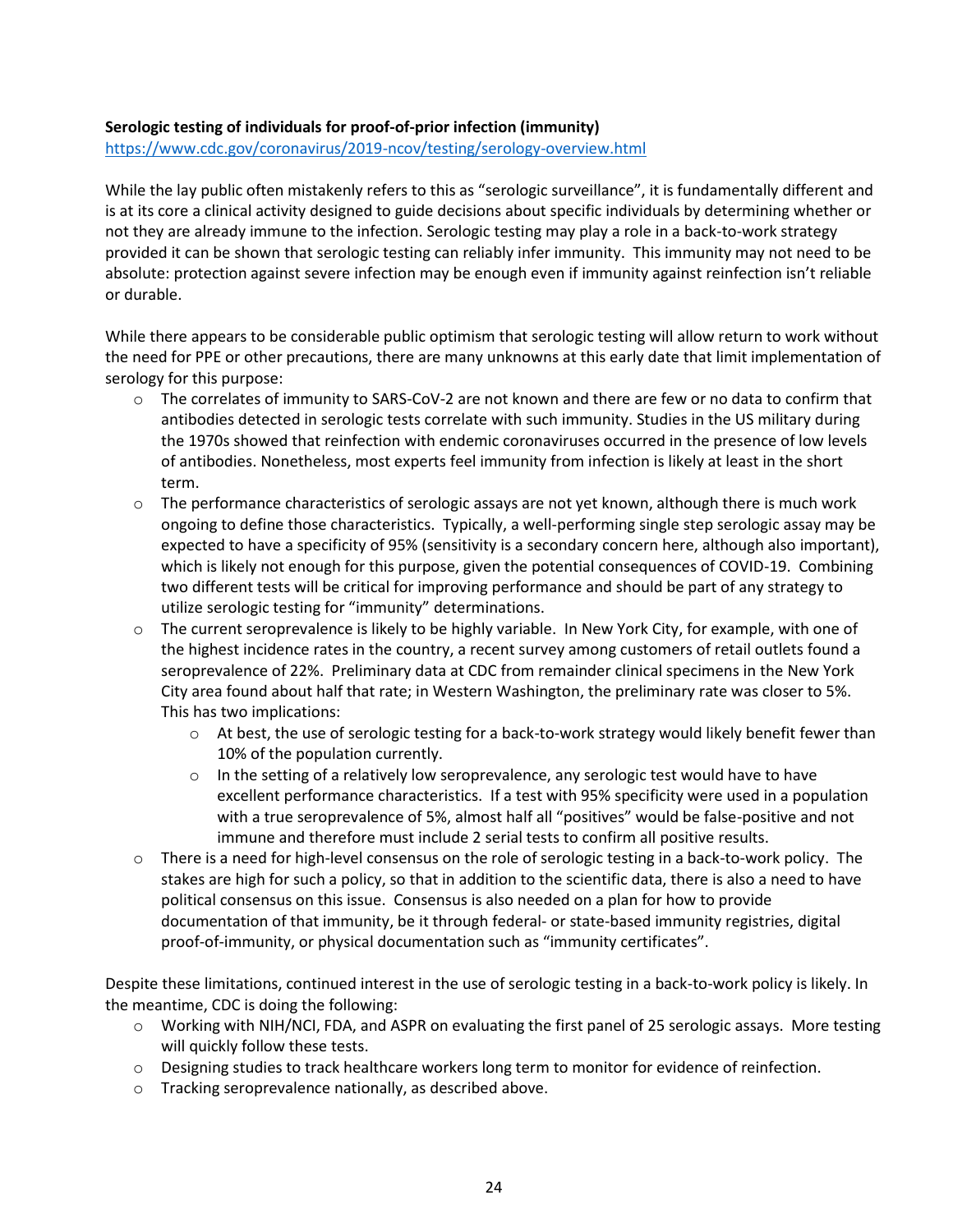**Serologic testing of individuals for proof-of-prior infection (immunity)**
https://www.cdc.gov/coronavirus/2019-ncov/testing/serology-overview.html

While the lay public often mistakenly refers to this as "serologic surveillance", it is fundamentally different and is at its core a clinical activity designed to guide decisions about specific individuals by determining whether or not they are already immune to the infection. Serologic testing may play a role in a back-to-work strategy provided it can be shown that serologic testing can reliably infer immunity. This immunity may not need to be absolute: protection against severe infection may be enough even if immunity against reinfection isn't reliable or durable.

While there appears to be considerable public optimism that serologic testing will allow return to work without the need for PPE or other precautions, there are many unknowns at this early date that limit implementation of serology for this purpose:

- The correlates of immunity to SARS-CoV-2 are not known and there are few or no data to confirm that antibodies detected in serologic tests correlate with such immunity. Studies in the US military during the 1970s showed that reinfection with endemic coronaviruses occurred in the presence of low levels of antibodies. Nonetheless, most experts feel immunity from infection is likely at least in the short term.
- The performance characteristics of serologic assays are not yet known, although there is much work ongoing to define those characteristics. Typically, a well-performing single step serologic assay may be expected to have a specificity of 95% (sensitivity is a secondary concern here, although also important), which is likely not enough for this purpose, given the potential consequences of COVID-19. Combining two different tests will be critical for improving performance and should be part of any strategy to utilize serologic testing for "immunity" determinations.
- The current seroprevalence is likely to be highly variable. In New York City, for example, with one of the highest incidence rates in the country, a recent survey among customers of retail outlets found a seroprevalence of 22%. Preliminary data at CDC from remainder clinical specimens in the New York City area found about half that rate; in Western Washington, the preliminary rate was closer to 5%. This has two implications:
  - At best, the use of serologic testing for a back-to-work strategy would likely benefit fewer than 10% of the population currently.
  - In the setting of a relatively low seroprevalence, any serologic test would have to have excellent performance characteristics. If a test with 95% specificity were used in a population with a true seroprevalence of 5%, almost half all "positives" would be false-positive and not immune and therefore must include 2 serial tests to confirm all positive results.
- There is a need for high-level consensus on the role of serologic testing in a back-to-work policy. The stakes are high for such a policy, so that in addition to the scientific data, there is also a need to have political consensus on this issue. Consensus is also needed on a plan for how to provide documentation of that immunity, be it through federal- or state-based immunity registries, digital proof-of-immunity, or physical documentation such as "immunity certificates".

Despite these limitations, continued interest in the use of serologic testing in a back-to-work policy is likely. In the meantime, CDC is doing the following:

- Working with NIH/NCI, FDA, and ASPR on evaluating the first panel of 25 serologic assays. More testing will quickly follow these tests.
- Designing studies to track healthcare workers long term to monitor for evidence of reinfection.
- Tracking seroprevalence nationally, as described above.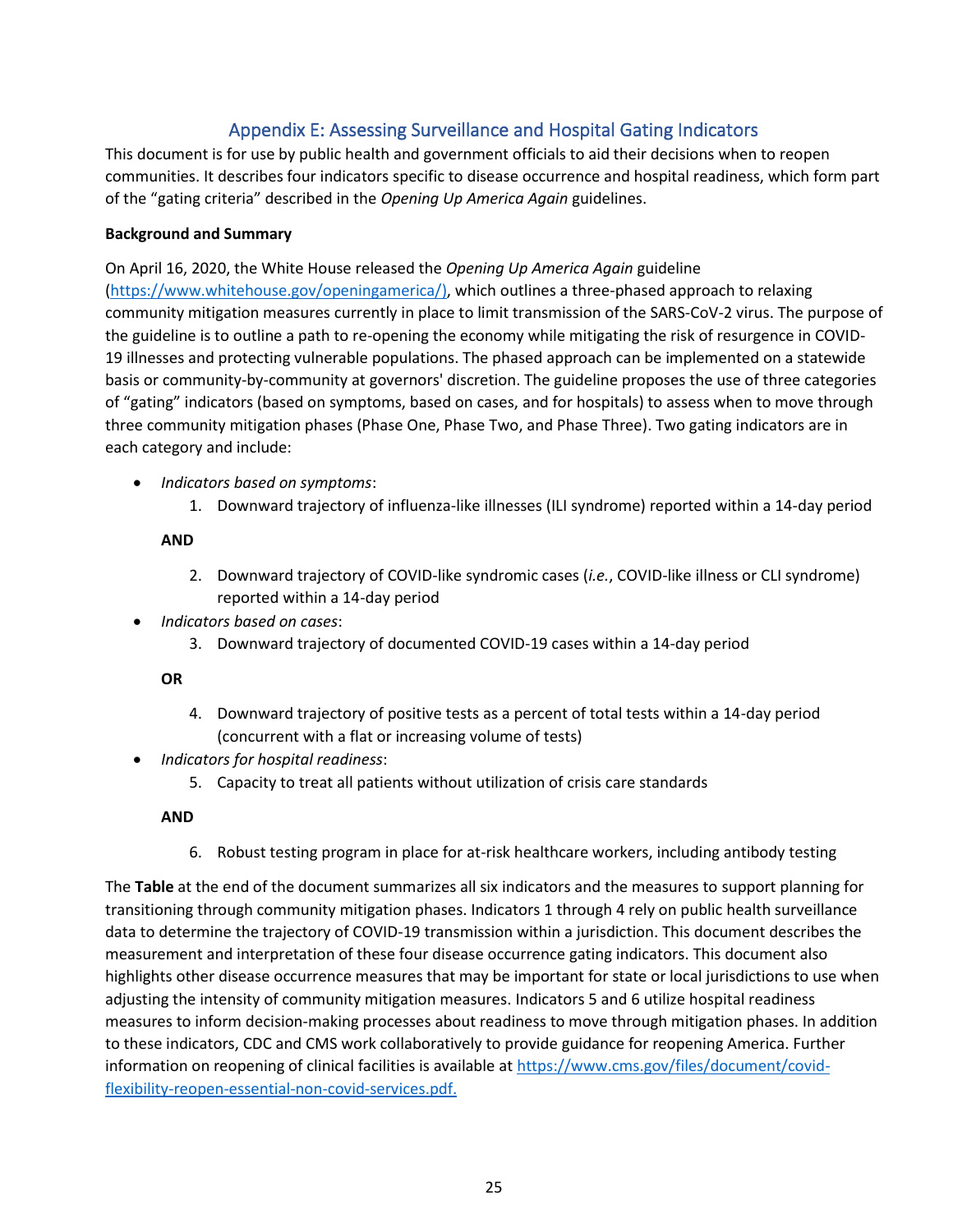## Appendix E: Assessing Surveillance and Hospital Gating Indicators

This document is for use by public health and government officials to aid their decisions when to reopen communities. It describes four indicators specific to disease occurrence and hospital readiness, which form part of the "gating criteria" described in the *Opening Up America Again* guidelines.

**Background and Summary**

On April 16, 2020, the White House released the *Opening Up America Again* guideline (https://www.whitehouse.gov/openingamerica/), which outlines a three-phased approach to relaxing community mitigation measures currently in place to limit transmission of the SARS-CoV-2 virus. The purpose of the guideline is to outline a path to re-opening the economy while mitigating the risk of resurgence in COVID-19 illnesses and protecting vulnerable populations. The phased approach can be implemented on a statewide basis or community-by-community at governors' discretion. The guideline proposes the use of three categories of "gating" indicators (based on symptoms, based on cases, and for hospitals) to assess when to move through three community mitigation phases (Phase One, Phase Two, and Phase Three). Two gating indicators are in each category and include:

- *Indicators based on symptoms*:
  1. Downward trajectory of influenza-like illnesses (ILI syndrome) reported within a 14-day period

  **AND**

  2. Downward trajectory of COVID-like syndromic cases (*i.e.*, COVID-like illness or CLI syndrome) reported within a 14-day period
- *Indicators based on cases*:
  3. Downward trajectory of documented COVID-19 cases within a 14-day period

  **OR**

  4. Downward trajectory of positive tests as a percent of total tests within a 14-day period (concurrent with a flat or increasing volume of tests)
- *Indicators for hospital readiness*:
  5. Capacity to treat all patients without utilization of crisis care standards

  **AND**

  6. Robust testing program in place for at-risk healthcare workers, including antibody testing

The **Table** at the end of the document summarizes all six indicators and the measures to support planning for transitioning through community mitigation phases. Indicators 1 through 4 rely on public health surveillance data to determine the trajectory of COVID-19 transmission within a jurisdiction. This document describes the measurement and interpretation of these four disease occurrence gating indicators. This document also highlights other disease occurrence measures that may be important for state or local jurisdictions to use when adjusting the intensity of community mitigation measures. Indicators 5 and 6 utilize hospital readiness measures to inform decision-making processes about readiness to move through mitigation phases. In addition to these indicators, CDC and CMS work collaboratively to provide guidance for reopening America. Further information on reopening of clinical facilities is available at https://www.cms.gov/files/document/covid-flexibility-reopen-essential-non-covid-services.pdf.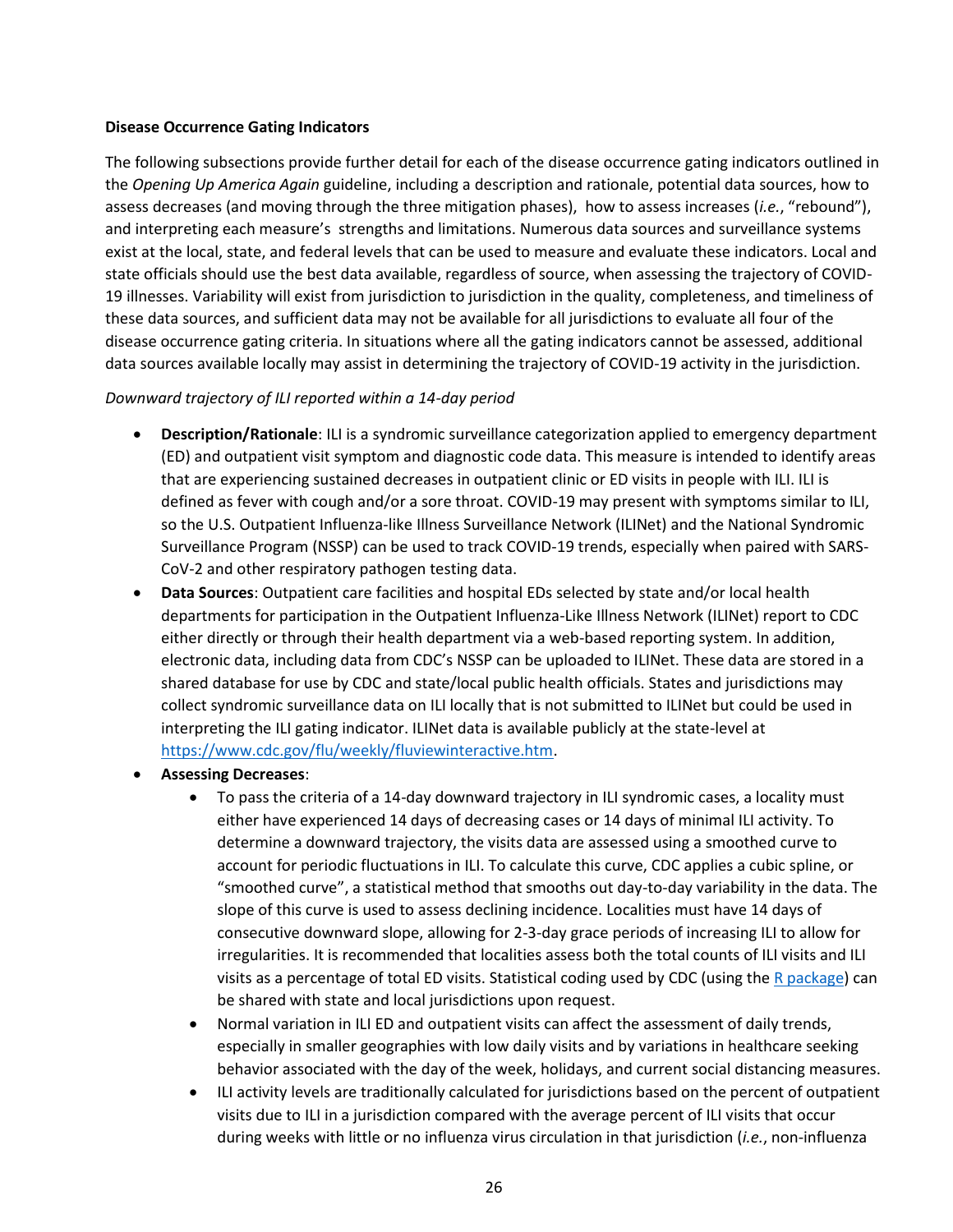**Disease Occurrence Gating Indicators**

The following subsections provide further detail for each of the disease occurrence gating indicators outlined in the *Opening Up America Again* guideline, including a description and rationale, potential data sources, how to assess decreases (and moving through the three mitigation phases), how to assess increases (*i.e.*, "rebound"), and interpreting each measure's strengths and limitations. Numerous data sources and surveillance systems exist at the local, state, and federal levels that can be used to measure and evaluate these indicators. Local and state officials should use the best data available, regardless of source, when assessing the trajectory of COVID-19 illnesses. Variability will exist from jurisdiction to jurisdiction in the quality, completeness, and timeliness of these data sources, and sufficient data may not be available for all jurisdictions to evaluate all four of the disease occurrence gating criteria. In situations where all the gating indicators cannot be assessed, additional data sources available locally may assist in determining the trajectory of COVID-19 activity in the jurisdiction.

*Downward trajectory of ILI reported within a 14-day period*

- **Description/Rationale**: ILI is a syndromic surveillance categorization applied to emergency department (ED) and outpatient visit symptom and diagnostic code data. This measure is intended to identify areas that are experiencing sustained decreases in outpatient clinic or ED visits in people with ILI. ILI is defined as fever with cough and/or a sore throat. COVID-19 may present with symptoms similar to ILI, so the U.S. Outpatient Influenza-like Illness Surveillance Network (ILINet) and the National Syndromic Surveillance Program (NSSP) can be used to track COVID-19 trends, especially when paired with SARS-CoV-2 and other respiratory pathogen testing data.
- **Data Sources**: Outpatient care facilities and hospital EDs selected by state and/or local health departments for participation in the Outpatient Influenza-Like Illness Network (ILINet) report to CDC either directly or through their health department via a web-based reporting system. In addition, electronic data, including data from CDC's NSSP can be uploaded to ILINet. These data are stored in a shared database for use by CDC and state/local public health officials. States and jurisdictions may collect syndromic surveillance data on ILI locally that is not submitted to ILINet but could be used in interpreting the ILI gating indicator. ILINet data is available publicly at the state-level at https://www.cdc.gov/flu/weekly/fluviewinteractive.htm.
- **Assessing Decreases**:
  - To pass the criteria of a 14-day downward trajectory in ILI syndromic cases, a locality must either have experienced 14 days of decreasing cases or 14 days of minimal ILI activity. To determine a downward trajectory, the visits data are assessed using a smoothed curve to account for periodic fluctuations in ILI. To calculate this curve, CDC applies a cubic spline, or "smoothed curve", a statistical method that smooths out day-to-day variability in the data. The slope of this curve is used to assess declining incidence. Localities must have 14 days of consecutive downward slope, allowing for 2-3-day grace periods of increasing ILI to allow for irregularities. It is recommended that localities assess both the total counts of ILI visits and ILI visits as a percentage of total ED visits. Statistical coding used by CDC (using the R package) can be shared with state and local jurisdictions upon request.
  - Normal variation in ILI ED and outpatient visits can affect the assessment of daily trends, especially in smaller geographies with low daily visits and by variations in healthcare seeking behavior associated with the day of the week, holidays, and current social distancing measures.
  - ILI activity levels are traditionally calculated for jurisdictions based on the percent of outpatient visits due to ILI in a jurisdiction compared with the average percent of ILI visits that occur during weeks with little or no influenza virus circulation in that jurisdiction (*i.e.*, non-influenza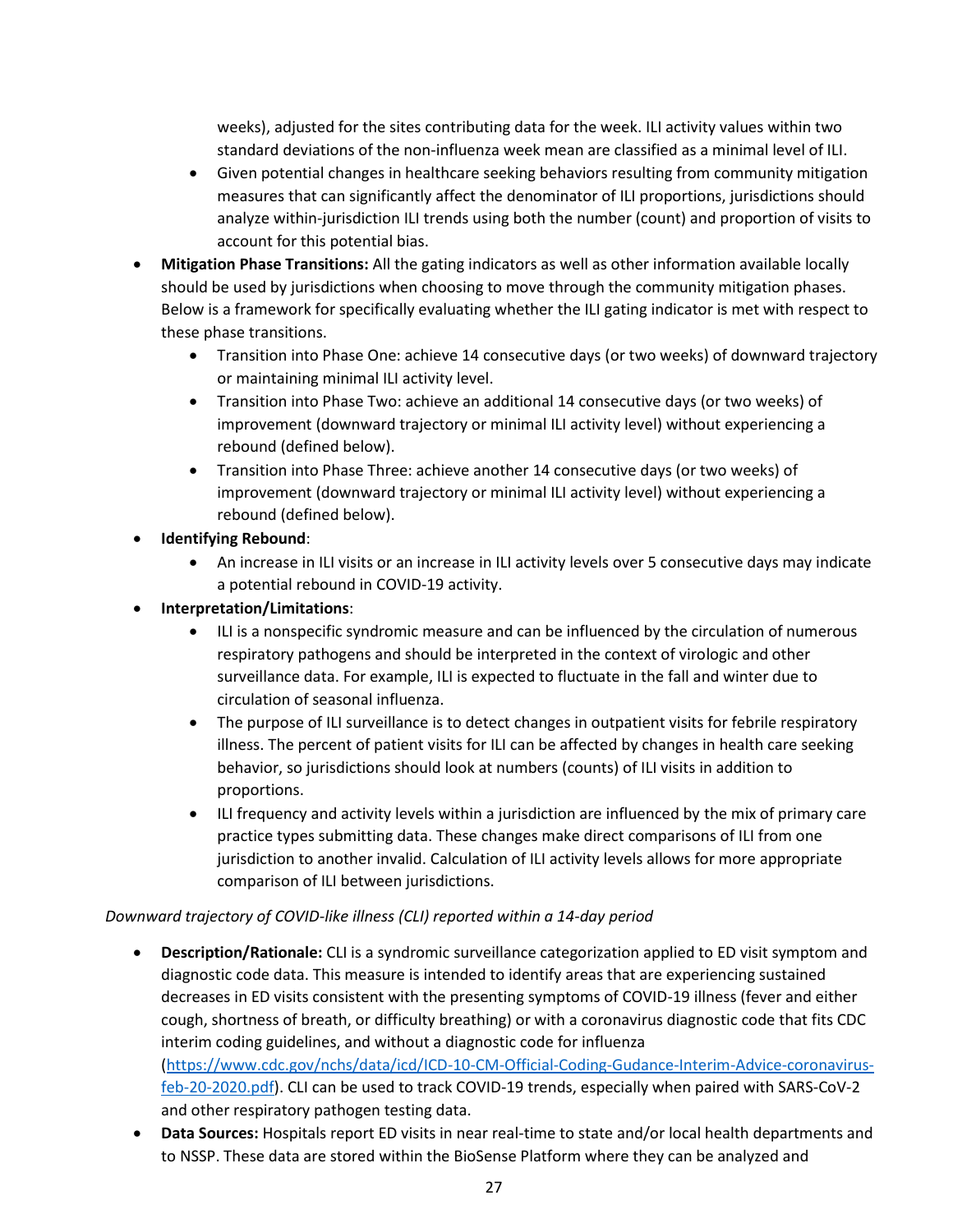- weeks), adjusted for the sites contributing data for the week. ILI activity values within two standard deviations of the non-influenza week mean are classified as a minimal level of ILI.
    - Given potential changes in healthcare seeking behaviors resulting from community mitigation measures that can significantly affect the denominator of ILI proportions, jurisdictions should analyze within-jurisdiction ILI trends using both the number (count) and proportion of visits to account for this potential bias.
- **Mitigation Phase Transitions:** All the gating indicators as well as other information available locally should be used by jurisdictions when choosing to move through the community mitigation phases. Below is a framework for specifically evaluating whether the ILI gating indicator is met with respect to these phase transitions.
    - Transition into Phase One: achieve 14 consecutive days (or two weeks) of downward trajectory or maintaining minimal ILI activity level.
    - Transition into Phase Two: achieve an additional 14 consecutive days (or two weeks) of improvement (downward trajectory or minimal ILI activity level) without experiencing a rebound (defined below).
    - Transition into Phase Three: achieve another 14 consecutive days (or two weeks) of improvement (downward trajectory or minimal ILI activity level) without experiencing a rebound (defined below).
- **Identifying Rebound**:
    - An increase in ILI visits or an increase in ILI activity levels over 5 consecutive days may indicate a potential rebound in COVID-19 activity.
- **Interpretation/Limitations**:
    - ILI is a nonspecific syndromic measure and can be influenced by the circulation of numerous respiratory pathogens and should be interpreted in the context of virologic and other surveillance data. For example, ILI is expected to fluctuate in the fall and winter due to circulation of seasonal influenza.
    - The purpose of ILI surveillance is to detect changes in outpatient visits for febrile respiratory illness. The percent of patient visits for ILI can be affected by changes in health care seeking behavior, so jurisdictions should look at numbers (counts) of ILI visits in addition to proportions.
    - ILI frequency and activity levels within a jurisdiction are influenced by the mix of primary care practice types submitting data. These changes make direct comparisons of ILI from one jurisdiction to another invalid. Calculation of ILI activity levels allows for more appropriate comparison of ILI between jurisdictions.

*Downward trajectory of COVID-like illness (CLI) reported within a 14-day period*

- **Description/Rationale:** CLI is a syndromic surveillance categorization applied to ED visit symptom and diagnostic code data. This measure is intended to identify areas that are experiencing sustained decreases in ED visits consistent with the presenting symptoms of COVID-19 illness (fever and either cough, shortness of breath, or difficulty breathing) or with a coronavirus diagnostic code that fits CDC interim coding guidelines, and without a diagnostic code for influenza (https://www.cdc.gov/nchs/data/icd/ICD-10-CM-Official-Coding-Gudance-Interim-Advice-coronavirus-feb-20-2020.pdf). CLI can be used to track COVID-19 trends, especially when paired with SARS-CoV-2 and other respiratory pathogen testing data.
- **Data Sources:** Hospitals report ED visits in near real-time to state and/or local health departments and to NSSP. These data are stored within the BioSense Platform where they can be analyzed and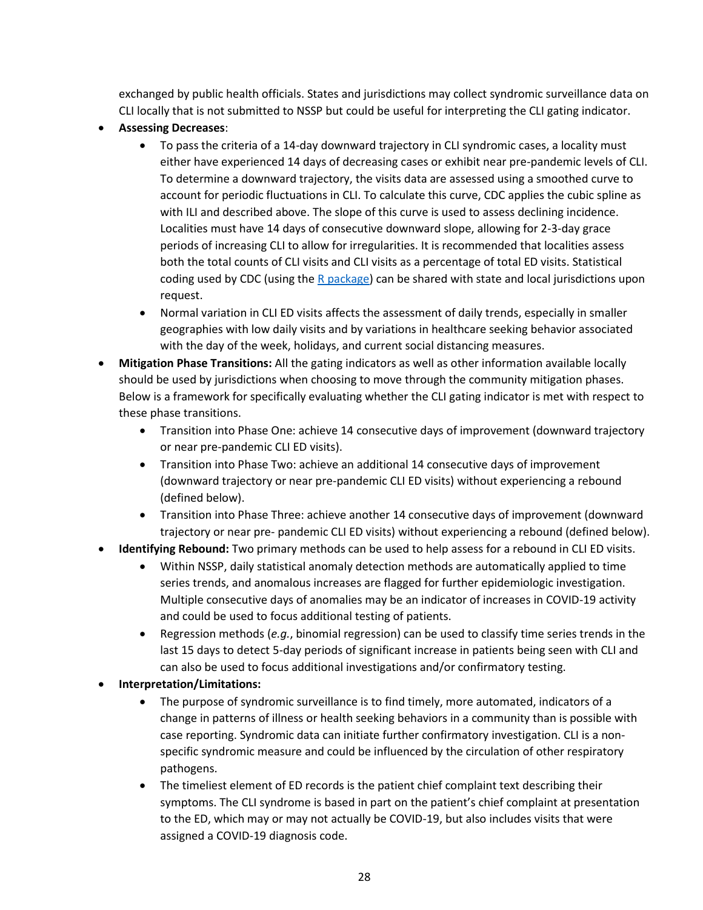exchanged by public health officials. States and jurisdictions may collect syndromic surveillance data on CLI locally that is not submitted to NSSP but could be useful for interpreting the CLI gating indicator.

- **Assessing Decreases**:
    - To pass the criteria of a 14-day downward trajectory in CLI syndromic cases, a locality must either have experienced 14 days of decreasing cases or exhibit near pre-pandemic levels of CLI. To determine a downward trajectory, the visits data are assessed using a smoothed curve to account for periodic fluctuations in CLI. To calculate this curve, CDC applies the cubic spline as with ILI and described above. The slope of this curve is used to assess declining incidence. Localities must have 14 days of consecutive downward slope, allowing for 2-3-day grace periods of increasing CLI to allow for irregularities. It is recommended that localities assess both the total counts of CLI visits and CLI visits as a percentage of total ED visits. Statistical coding used by CDC (using the [R package]) can be shared with state and local jurisdictions upon request.
    - Normal variation in CLI ED visits affects the assessment of daily trends, especially in smaller geographies with low daily visits and by variations in healthcare seeking behavior associated with the day of the week, holidays, and current social distancing measures.
- **Mitigation Phase Transitions:** All the gating indicators as well as other information available locally should be used by jurisdictions when choosing to move through the community mitigation phases. Below is a framework for specifically evaluating whether the CLI gating indicator is met with respect to these phase transitions.
    - Transition into Phase One: achieve 14 consecutive days of improvement (downward trajectory or near pre-pandemic CLI ED visits).
    - Transition into Phase Two: achieve an additional 14 consecutive days of improvement (downward trajectory or near pre-pandemic CLI ED visits) without experiencing a rebound (defined below).
    - Transition into Phase Three: achieve another 14 consecutive days of improvement (downward trajectory or near pre- pandemic CLI ED visits) without experiencing a rebound (defined below).
- **Identifying Rebound:** Two primary methods can be used to help assess for a rebound in CLI ED visits.
    - Within NSSP, daily statistical anomaly detection methods are automatically applied to time series trends, and anomalous increases are flagged for further epidemiologic investigation. Multiple consecutive days of anomalies may be an indicator of increases in COVID-19 activity and could be used to focus additional testing of patients.
    - Regression methods (*e.g.*, binomial regression) can be used to classify time series trends in the last 15 days to detect 5-day periods of significant increase in patients being seen with CLI and can also be used to focus additional investigations and/or confirmatory testing.
- **Interpretation/Limitations:**
    - The purpose of syndromic surveillance is to find timely, more automated, indicators of a change in patterns of illness or health seeking behaviors in a community than is possible with case reporting. Syndromic data can initiate further confirmatory investigation. CLI is a non-specific syndromic measure and could be influenced by the circulation of other respiratory pathogens.
    - The timeliest element of ED records is the patient chief complaint text describing their symptoms. The CLI syndrome is based in part on the patient's chief complaint at presentation to the ED, which may or may not actually be COVID-19, but also includes visits that were assigned a COVID-19 diagnosis code.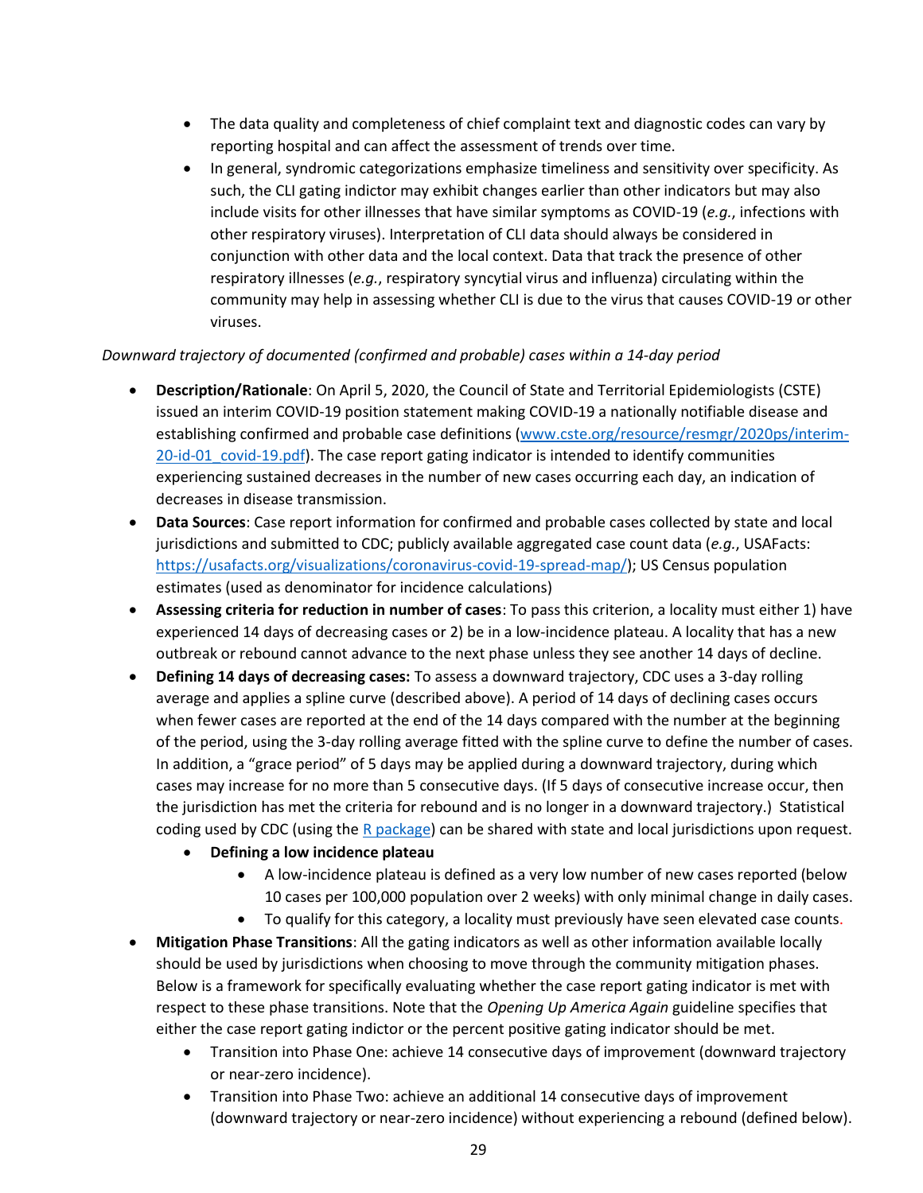- The data quality and completeness of chief complaint text and diagnostic codes can vary by reporting hospital and can affect the assessment of trends over time.
- In general, syndromic categorizations emphasize timeliness and sensitivity over specificity. As such, the CLI gating indictor may exhibit changes earlier than other indicators but may also include visits for other illnesses that have similar symptoms as COVID-19 (*e.g.*, infections with other respiratory viruses). Interpretation of CLI data should always be considered in conjunction with other data and the local context. Data that track the presence of other respiratory illnesses (*e.g.*, respiratory syncytial virus and influenza) circulating within the community may help in assessing whether CLI is due to the virus that causes COVID-19 or other viruses.

*Downward trajectory of documented (confirmed and probable) cases within a 14-day period*

- **Description/Rationale**: On April 5, 2020, the Council of State and Territorial Epidemiologists (CSTE) issued an interim COVID-19 position statement making COVID-19 a nationally notifiable disease and establishing confirmed and probable case definitions (www.cste.org/resource/resmgr/2020ps/interim-20-id-01_covid-19.pdf). The case report gating indicator is intended to identify communities experiencing sustained decreases in the number of new cases occurring each day, an indication of decreases in disease transmission.
- **Data Sources**: Case report information for confirmed and probable cases collected by state and local jurisdictions and submitted to CDC; publicly available aggregated case count data (*e.g.*, USAFacts: https://usafacts.org/visualizations/coronavirus-covid-19-spread-map/); US Census population estimates (used as denominator for incidence calculations)
- **Assessing criteria for reduction in number of cases**: To pass this criterion, a locality must either 1) have experienced 14 days of decreasing cases or 2) be in a low-incidence plateau. A locality that has a new outbreak or rebound cannot advance to the next phase unless they see another 14 days of decline.
- **Defining 14 days of decreasing cases:** To assess a downward trajectory, CDC uses a 3-day rolling average and applies a spline curve (described above). A period of 14 days of declining cases occurs when fewer cases are reported at the end of the 14 days compared with the number at the beginning of the period, using the 3-day rolling average fitted with the spline curve to define the number of cases. In addition, a "grace period" of 5 days may be applied during a downward trajectory, during which cases may increase for no more than 5 consecutive days. (If 5 days of consecutive increase occur, then the jurisdiction has met the criteria for rebound and is no longer in a downward trajectory.) Statistical coding used by CDC (using the R package) can be shared with state and local jurisdictions upon request.
    - **Defining a low incidence plateau**
        - A low-incidence plateau is defined as a very low number of new cases reported (below 10 cases per 100,000 population over 2 weeks) with only minimal change in daily cases.
        - To qualify for this category, a locality must previously have seen elevated case counts.
- **Mitigation Phase Transitions**: All the gating indicators as well as other information available locally should be used by jurisdictions when choosing to move through the community mitigation phases. Below is a framework for specifically evaluating whether the case report gating indicator is met with respect to these phase transitions. Note that the *Opening Up America Again* guideline specifies that either the case report gating indictor or the percent positive gating indicator should be met.
    - Transition into Phase One: achieve 14 consecutive days of improvement (downward trajectory or near-zero incidence).
    - Transition into Phase Two: achieve an additional 14 consecutive days of improvement (downward trajectory or near-zero incidence) without experiencing a rebound (defined below).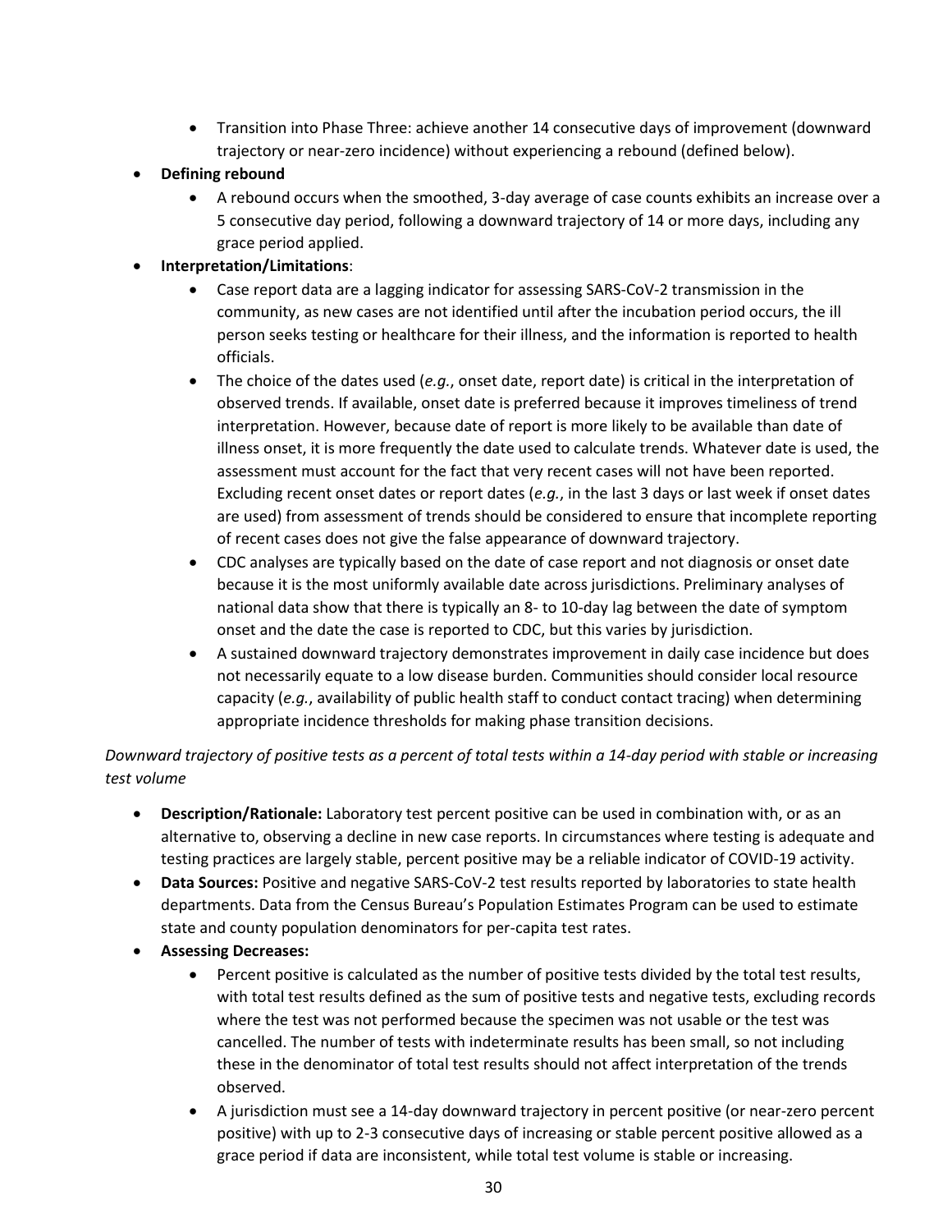- Transition into Phase Three: achieve another 14 consecutive days of improvement (downward trajectory or near-zero incidence) without experiencing a rebound (defined below).
- **Defining rebound**
    - A rebound occurs when the smoothed, 3-day average of case counts exhibits an increase over a 5 consecutive day period, following a downward trajectory of 14 or more days, including any grace period applied.
- **Interpretation/Limitations**:
    - Case report data are a lagging indicator for assessing SARS-CoV-2 transmission in the community, as new cases are not identified until after the incubation period occurs, the ill person seeks testing or healthcare for their illness, and the information is reported to health officials.
    - The choice of the dates used (*e.g.*, onset date, report date) is critical in the interpretation of observed trends. If available, onset date is preferred because it improves timeliness of trend interpretation. However, because date of report is more likely to be available than date of illness onset, it is more frequently the date used to calculate trends. Whatever date is used, the assessment must account for the fact that very recent cases will not have been reported. Excluding recent onset dates or report dates (*e.g.*, in the last 3 days or last week if onset dates are used) from assessment of trends should be considered to ensure that incomplete reporting of recent cases does not give the false appearance of downward trajectory.
    - CDC analyses are typically based on the date of case report and not diagnosis or onset date because it is the most uniformly available date across jurisdictions. Preliminary analyses of national data show that there is typically an 8- to 10-day lag between the date of symptom onset and the date the case is reported to CDC, but this varies by jurisdiction.
    - A sustained downward trajectory demonstrates improvement in daily case incidence but does not necessarily equate to a low disease burden. Communities should consider local resource capacity (*e.g.*, availability of public health staff to conduct contact tracing) when determining appropriate incidence thresholds for making phase transition decisions.

*Downward trajectory of positive tests as a percent of total tests within a 14-day period with stable or increasing test volume*

- **Description/Rationale:** Laboratory test percent positive can be used in combination with, or as an alternative to, observing a decline in new case reports. In circumstances where testing is adequate and testing practices are largely stable, percent positive may be a reliable indicator of COVID-19 activity.
- **Data Sources:** Positive and negative SARS-CoV-2 test results reported by laboratories to state health departments. Data from the Census Bureau's Population Estimates Program can be used to estimate state and county population denominators for per-capita test rates.
- **Assessing Decreases:**
    - Percent positive is calculated as the number of positive tests divided by the total test results, with total test results defined as the sum of positive tests and negative tests, excluding records where the test was not performed because the specimen was not usable or the test was cancelled. The number of tests with indeterminate results has been small, so not including these in the denominator of total test results should not affect interpretation of the trends observed.
    - A jurisdiction must see a 14-day downward trajectory in percent positive (or near-zero percent positive) with up to 2-3 consecutive days of increasing or stable percent positive allowed as a grace period if data are inconsistent, while total test volume is stable or increasing.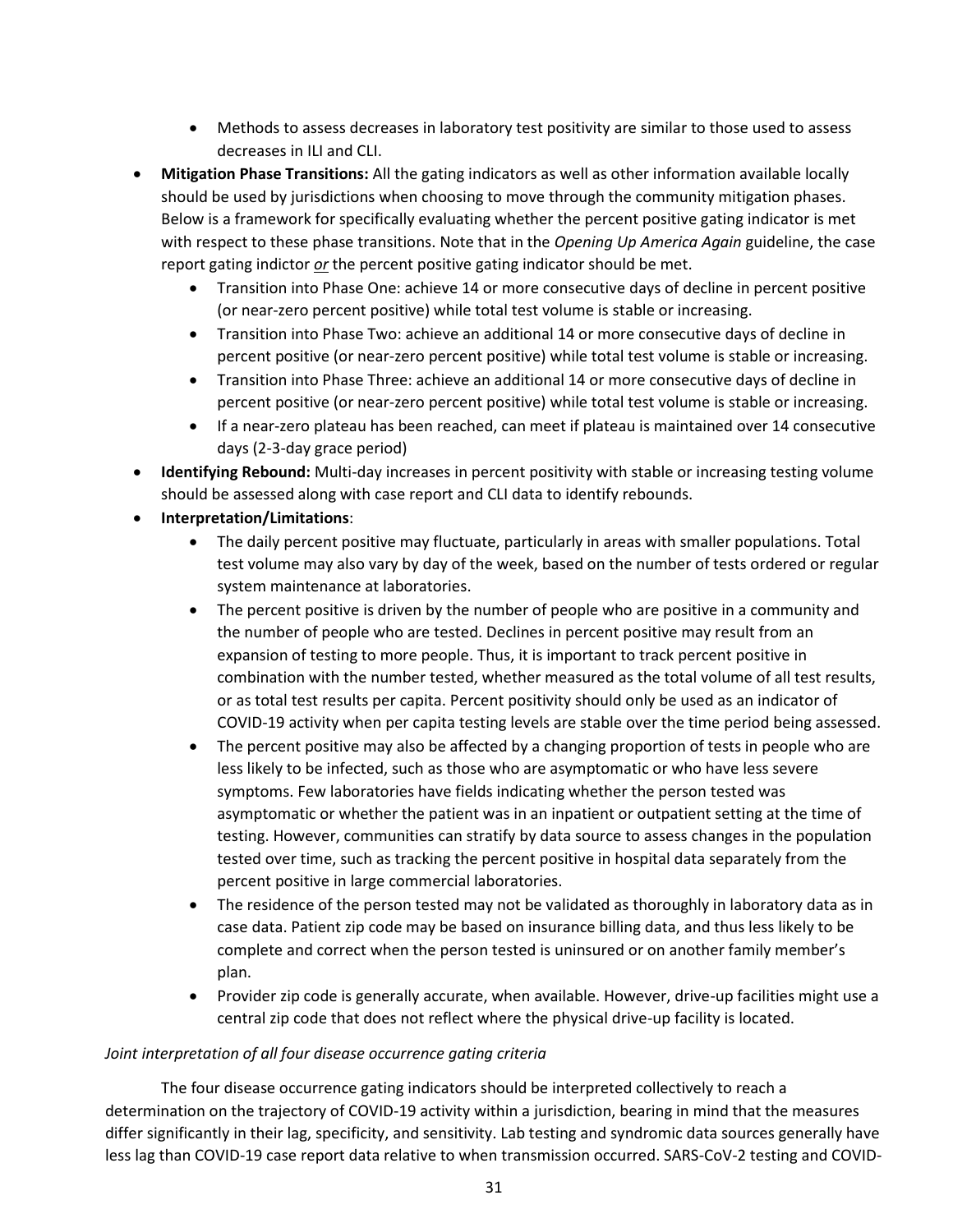- Methods to assess decreases in laboratory test positivity are similar to those used to assess decreases in ILI and CLI.
- **Mitigation Phase Transitions:** All the gating indicators as well as other information available locally should be used by jurisdictions when choosing to move through the community mitigation phases. Below is a framework for specifically evaluating whether the percent positive gating indicator is met with respect to these phase transitions. Note that in the *Opening Up America Again* guideline, the case report gating indictor ***or*** the percent positive gating indicator should be met.
    - Transition into Phase One: achieve 14 or more consecutive days of decline in percent positive (or near-zero percent positive) while total test volume is stable or increasing.
    - Transition into Phase Two: achieve an additional 14 or more consecutive days of decline in percent positive (or near-zero percent positive) while total test volume is stable or increasing.
    - Transition into Phase Three: achieve an additional 14 or more consecutive days of decline in percent positive (or near-zero percent positive) while total test volume is stable or increasing.
    - If a near-zero plateau has been reached, can meet if plateau is maintained over 14 consecutive days (2-3-day grace period)
- **Identifying Rebound:** Multi-day increases in percent positivity with stable or increasing testing volume should be assessed along with case report and CLI data to identify rebounds.
- **Interpretation/Limitations**:
    - The daily percent positive may fluctuate, particularly in areas with smaller populations. Total test volume may also vary by day of the week, based on the number of tests ordered or regular system maintenance at laboratories.
    - The percent positive is driven by the number of people who are positive in a community and the number of people who are tested. Declines in percent positive may result from an expansion of testing to more people. Thus, it is important to track percent positive in combination with the number tested, whether measured as the total volume of all test results, or as total test results per capita. Percent positivity should only be used as an indicator of COVID-19 activity when per capita testing levels are stable over the time period being assessed.
    - The percent positive may also be affected by a changing proportion of tests in people who are less likely to be infected, such as those who are asymptomatic or who have less severe symptoms. Few laboratories have fields indicating whether the person tested was asymptomatic or whether the patient was in an inpatient or outpatient setting at the time of testing. However, communities can stratify by data source to assess changes in the population tested over time, such as tracking the percent positive in hospital data separately from the percent positive in large commercial laboratories.
    - The residence of the person tested may not be validated as thoroughly in laboratory data as in case data. Patient zip code may be based on insurance billing data, and thus less likely to be complete and correct when the person tested is uninsured or on another family member's plan.
    - Provider zip code is generally accurate, when available. However, drive-up facilities might use a central zip code that does not reflect where the physical drive-up facility is located.

*Joint interpretation of all four disease occurrence gating criteria*

The four disease occurrence gating indicators should be interpreted collectively to reach a determination on the trajectory of COVID-19 activity within a jurisdiction, bearing in mind that the measures differ significantly in their lag, specificity, and sensitivity. Lab testing and syndromic data sources generally have less lag than COVID-19 case report data relative to when transmission occurred. SARS-CoV-2 testing and COVID-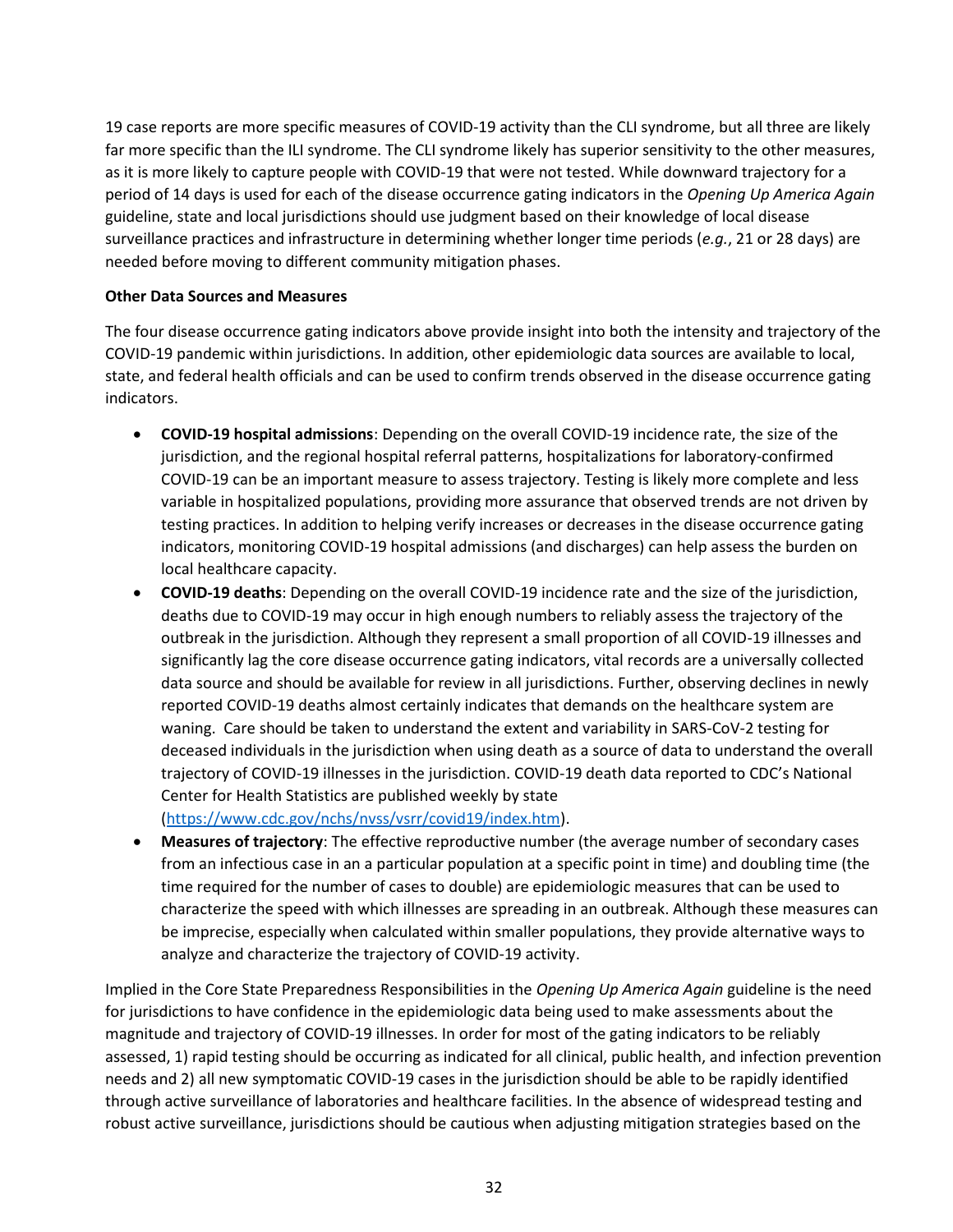19 case reports are more specific measures of COVID-19 activity than the CLI syndrome, but all three are likely far more specific than the ILI syndrome. The CLI syndrome likely has superior sensitivity to the other measures, as it is more likely to capture people with COVID-19 that were not tested. While downward trajectory for a period of 14 days is used for each of the disease occurrence gating indicators in the *Opening Up America Again* guideline, state and local jurisdictions should use judgment based on their knowledge of local disease surveillance practices and infrastructure in determining whether longer time periods (*e.g.*, 21 or 28 days) are needed before moving to different community mitigation phases.

**Other Data Sources and Measures**

The four disease occurrence gating indicators above provide insight into both the intensity and trajectory of the COVID-19 pandemic within jurisdictions. In addition, other epidemiologic data sources are available to local, state, and federal health officials and can be used to confirm trends observed in the disease occurrence gating indicators.

- **COVID-19 hospital admissions**: Depending on the overall COVID-19 incidence rate, the size of the jurisdiction, and the regional hospital referral patterns, hospitalizations for laboratory-confirmed COVID-19 can be an important measure to assess trajectory. Testing is likely more complete and less variable in hospitalized populations, providing more assurance that observed trends are not driven by testing practices. In addition to helping verify increases or decreases in the disease occurrence gating indicators, monitoring COVID-19 hospital admissions (and discharges) can help assess the burden on local healthcare capacity.
- **COVID-19 deaths**: Depending on the overall COVID-19 incidence rate and the size of the jurisdiction, deaths due to COVID-19 may occur in high enough numbers to reliably assess the trajectory of the outbreak in the jurisdiction. Although they represent a small proportion of all COVID-19 illnesses and significantly lag the core disease occurrence gating indicators, vital records are a universally collected data source and should be available for review in all jurisdictions. Further, observing declines in newly reported COVID-19 deaths almost certainly indicates that demands on the healthcare system are waning. Care should be taken to understand the extent and variability in SARS-CoV-2 testing for deceased individuals in the jurisdiction when using death as a source of data to understand the overall trajectory of COVID-19 illnesses in the jurisdiction. COVID-19 death data reported to CDC's National Center for Health Statistics are published weekly by state (https://www.cdc.gov/nchs/nvss/vsrr/covid19/index.htm).
- **Measures of trajectory**: The effective reproductive number (the average number of secondary cases from an infectious case in an a particular population at a specific point in time) and doubling time (the time required for the number of cases to double) are epidemiologic measures that can be used to characterize the speed with which illnesses are spreading in an outbreak. Although these measures can be imprecise, especially when calculated within smaller populations, they provide alternative ways to analyze and characterize the trajectory of COVID-19 activity.

Implied in the Core State Preparedness Responsibilities in the *Opening Up America Again* guideline is the need for jurisdictions to have confidence in the epidemiologic data being used to make assessments about the magnitude and trajectory of COVID-19 illnesses. In order for most of the gating indicators to be reliably assessed, 1) rapid testing should be occurring as indicated for all clinical, public health, and infection prevention needs and 2) all new symptomatic COVID-19 cases in the jurisdiction should be able to be rapidly identified through active surveillance of laboratories and healthcare facilities. In the absence of widespread testing and robust active surveillance, jurisdictions should be cautious when adjusting mitigation strategies based on the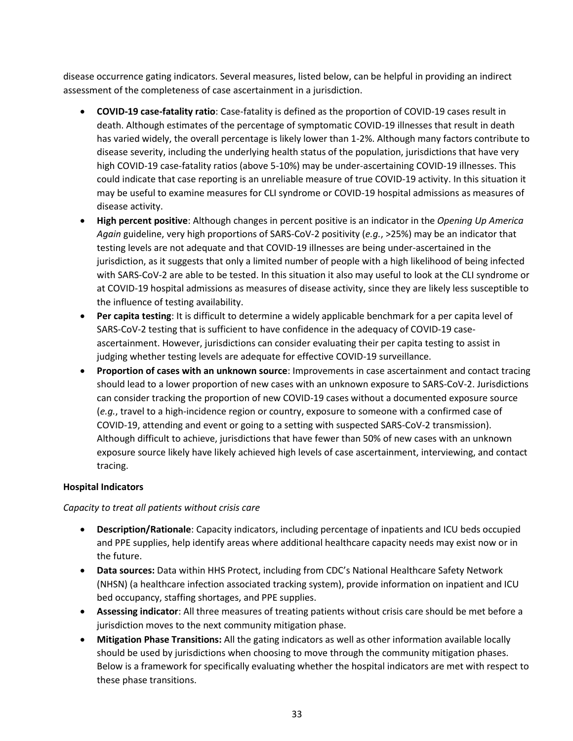disease occurrence gating indicators. Several measures, listed below, can be helpful in providing an indirect assessment of the completeness of case ascertainment in a jurisdiction.

- **COVID-19 case-fatality ratio**: Case-fatality is defined as the proportion of COVID-19 cases result in death. Although estimates of the percentage of symptomatic COVID-19 illnesses that result in death has varied widely, the overall percentage is likely lower than 1-2%. Although many factors contribute to disease severity, including the underlying health status of the population, jurisdictions that have very high COVID-19 case-fatality ratios (above 5-10%) may be under-ascertaining COVID-19 illnesses. This could indicate that case reporting is an unreliable measure of true COVID-19 activity. In this situation it may be useful to examine measures for CLI syndrome or COVID-19 hospital admissions as measures of disease activity.
- **High percent positive**: Although changes in percent positive is an indicator in the *Opening Up America Again* guideline, very high proportions of SARS-CoV-2 positivity (*e.g.*, >25%) may be an indicator that testing levels are not adequate and that COVID-19 illnesses are being under-ascertained in the jurisdiction, as it suggests that only a limited number of people with a high likelihood of being infected with SARS-CoV-2 are able to be tested. In this situation it also may useful to look at the CLI syndrome or at COVID-19 hospital admissions as measures of disease activity, since they are likely less susceptible to the influence of testing availability.
- **Per capita testing**: It is difficult to determine a widely applicable benchmark for a per capita level of SARS-CoV-2 testing that is sufficient to have confidence in the adequacy of COVID-19 case-ascertainment. However, jurisdictions can consider evaluating their per capita testing to assist in judging whether testing levels are adequate for effective COVID-19 surveillance.
- **Proportion of cases with an unknown source**: Improvements in case ascertainment and contact tracing should lead to a lower proportion of new cases with an unknown exposure to SARS-CoV-2. Jurisdictions can consider tracking the proportion of new COVID-19 cases without a documented exposure source (*e.g.*, travel to a high-incidence region or country, exposure to someone with a confirmed case of COVID-19, attending and event or going to a setting with suspected SARS-CoV-2 transmission). Although difficult to achieve, jurisdictions that have fewer than 50% of new cases with an unknown exposure source likely have likely achieved high levels of case ascertainment, interviewing, and contact tracing.

**Hospital Indicators**

*Capacity to treat all patients without crisis care*

- **Description/Rationale**: Capacity indicators, including percentage of inpatients and ICU beds occupied and PPE supplies, help identify areas where additional healthcare capacity needs may exist now or in the future.
- **Data sources:** Data within HHS Protect, including from CDC's National Healthcare Safety Network (NHSN) (a healthcare infection associated tracking system), provide information on inpatient and ICU bed occupancy, staffing shortages, and PPE supplies.
- **Assessing indicator**: All three measures of treating patients without crisis care should be met before a jurisdiction moves to the next community mitigation phase.
- **Mitigation Phase Transitions:** All the gating indicators as well as other information available locally should be used by jurisdictions when choosing to move through the community mitigation phases. Below is a framework for specifically evaluating whether the hospital indicators are met with respect to these phase transitions.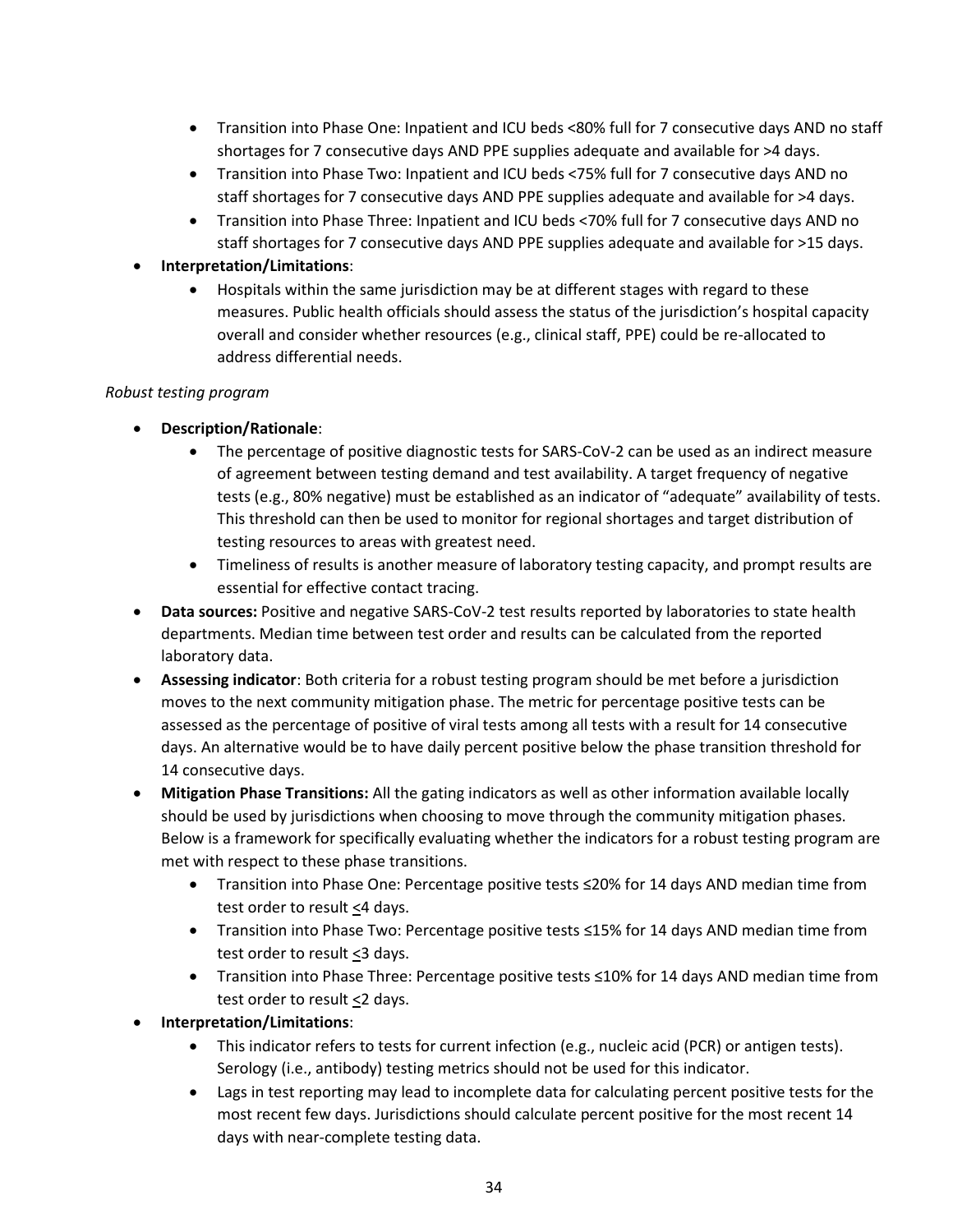- Transition into Phase One: Inpatient and ICU beds <80% full for 7 consecutive days AND no staff shortages for 7 consecutive days AND PPE supplies adequate and available for >4 days.
  - Transition into Phase Two: Inpatient and ICU beds <75% full for 7 consecutive days AND no staff shortages for 7 consecutive days AND PPE supplies adequate and available for >4 days.
  - Transition into Phase Three: Inpatient and ICU beds <70% full for 7 consecutive days AND no staff shortages for 7 consecutive days AND PPE supplies adequate and available for >15 days.
- **Interpretation/Limitations**:
  - Hospitals within the same jurisdiction may be at different stages with regard to these measures. Public health officials should assess the status of the jurisdiction's hospital capacity overall and consider whether resources (e.g., clinical staff, PPE) could be re-allocated to address differential needs.

*Robust testing program*

- **Description/Rationale**:
  - The percentage of positive diagnostic tests for SARS-CoV-2 can be used as an indirect measure of agreement between testing demand and test availability. A target frequency of negative tests (e.g., 80% negative) must be established as an indicator of "adequate" availability of tests. This threshold can then be used to monitor for regional shortages and target distribution of testing resources to areas with greatest need.
  - Timeliness of results is another measure of laboratory testing capacity, and prompt results are essential for effective contact tracing.
- **Data sources:** Positive and negative SARS-CoV-2 test results reported by laboratories to state health departments. Median time between test order and results can be calculated from the reported laboratory data.
- **Assessing indicator**: Both criteria for a robust testing program should be met before a jurisdiction moves to the next community mitigation phase. The metric for percentage positive tests can be assessed as the percentage of positive of viral tests among all tests with a result for 14 consecutive days. An alternative would be to have daily percent positive below the phase transition threshold for 14 consecutive days.
- **Mitigation Phase Transitions:** All the gating indicators as well as other information available locally should be used by jurisdictions when choosing to move through the community mitigation phases. Below is a framework for specifically evaluating whether the indicators for a robust testing program are met with respect to these phase transitions.
  - Transition into Phase One: Percentage positive tests ≤20% for 14 days AND median time from test order to result ≤4 days.
  - Transition into Phase Two: Percentage positive tests ≤15% for 14 days AND median time from test order to result ≤3 days.
  - Transition into Phase Three: Percentage positive tests ≤10% for 14 days AND median time from test order to result ≤2 days.
- **Interpretation/Limitations**:
  - This indicator refers to tests for current infection (e.g., nucleic acid (PCR) or antigen tests). Serology (i.e., antibody) testing metrics should not be used for this indicator.
  - Lags in test reporting may lead to incomplete data for calculating percent positive tests for the most recent few days. Jurisdictions should calculate percent positive for the most recent 14 days with near-complete testing data.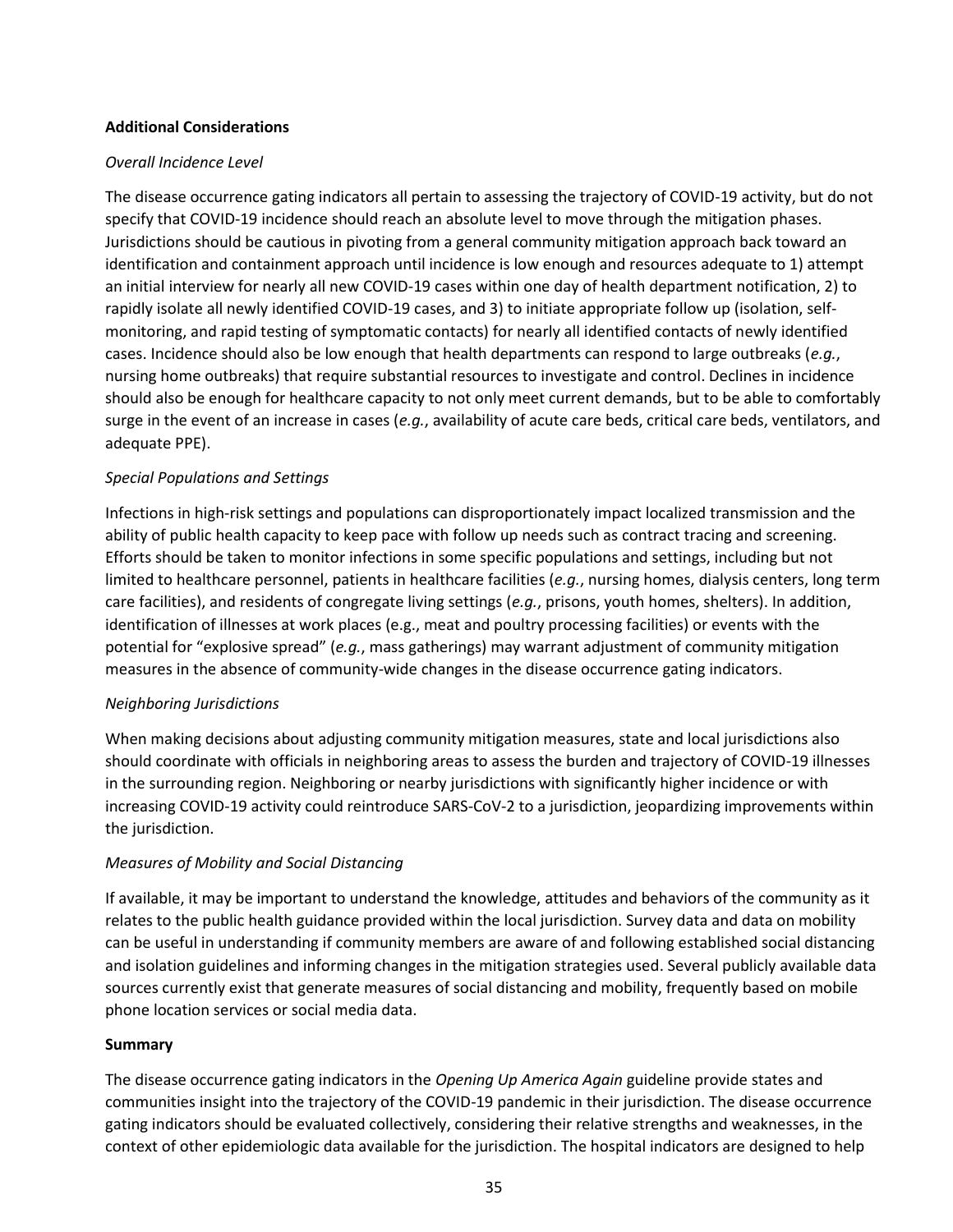**Additional Considerations**

*Overall Incidence Level*

The disease occurrence gating indicators all pertain to assessing the trajectory of COVID-19 activity, but do not specify that COVID-19 incidence should reach an absolute level to move through the mitigation phases. Jurisdictions should be cautious in pivoting from a general community mitigation approach back toward an identification and containment approach until incidence is low enough and resources adequate to 1) attempt an initial interview for nearly all new COVID-19 cases within one day of health department notification, 2) to rapidly isolate all newly identified COVID-19 cases, and 3) to initiate appropriate follow up (isolation, self-monitoring, and rapid testing of symptomatic contacts) for nearly all identified contacts of newly identified cases. Incidence should also be low enough that health departments can respond to large outbreaks (*e.g.*, nursing home outbreaks) that require substantial resources to investigate and control. Declines in incidence should also be enough for healthcare capacity to not only meet current demands, but to be able to comfortably surge in the event of an increase in cases (*e.g.*, availability of acute care beds, critical care beds, ventilators, and adequate PPE).

*Special Populations and Settings*

Infections in high-risk settings and populations can disproportionately impact localized transmission and the ability of public health capacity to keep pace with follow up needs such as contract tracing and screening. Efforts should be taken to monitor infections in some specific populations and settings, including but not limited to healthcare personnel, patients in healthcare facilities (*e.g.*, nursing homes, dialysis centers, long term care facilities), and residents of congregate living settings (*e.g.*, prisons, youth homes, shelters). In addition, identification of illnesses at work places (e.g., meat and poultry processing facilities) or events with the potential for "explosive spread" (*e.g.*, mass gatherings) may warrant adjustment of community mitigation measures in the absence of community-wide changes in the disease occurrence gating indicators.

*Neighboring Jurisdictions*

When making decisions about adjusting community mitigation measures, state and local jurisdictions also should coordinate with officials in neighboring areas to assess the burden and trajectory of COVID-19 illnesses in the surrounding region. Neighboring or nearby jurisdictions with significantly higher incidence or with increasing COVID-19 activity could reintroduce SARS-CoV-2 to a jurisdiction, jeopardizing improvements within the jurisdiction.

*Measures of Mobility and Social Distancing*

If available, it may be important to understand the knowledge, attitudes and behaviors of the community as it relates to the public health guidance provided within the local jurisdiction. Survey data and data on mobility can be useful in understanding if community members are aware of and following established social distancing and isolation guidelines and informing changes in the mitigation strategies used. Several publicly available data sources currently exist that generate measures of social distancing and mobility, frequently based on mobile phone location services or social media data.

**Summary**

The disease occurrence gating indicators in the *Opening Up America Again* guideline provide states and communities insight into the trajectory of the COVID-19 pandemic in their jurisdiction. The disease occurrence gating indicators should be evaluated collectively, considering their relative strengths and weaknesses, in the context of other epidemiologic data available for the jurisdiction. The hospital indicators are designed to help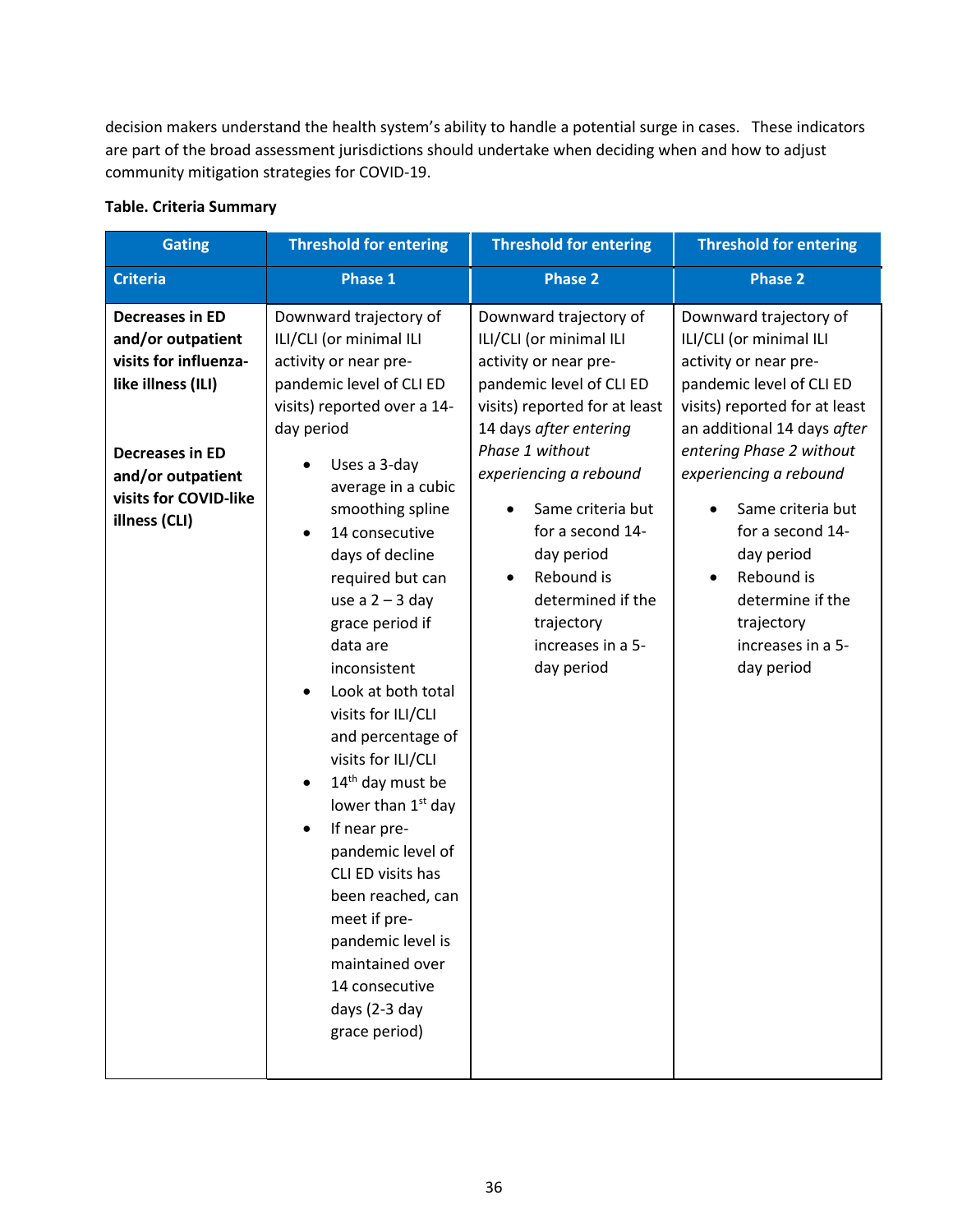decision makers understand the health system's ability to handle a potential surge in cases. These indicators are part of the broad assessment jurisdictions should undertake when deciding when and how to adjust community mitigation strategies for COVID-19.

**Table. Criteria Summary**

| Gating Criteria | Threshold for entering Phase 1 | Threshold for entering Phase 2 | Threshold for entering Phase 2 |
|---|---|---|---|
| **Decreases in ED and/or outpatient visits for influenza-like illness (ILI)**<br><br>**Decreases in ED and/or outpatient visits for COVID-like illness (CLI)** | Downward trajectory of ILI/CLI (or minimal ILI activity or near pre-pandemic level of CLI ED visits) reported over a 14-day period<br>• Uses a 3-day average in a cubic smoothing spline<br>• 14 consecutive days of decline required but can use a 2 – 3 day grace period if data are inconsistent<br>• Look at both total visits for ILI/CLI and percentage of visits for ILI/CLI<br>• 14th day must be lower than 1st day<br>• If near pre-pandemic level of CLI ED visits has been reached, can meet if pre-pandemic level is maintained over 14 consecutive days (2-3 day grace period) | Downward trajectory of ILI/CLI (or minimal ILI activity or near pre-pandemic level of CLI ED visits) reported for at least 14 days *after entering Phase 1 without experiencing a rebound*<br>• Same criteria but for a second 14-day period<br>• Rebound is determined if the trajectory increases in a 5-day period | Downward trajectory of ILI/CLI (or minimal ILI activity or near pre-pandemic level of CLI ED visits) reported for at least an additional 14 days *after entering Phase 2 without experiencing a rebound*<br>• Same criteria but for a second 14-day period<br>• Rebound is determine if the trajectory increases in a 5-day period |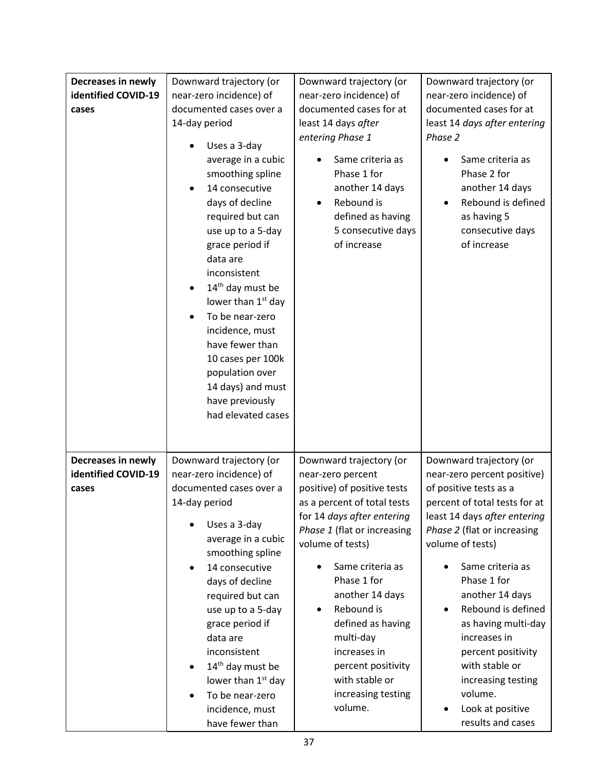| | | | |
|---|---|---|---|
| **Decreases in newly identified COVID-19 cases** | Downward trajectory (or near-zero incidence) of documented cases over a 14-day period<br>• Uses a 3-day average in a cubic smoothing spline<br>• 14 consecutive days of decline required but can use up to a 5-day grace period if data are inconsistent<br>• 14th day must be lower than 1st day<br>• To be near-zero incidence, must have fewer than 10 cases per 100k population over 14 days) and must have previously had elevated cases | Downward trajectory (or near-zero incidence) of documented cases for at least 14 days *after entering Phase 1*<br>• Same criteria as Phase 1 for another 14 days<br>• Rebound is defined as having 5 consecutive days of increase | Downward trajectory (or near-zero incidence) of documented cases for at least 14 *days after entering Phase 2*<br>• Same criteria as Phase 2 for another 14 days<br>• Rebound is defined as having 5 consecutive days of increase |
| **Decreases in newly identified COVID-19 cases** | Downward trajectory (or near-zero incidence) of documented cases over a 14-day period<br>• Uses a 3-day average in a cubic smoothing spline<br>• 14 consecutive days of decline required but can use up to a 5-day grace period if data are inconsistent<br>• 14th day must be lower than 1st day<br>• To be near-zero incidence, must have fewer than | Downward trajectory (or near-zero percent positive) of positive tests as a percent of total tests for 14 *days after entering Phase 1* (flat or increasing volume of tests)<br>• Same criteria as Phase 1 for another 14 days<br>• Rebound is defined as having multi-day increases in percent positivity with stable or increasing testing volume. | Downward trajectory (or near-zero percent positive) of positive tests as a percent of total tests for at least 14 days *after entering Phase 2* (flat or increasing volume of tests)<br>• Same criteria as Phase 1 for another 14 days<br>• Rebound is defined as having multi-day increases in percent positivity with stable or increasing testing volume.<br>• Look at positive results and cases |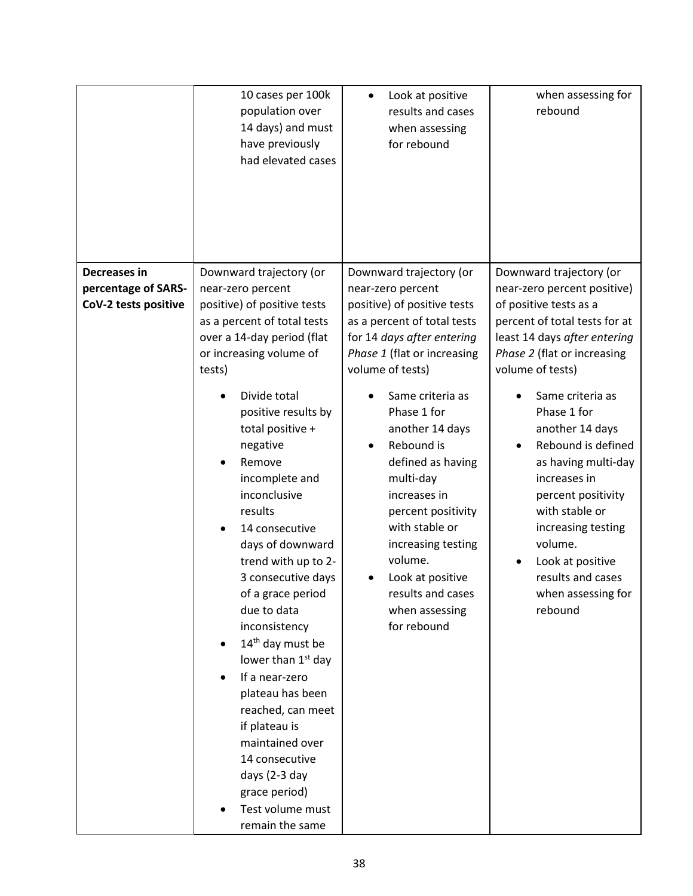| | | | |
|---|---|---|---|
| | 10 cases per 100k population over 14 days) and must have previously had elevated cases | • Look at positive results and cases when assessing for rebound | when assessing for rebound |
| **Decreases in percentage of SARS-CoV-2 tests positive** | Downward trajectory (or near-zero percent positive) of positive tests as a percent of total tests over a 14-day period (flat or increasing volume of tests)<br><br>• Divide total positive results by total positive + negative<br>• Remove incomplete and inconclusive results<br>• 14 consecutive days of downward trend with up to 2-3 consecutive days of a grace period due to data inconsistency<br>• 14th day must be lower than 1st day<br>• If a near-zero plateau has been reached, can meet if plateau is maintained over 14 consecutive days (2-3 day grace period)<br>• Test volume must remain the same | Downward trajectory (or near-zero percent positive) of positive tests as a percent of total tests for 14 *days after entering Phase 1* (flat or increasing volume of tests)<br><br>• Same criteria as Phase 1 for another 14 days<br>• Rebound is defined as having multi-day increases in percent positivity with stable or increasing testing volume.<br>• Look at positive results and cases when assessing for rebound | Downward trajectory (or near-zero percent positive) of positive tests as a percent of total tests for at least 14 days *after entering Phase 2* (flat or increasing volume of tests)<br><br>• Same criteria as Phase 1 for another 14 days<br>• Rebound is defined as having multi-day increases in percent positivity with stable or increasing testing volume.<br>• Look at positive results and cases when assessing for rebound |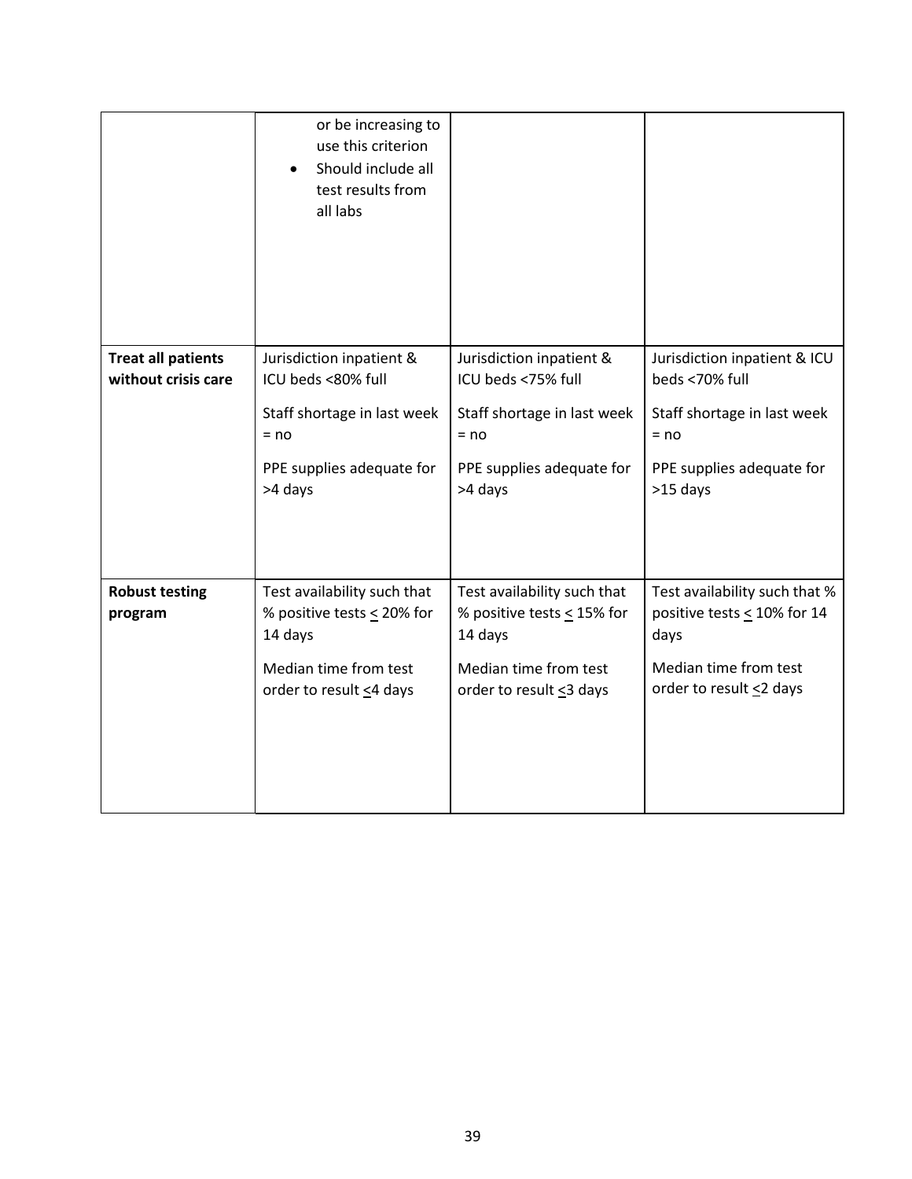| | | | |
|---|---|---|---|
| | or be increasing to use this criterion<br>• Should include all test results from all labs | | |
| **Treat all patients without crisis care** | Jurisdiction inpatient & ICU beds <80% full<br><br>Staff shortage in last week = no<br><br>PPE supplies adequate for >4 days | Jurisdiction inpatient & ICU beds <75% full<br><br>Staff shortage in last week = no<br><br>PPE supplies adequate for >4 days | Jurisdiction inpatient & ICU beds <70% full<br><br>Staff shortage in last week = no<br><br>PPE supplies adequate for >15 days |
| **Robust testing program** | Test availability such that % positive tests $\leq$ 20% for 14 days<br><br>Median time from test order to result $\leq$4 days | Test availability such that % positive tests $\leq$ 15% for 14 days<br><br>Median time from test order to result $\leq$3 days | Test availability such that % positive tests $\leq$ 10% for 14 days<br><br>Median time from test order to result $\leq$2 days |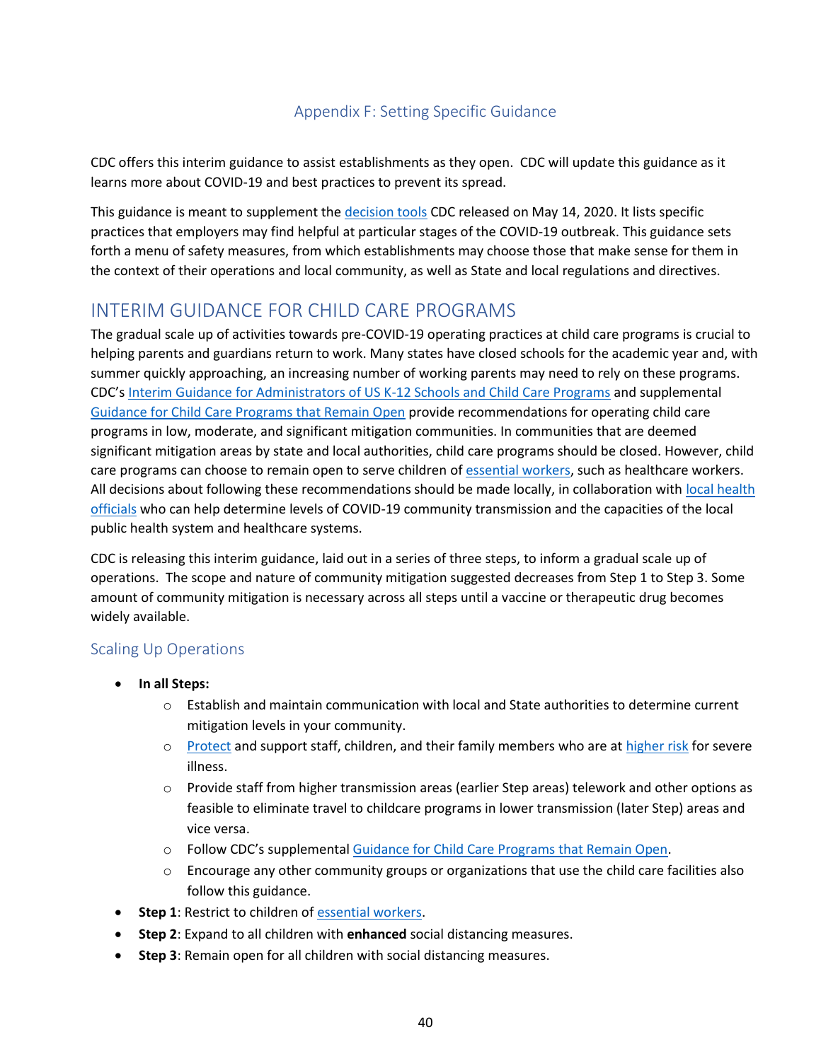## Appendix F: Setting Specific Guidance

CDC offers this interim guidance to assist establishments as they open. CDC will update this guidance as it learns more about COVID-19 and best practices to prevent its spread.

This guidance is meant to supplement the decision tools CDC released on May 14, 2020. It lists specific practices that employers may find helpful at particular stages of the COVID-19 outbreak. This guidance sets forth a menu of safety measures, from which establishments may choose those that make sense for them in the context of their operations and local community, as well as State and local regulations and directives.

# INTERIM GUIDANCE FOR CHILD CARE PROGRAMS

The gradual scale up of activities towards pre-COVID-19 operating practices at child care programs is crucial to helping parents and guardians return to work. Many states have closed schools for the academic year and, with summer quickly approaching, an increasing number of working parents may need to rely on these programs. CDC's Interim Guidance for Administrators of US K-12 Schools and Child Care Programs and supplemental Guidance for Child Care Programs that Remain Open provide recommendations for operating child care programs in low, moderate, and significant mitigation communities. In communities that are deemed significant mitigation areas by state and local authorities, child care programs should be closed. However, child care programs can choose to remain open to serve children of essential workers, such as healthcare workers. All decisions about following these recommendations should be made locally, in collaboration with local health officials who can help determine levels of COVID-19 community transmission and the capacities of the local public health system and healthcare systems.

CDC is releasing this interim guidance, laid out in a series of three steps, to inform a gradual scale up of operations. The scope and nature of community mitigation suggested decreases from Step 1 to Step 3. Some amount of community mitigation is necessary across all steps until a vaccine or therapeutic drug becomes widely available.

## Scaling Up Operations

- **In all Steps:**
  - Establish and maintain communication with local and State authorities to determine current mitigation levels in your community.
  - Protect and support staff, children, and their family members who are at higher risk for severe illness.
  - Provide staff from higher transmission areas (earlier Step areas) telework and other options as feasible to eliminate travel to childcare programs in lower transmission (later Step) areas and vice versa.
  - Follow CDC's supplemental Guidance for Child Care Programs that Remain Open.
  - Encourage any other community groups or organizations that use the child care facilities also follow this guidance.
- **Step 1**: Restrict to children of essential workers.
- **Step 2**: Expand to all children with **enhanced** social distancing measures.
- **Step 3**: Remain open for all children with social distancing measures.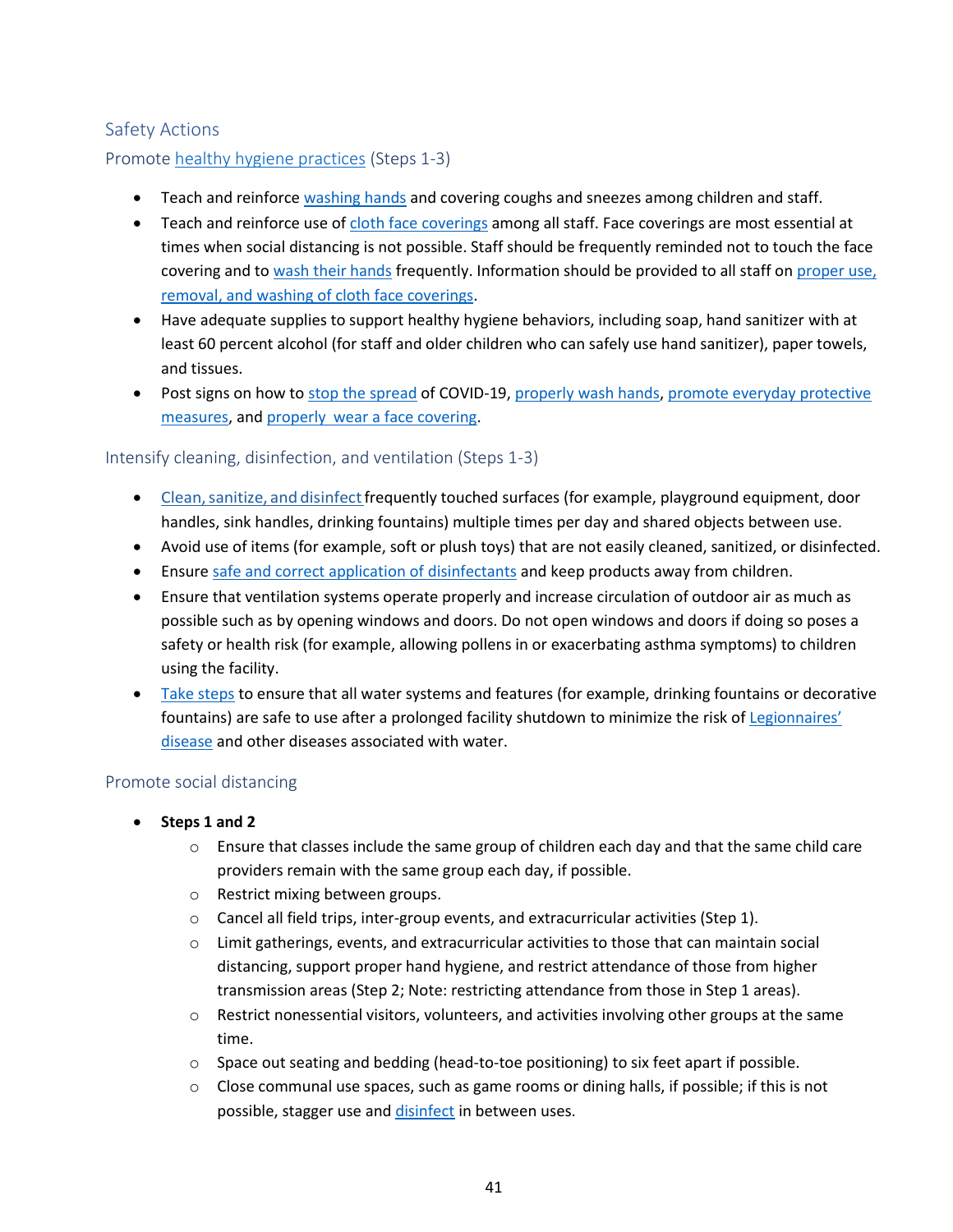## Safety Actions

### Promote healthy hygiene practices (Steps 1-3)

- Teach and reinforce washing hands and covering coughs and sneezes among children and staff.
- Teach and reinforce use of cloth face coverings among all staff. Face coverings are most essential at times when social distancing is not possible. Staff should be frequently reminded not to touch the face covering and to wash their hands frequently. Information should be provided to all staff on proper use, removal, and washing of cloth face coverings.
- Have adequate supplies to support healthy hygiene behaviors, including soap, hand sanitizer with at least 60 percent alcohol (for staff and older children who can safely use hand sanitizer), paper towels, and tissues.
- Post signs on how to stop the spread of COVID-19, properly wash hands, promote everyday protective measures, and properly wear a face covering.

### Intensify cleaning, disinfection, and ventilation (Steps 1-3)

- Clean, sanitize, and disinfect frequently touched surfaces (for example, playground equipment, door handles, sink handles, drinking fountains) multiple times per day and shared objects between use.
- Avoid use of items (for example, soft or plush toys) that are not easily cleaned, sanitized, or disinfected.
- Ensure safe and correct application of disinfectants and keep products away from children.
- Ensure that ventilation systems operate properly and increase circulation of outdoor air as much as possible such as by opening windows and doors. Do not open windows and doors if doing so poses a safety or health risk (for example, allowing pollens in or exacerbating asthma symptoms) to children using the facility.
- Take steps to ensure that all water systems and features (for example, drinking fountains or decorative fountains) are safe to use after a prolonged facility shutdown to minimize the risk of Legionnaires' disease and other diseases associated with water.

### Promote social distancing

- **Steps 1 and 2**
  - Ensure that classes include the same group of children each day and that the same child care providers remain with the same group each day, if possible.
  - Restrict mixing between groups.
  - Cancel all field trips, inter-group events, and extracurricular activities (Step 1).
  - Limit gatherings, events, and extracurricular activities to those that can maintain social distancing, support proper hand hygiene, and restrict attendance of those from higher transmission areas (Step 2; Note: restricting attendance from those in Step 1 areas).
  - Restrict nonessential visitors, volunteers, and activities involving other groups at the same time.
  - Space out seating and bedding (head-to-toe positioning) to six feet apart if possible.
  - Close communal use spaces, such as game rooms or dining halls, if possible; if this is not possible, stagger use and disinfect in between uses.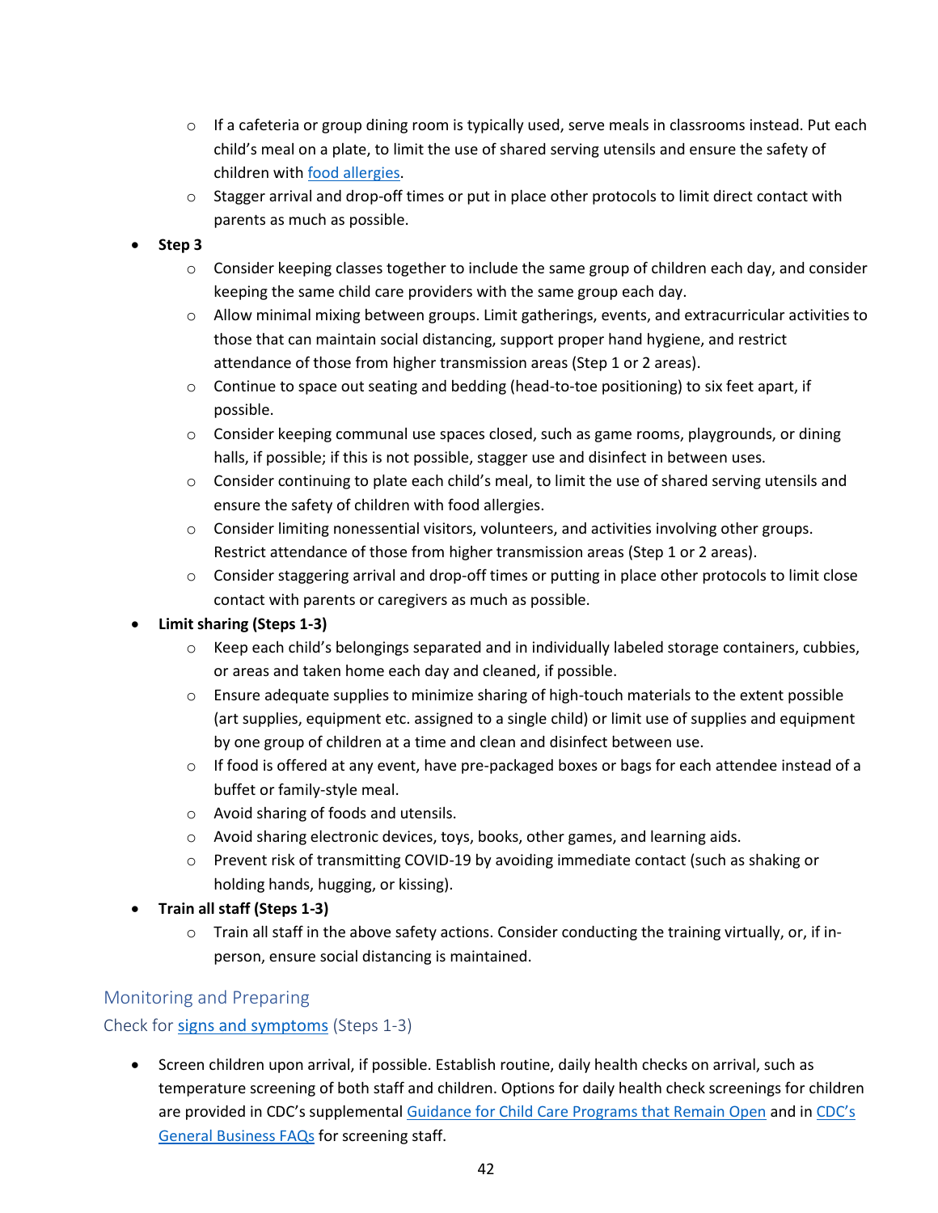- If a cafeteria or group dining room is typically used, serve meals in classrooms instead. Put each child's meal on a plate, to limit the use of shared serving utensils and ensure the safety of children with food allergies.
    - Stagger arrival and drop-off times or put in place other protocols to limit direct contact with parents as much as possible.
- **Step 3**
    - Consider keeping classes together to include the same group of children each day, and consider keeping the same child care providers with the same group each day.
    - Allow minimal mixing between groups. Limit gatherings, events, and extracurricular activities to those that can maintain social distancing, support proper hand hygiene, and restrict attendance of those from higher transmission areas (Step 1 or 2 areas).
    - Continue to space out seating and bedding (head-to-toe positioning) to six feet apart, if possible.
    - Consider keeping communal use spaces closed, such as game rooms, playgrounds, or dining halls, if possible; if this is not possible, stagger use and disinfect in between uses.
    - Consider continuing to plate each child's meal, to limit the use of shared serving utensils and ensure the safety of children with food allergies.
    - Consider limiting nonessential visitors, volunteers, and activities involving other groups. Restrict attendance of those from higher transmission areas (Step 1 or 2 areas).
    - Consider staggering arrival and drop-off times or putting in place other protocols to limit close contact with parents or caregivers as much as possible.
- **Limit sharing (Steps 1-3)**
    - Keep each child's belongings separated and in individually labeled storage containers, cubbies, or areas and taken home each day and cleaned, if possible.
    - Ensure adequate supplies to minimize sharing of high-touch materials to the extent possible (art supplies, equipment etc. assigned to a single child) or limit use of supplies and equipment by one group of children at a time and clean and disinfect between use.
    - If food is offered at any event, have pre-packaged boxes or bags for each attendee instead of a buffet or family-style meal.
    - Avoid sharing of foods and utensils.
    - Avoid sharing electronic devices, toys, books, other games, and learning aids.
    - Prevent risk of transmitting COVID-19 by avoiding immediate contact (such as shaking or holding hands, hugging, or kissing).
- **Train all staff (Steps 1-3)**
    - Train all staff in the above safety actions. Consider conducting the training virtually, or, if in-person, ensure social distancing is maintained.

## Monitoring and Preparing

### Check for signs and symptoms (Steps 1-3)

- Screen children upon arrival, if possible. Establish routine, daily health checks on arrival, such as temperature screening of both staff and children. Options for daily health check screenings for children are provided in CDC's supplemental Guidance for Child Care Programs that Remain Open and in CDC's General Business FAQs for screening staff.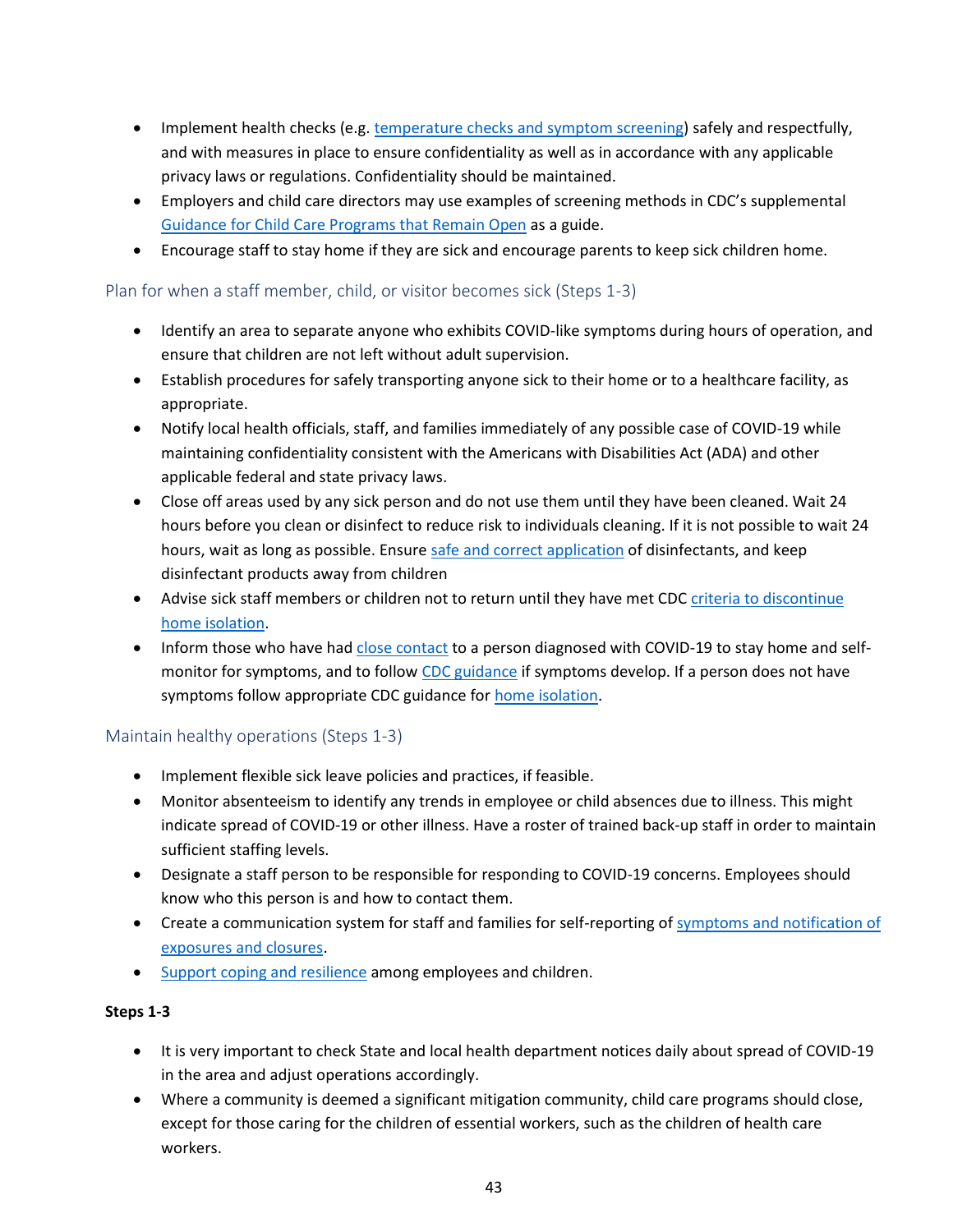- Implement health checks (e.g. temperature checks and symptom screening) safely and respectfully, and with measures in place to ensure confidentiality as well as in accordance with any applicable privacy laws or regulations. Confidentiality should be maintained.
- Employers and child care directors may use examples of screening methods in CDC's supplemental Guidance for Child Care Programs that Remain Open as a guide.
- Encourage staff to stay home if they are sick and encourage parents to keep sick children home.

### Plan for when a staff member, child, or visitor becomes sick (Steps 1-3)

- Identify an area to separate anyone who exhibits COVID-like symptoms during hours of operation, and ensure that children are not left without adult supervision.
- Establish procedures for safely transporting anyone sick to their home or to a healthcare facility, as appropriate.
- Notify local health officials, staff, and families immediately of any possible case of COVID-19 while maintaining confidentiality consistent with the Americans with Disabilities Act (ADA) and other applicable federal and state privacy laws.
- Close off areas used by any sick person and do not use them until they have been cleaned. Wait 24 hours before you clean or disinfect to reduce risk to individuals cleaning. If it is not possible to wait 24 hours, wait as long as possible. Ensure safe and correct application of disinfectants, and keep disinfectant products away from children
- Advise sick staff members or children not to return until they have met CDC criteria to discontinue home isolation.
- Inform those who have had close contact to a person diagnosed with COVID-19 to stay home and self-monitor for symptoms, and to follow CDC guidance if symptoms develop. If a person does not have symptoms follow appropriate CDC guidance for home isolation.

### Maintain healthy operations (Steps 1-3)

- Implement flexible sick leave policies and practices, if feasible.
- Monitor absenteeism to identify any trends in employee or child absences due to illness. This might indicate spread of COVID-19 or other illness. Have a roster of trained back-up staff in order to maintain sufficient staffing levels.
- Designate a staff person to be responsible for responding to COVID-19 concerns. Employees should know who this person is and how to contact them.
- Create a communication system for staff and families for self-reporting of symptoms and notification of exposures and closures.
- Support coping and resilience among employees and children.

**Steps 1-3**

- It is very important to check State and local health department notices daily about spread of COVID-19 in the area and adjust operations accordingly.
- Where a community is deemed a significant mitigation community, child care programs should close, except for those caring for the children of essential workers, such as the children of health care workers.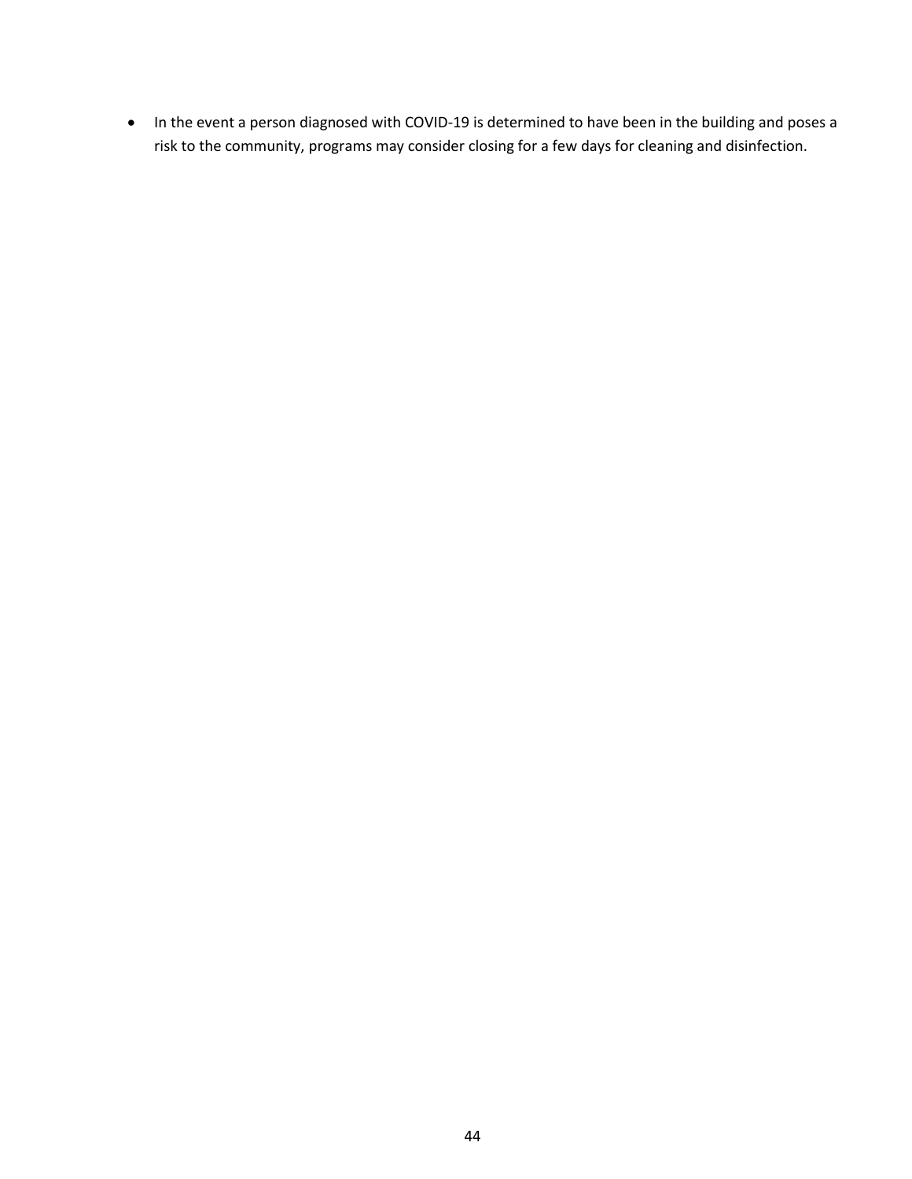- In the event a person diagnosed with COVID-19 is determined to have been in the building and poses a risk to the community, programs may consider closing for a few days for cleaning and disinfection.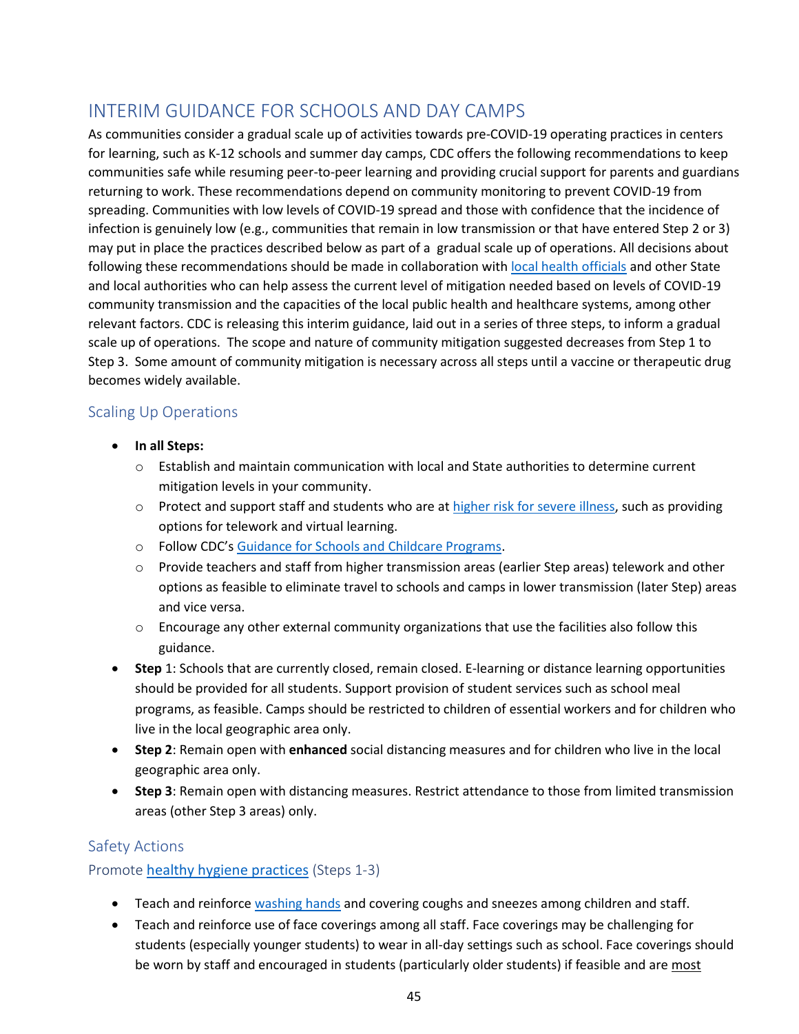# INTERIM GUIDANCE FOR SCHOOLS AND DAY CAMPS

As communities consider a gradual scale up of activities towards pre-COVID-19 operating practices in centers for learning, such as K-12 schools and summer day camps, CDC offers the following recommendations to keep communities safe while resuming peer-to-peer learning and providing crucial support for parents and guardians returning to work. These recommendations depend on community monitoring to prevent COVID-19 from spreading. Communities with low levels of COVID-19 spread and those with confidence that the incidence of infection is genuinely low (e.g., communities that remain in low transmission or that have entered Step 2 or 3) may put in place the practices described below as part of a gradual scale up of operations. All decisions about following these recommendations should be made in collaboration with local health officials and other State and local authorities who can help assess the current level of mitigation needed based on levels of COVID-19 community transmission and the capacities of the local public health and healthcare systems, among other relevant factors. CDC is releasing this interim guidance, laid out in a series of three steps, to inform a gradual scale up of operations. The scope and nature of community mitigation suggested decreases from Step 1 to Step 3. Some amount of community mitigation is necessary across all steps until a vaccine or therapeutic drug becomes widely available.

## Scaling Up Operations

- **In all Steps:**
  - Establish and maintain communication with local and State authorities to determine current mitigation levels in your community.
  - Protect and support staff and students who are at higher risk for severe illness, such as providing options for telework and virtual learning.
  - Follow CDC's Guidance for Schools and Childcare Programs.
  - Provide teachers and staff from higher transmission areas (earlier Step areas) telework and other options as feasible to eliminate travel to schools and camps in lower transmission (later Step) areas and vice versa.
  - Encourage any other external community organizations that use the facilities also follow this guidance.
- **Step** 1: Schools that are currently closed, remain closed. E-learning or distance learning opportunities should be provided for all students. Support provision of student services such as school meal programs, as feasible. Camps should be restricted to children of essential workers and for children who live in the local geographic area only.
- **Step 2**: Remain open with **enhanced** social distancing measures and for children who live in the local geographic area only.
- **Step 3**: Remain open with distancing measures. Restrict attendance to those from limited transmission areas (other Step 3 areas) only.

## Safety Actions

### Promote healthy hygiene practices (Steps 1-3)

- Teach and reinforce washing hands and covering coughs and sneezes among children and staff.
- Teach and reinforce use of face coverings among all staff. Face coverings may be challenging for students (especially younger students) to wear in all-day settings such as school. Face coverings should be worn by staff and encouraged in students (particularly older students) if feasible and are most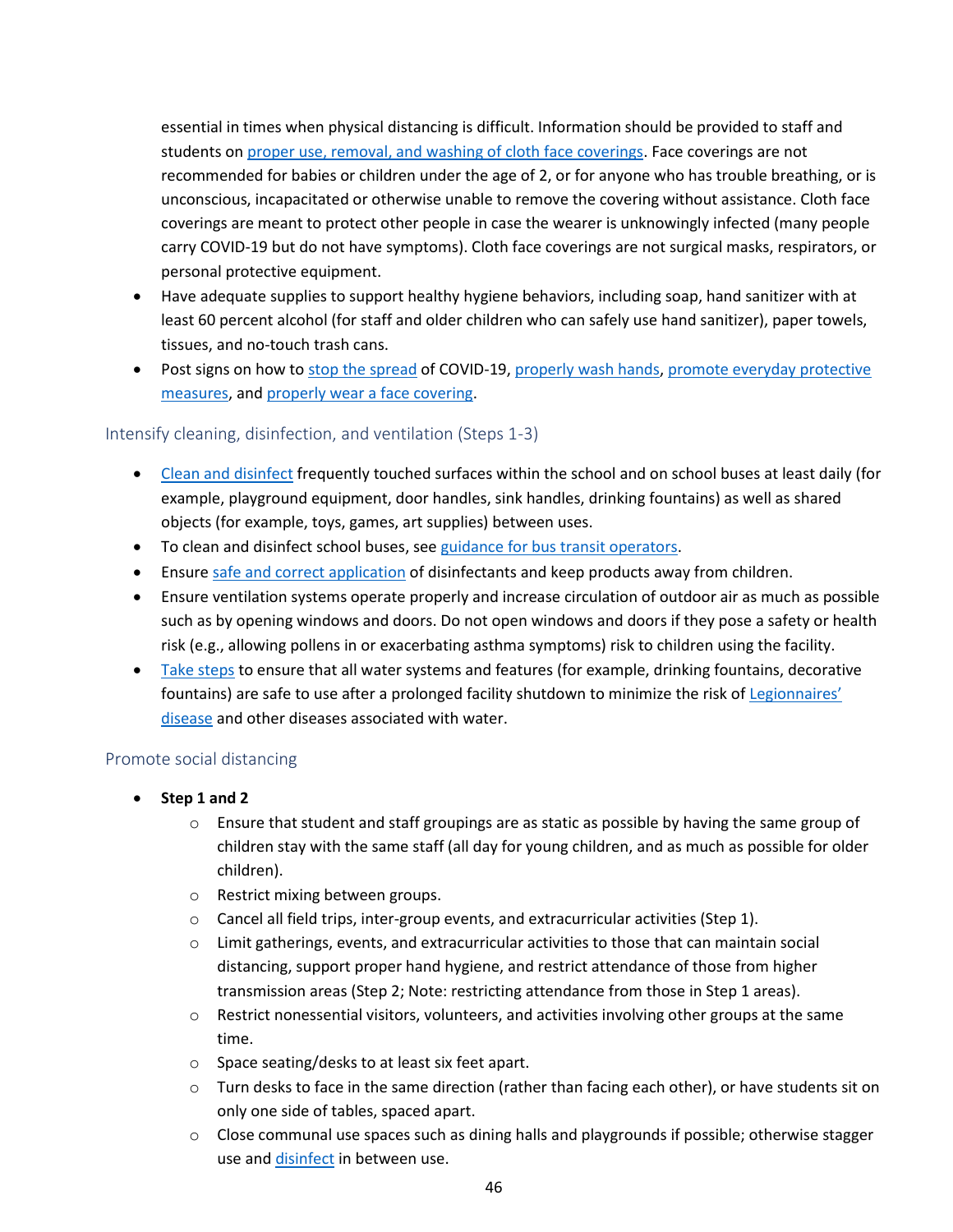essential in times when physical distancing is difficult. Information should be provided to staff and students on proper use, removal, and washing of cloth face coverings. Face coverings are not recommended for babies or children under the age of 2, or for anyone who has trouble breathing, or is unconscious, incapacitated or otherwise unable to remove the covering without assistance. Cloth face coverings are meant to protect other people in case the wearer is unknowingly infected (many people carry COVID-19 but do not have symptoms). Cloth face coverings are not surgical masks, respirators, or personal protective equipment.

- Have adequate supplies to support healthy hygiene behaviors, including soap, hand sanitizer with at least 60 percent alcohol (for staff and older children who can safely use hand sanitizer), paper towels, tissues, and no-touch trash cans.
- Post signs on how to stop the spread of COVID-19, properly wash hands, promote everyday protective measures, and properly wear a face covering.

### Intensify cleaning, disinfection, and ventilation (Steps 1-3)

- Clean and disinfect frequently touched surfaces within the school and on school buses at least daily (for example, playground equipment, door handles, sink handles, drinking fountains) as well as shared objects (for example, toys, games, art supplies) between uses.
- To clean and disinfect school buses, see guidance for bus transit operators.
- Ensure safe and correct application of disinfectants and keep products away from children.
- Ensure ventilation systems operate properly and increase circulation of outdoor air as much as possible such as by opening windows and doors. Do not open windows and doors if they pose a safety or health risk (e.g., allowing pollens in or exacerbating asthma symptoms) risk to children using the facility.
- Take steps to ensure that all water systems and features (for example, drinking fountains, decorative fountains) are safe to use after a prolonged facility shutdown to minimize the risk of Legionnaires' disease and other diseases associated with water.

### Promote social distancing

- **Step 1 and 2**
  - Ensure that student and staff groupings are as static as possible by having the same group of children stay with the same staff (all day for young children, and as much as possible for older children).
  - Restrict mixing between groups.
  - Cancel all field trips, inter-group events, and extracurricular activities (Step 1).
  - Limit gatherings, events, and extracurricular activities to those that can maintain social distancing, support proper hand hygiene, and restrict attendance of those from higher transmission areas (Step 2; Note: restricting attendance from those in Step 1 areas).
  - Restrict nonessential visitors, volunteers, and activities involving other groups at the same time.
  - Space seating/desks to at least six feet apart.
  - Turn desks to face in the same direction (rather than facing each other), or have students sit on only one side of tables, spaced apart.
  - Close communal use spaces such as dining halls and playgrounds if possible; otherwise stagger use and disinfect in between use.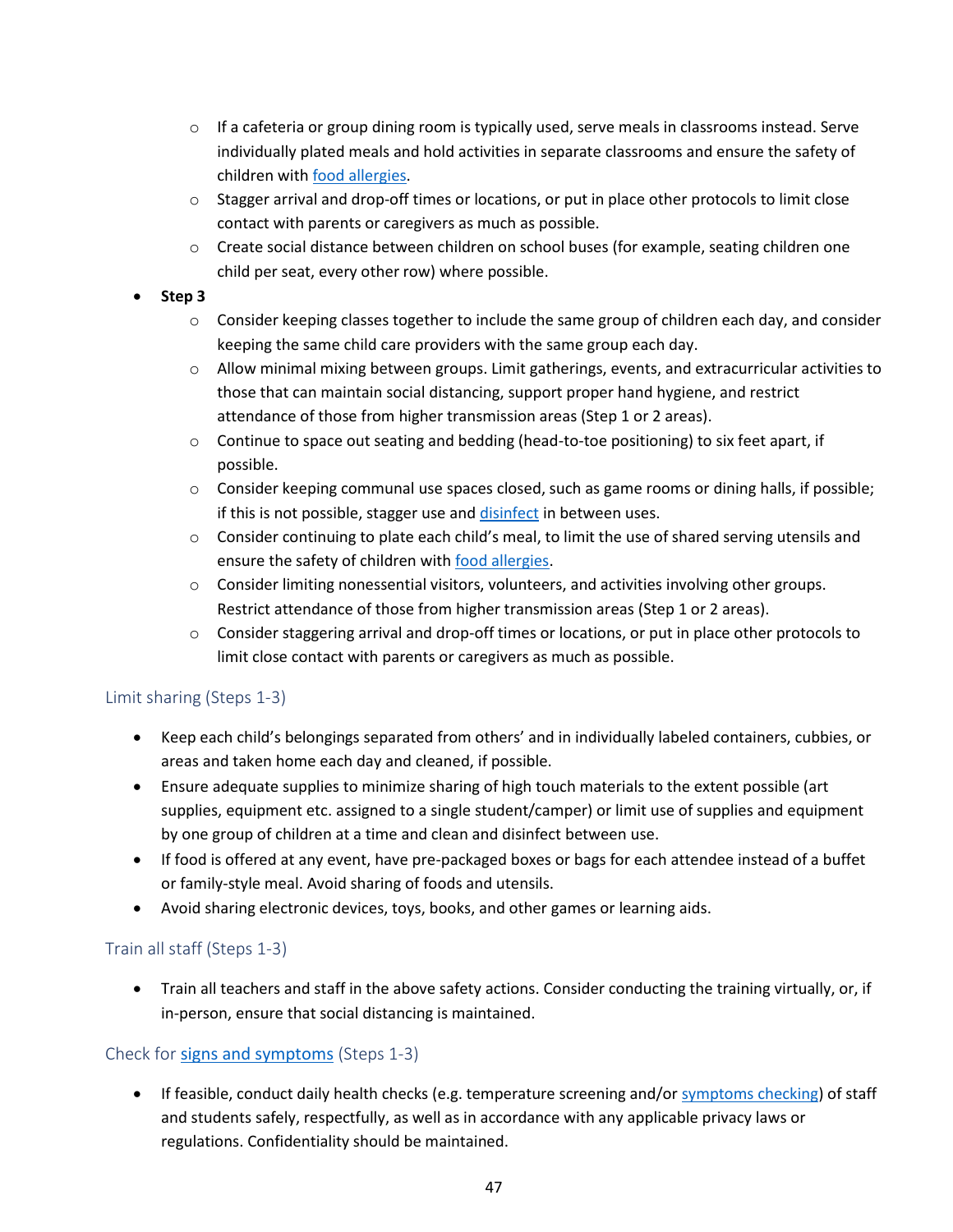- If a cafeteria or group dining room is typically used, serve meals in classrooms instead. Serve individually plated meals and hold activities in separate classrooms and ensure the safety of children with food allergies.
    - Stagger arrival and drop-off times or locations, or put in place other protocols to limit close contact with parents or caregivers as much as possible.
    - Create social distance between children on school buses (for example, seating children one child per seat, every other row) where possible.
- **Step 3**
    - Consider keeping classes together to include the same group of children each day, and consider keeping the same child care providers with the same group each day.
    - Allow minimal mixing between groups. Limit gatherings, events, and extracurricular activities to those that can maintain social distancing, support proper hand hygiene, and restrict attendance of those from higher transmission areas (Step 1 or 2 areas).
    - Continue to space out seating and bedding (head-to-toe positioning) to six feet apart, if possible.
    - Consider keeping communal use spaces closed, such as game rooms or dining halls, if possible; if this is not possible, stagger use and disinfect in between uses.
    - Consider continuing to plate each child's meal, to limit the use of shared serving utensils and ensure the safety of children with food allergies.
    - Consider limiting nonessential visitors, volunteers, and activities involving other groups. Restrict attendance of those from higher transmission areas (Step 1 or 2 areas).
    - Consider staggering arrival and drop-off times or locations, or put in place other protocols to limit close contact with parents or caregivers as much as possible.

### Limit sharing (Steps 1-3)

- Keep each child's belongings separated from others' and in individually labeled containers, cubbies, or areas and taken home each day and cleaned, if possible.
- Ensure adequate supplies to minimize sharing of high touch materials to the extent possible (art supplies, equipment etc. assigned to a single student/camper) or limit use of supplies and equipment by one group of children at a time and clean and disinfect between use.
- If food is offered at any event, have pre-packaged boxes or bags for each attendee instead of a buffet or family-style meal. Avoid sharing of foods and utensils.
- Avoid sharing electronic devices, toys, books, and other games or learning aids.

### Train all staff (Steps 1-3)

- Train all teachers and staff in the above safety actions. Consider conducting the training virtually, or, if in-person, ensure that social distancing is maintained.

### Check for signs and symptoms (Steps 1-3)

- If feasible, conduct daily health checks (e.g. temperature screening and/or symptoms checking) of staff and students safely, respectfully, as well as in accordance with any applicable privacy laws or regulations. Confidentiality should be maintained.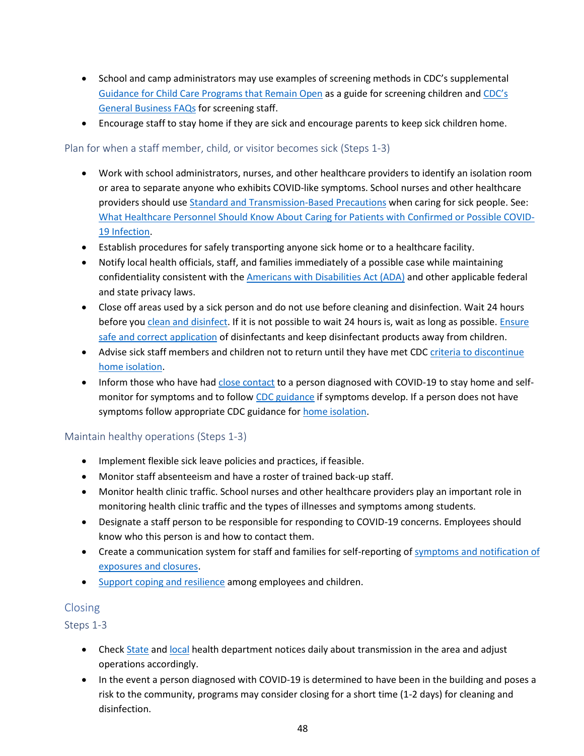- School and camp administrators may use examples of screening methods in CDC's supplemental Guidance for Child Care Programs that Remain Open as a guide for screening children and CDC's General Business FAQs for screening staff.
- Encourage staff to stay home if they are sick and encourage parents to keep sick children home.

### Plan for when a staff member, child, or visitor becomes sick (Steps 1-3)

- Work with school administrators, nurses, and other healthcare providers to identify an isolation room or area to separate anyone who exhibits COVID-like symptoms. School nurses and other healthcare providers should use Standard and Transmission-Based Precautions when caring for sick people. See: What Healthcare Personnel Should Know About Caring for Patients with Confirmed or Possible COVID-19 Infection.
- Establish procedures for safely transporting anyone sick home or to a healthcare facility.
- Notify local health officials, staff, and families immediately of a possible case while maintaining confidentiality consistent with the Americans with Disabilities Act (ADA) and other applicable federal and state privacy laws.
- Close off areas used by a sick person and do not use before cleaning and disinfection. Wait 24 hours before you clean and disinfect. If it is not possible to wait 24 hours is, wait as long as possible. Ensure safe and correct application of disinfectants and keep disinfectant products away from children.
- Advise sick staff members and children not to return until they have met CDC criteria to discontinue home isolation.
- Inform those who have had close contact to a person diagnosed with COVID-19 to stay home and self-monitor for symptoms and to follow CDC guidance if symptoms develop. If a person does not have symptoms follow appropriate CDC guidance for home isolation.

### Maintain healthy operations (Steps 1-3)

- Implement flexible sick leave policies and practices, if feasible.
- Monitor staff absenteeism and have a roster of trained back-up staff.
- Monitor health clinic traffic. School nurses and other healthcare providers play an important role in monitoring health clinic traffic and the types of illnesses and symptoms among students.
- Designate a staff person to be responsible for responding to COVID-19 concerns. Employees should know who this person is and how to contact them.
- Create a communication system for staff and families for self-reporting of symptoms and notification of exposures and closures.
- Support coping and resilience among employees and children.

## Closing

### Steps 1-3

- Check State and local health department notices daily about transmission in the area and adjust operations accordingly.
- In the event a person diagnosed with COVID-19 is determined to have been in the building and poses a risk to the community, programs may consider closing for a short time (1-2 days) for cleaning and disinfection.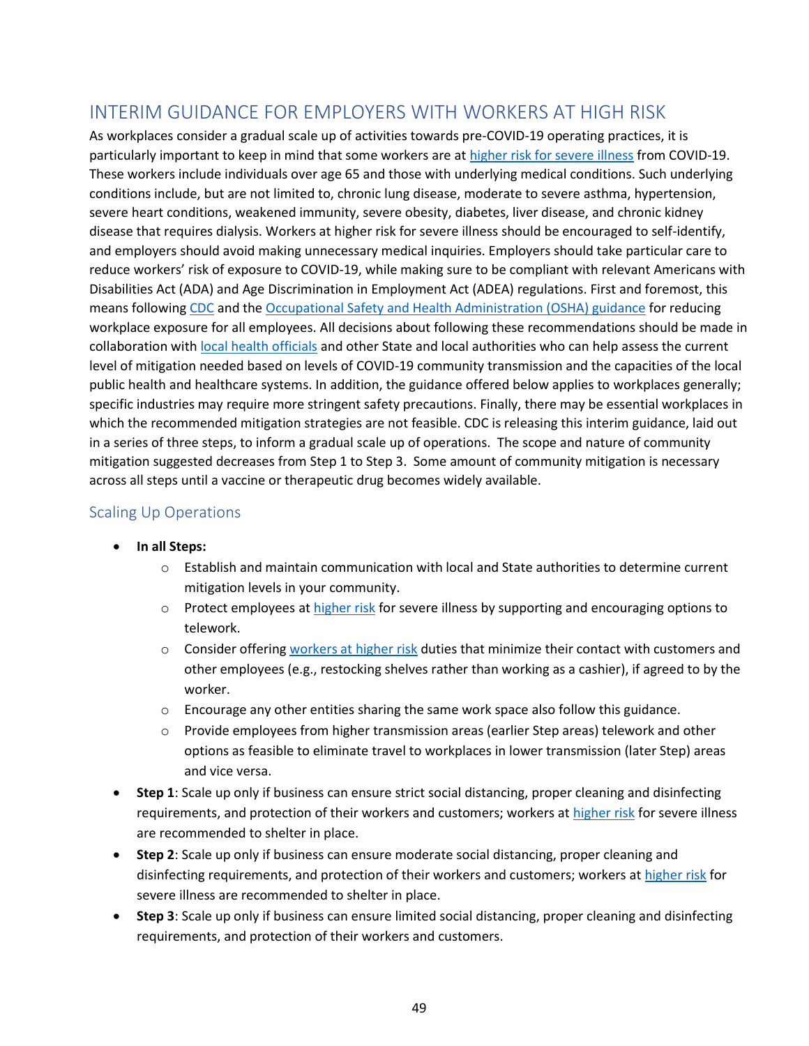## INTERIM GUIDANCE FOR EMPLOYERS WITH WORKERS AT HIGH RISK

As workplaces consider a gradual scale up of activities towards pre-COVID-19 operating practices, it is particularly important to keep in mind that some workers are at higher risk for severe illness from COVID-19. These workers include individuals over age 65 and those with underlying medical conditions. Such underlying conditions include, but are not limited to, chronic lung disease, moderate to severe asthma, hypertension, severe heart conditions, weakened immunity, severe obesity, diabetes, liver disease, and chronic kidney disease that requires dialysis. Workers at higher risk for severe illness should be encouraged to self-identify, and employers should avoid making unnecessary medical inquiries. Employers should take particular care to reduce workers' risk of exposure to COVID-19, while making sure to be compliant with relevant Americans with Disabilities Act (ADA) and Age Discrimination in Employment Act (ADEA) regulations. First and foremost, this means following CDC and the Occupational Safety and Health Administration (OSHA) guidance for reducing workplace exposure for all employees. All decisions about following these recommendations should be made in collaboration with local health officials and other State and local authorities who can help assess the current level of mitigation needed based on levels of COVID-19 community transmission and the capacities of the local public health and healthcare systems. In addition, the guidance offered below applies to workplaces generally; specific industries may require more stringent safety precautions. Finally, there may be essential workplaces in which the recommended mitigation strategies are not feasible. CDC is releasing this interim guidance, laid out in a series of three steps, to inform a gradual scale up of operations. The scope and nature of community mitigation suggested decreases from Step 1 to Step 3. Some amount of community mitigation is necessary across all steps until a vaccine or therapeutic drug becomes widely available.

### Scaling Up Operations

- **In all Steps:**
  - Establish and maintain communication with local and State authorities to determine current mitigation levels in your community.
  - Protect employees at higher risk for severe illness by supporting and encouraging options to telework.
  - Consider offering workers at higher risk duties that minimize their contact with customers and other employees (e.g., restocking shelves rather than working as a cashier), if agreed to by the worker.
  - Encourage any other entities sharing the same work space also follow this guidance.
  - Provide employees from higher transmission areas (earlier Step areas) telework and other options as feasible to eliminate travel to workplaces in lower transmission (later Step) areas and vice versa.
- **Step 1**: Scale up only if business can ensure strict social distancing, proper cleaning and disinfecting requirements, and protection of their workers and customers; workers at higher risk for severe illness are recommended to shelter in place.
- **Step 2**: Scale up only if business can ensure moderate social distancing, proper cleaning and disinfecting requirements, and protection of their workers and customers; workers at higher risk for severe illness are recommended to shelter in place.
- **Step 3**: Scale up only if business can ensure limited social distancing, proper cleaning and disinfecting requirements, and protection of their workers and customers.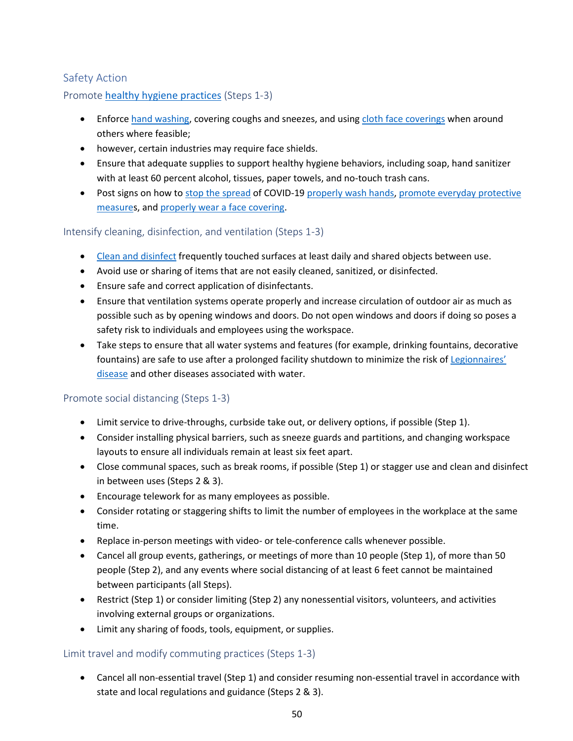## Safety Action

### Promote healthy hygiene practices (Steps 1-3)

- Enforce hand washing, covering coughs and sneezes, and using cloth face coverings when around others where feasible;
- however, certain industries may require face shields.
- Ensure that adequate supplies to support healthy hygiene behaviors, including soap, hand sanitizer with at least 60 percent alcohol, tissues, paper towels, and no-touch trash cans.
- Post signs on how to stop the spread of COVID-19 properly wash hands, promote everyday protective measures, and properly wear a face covering.

### Intensify cleaning, disinfection, and ventilation (Steps 1-3)

- Clean and disinfect frequently touched surfaces at least daily and shared objects between use.
- Avoid use or sharing of items that are not easily cleaned, sanitized, or disinfected.
- Ensure safe and correct application of disinfectants.
- Ensure that ventilation systems operate properly and increase circulation of outdoor air as much as possible such as by opening windows and doors. Do not open windows and doors if doing so poses a safety risk to individuals and employees using the workspace.
- Take steps to ensure that all water systems and features (for example, drinking fountains, decorative fountains) are safe to use after a prolonged facility shutdown to minimize the risk of Legionnaires' disease and other diseases associated with water.

### Promote social distancing (Steps 1-3)

- Limit service to drive-throughs, curbside take out, or delivery options, if possible (Step 1).
- Consider installing physical barriers, such as sneeze guards and partitions, and changing workspace layouts to ensure all individuals remain at least six feet apart.
- Close communal spaces, such as break rooms, if possible (Step 1) or stagger use and clean and disinfect in between uses (Steps 2 & 3).
- Encourage telework for as many employees as possible.
- Consider rotating or staggering shifts to limit the number of employees in the workplace at the same time.
- Replace in-person meetings with video- or tele-conference calls whenever possible.
- Cancel all group events, gatherings, or meetings of more than 10 people (Step 1), of more than 50 people (Step 2), and any events where social distancing of at least 6 feet cannot be maintained between participants (all Steps).
- Restrict (Step 1) or consider limiting (Step 2) any nonessential visitors, volunteers, and activities involving external groups or organizations.
- Limit any sharing of foods, tools, equipment, or supplies.

### Limit travel and modify commuting practices (Steps 1-3)

- Cancel all non-essential travel (Step 1) and consider resuming non-essential travel in accordance with state and local regulations and guidance (Steps 2 & 3).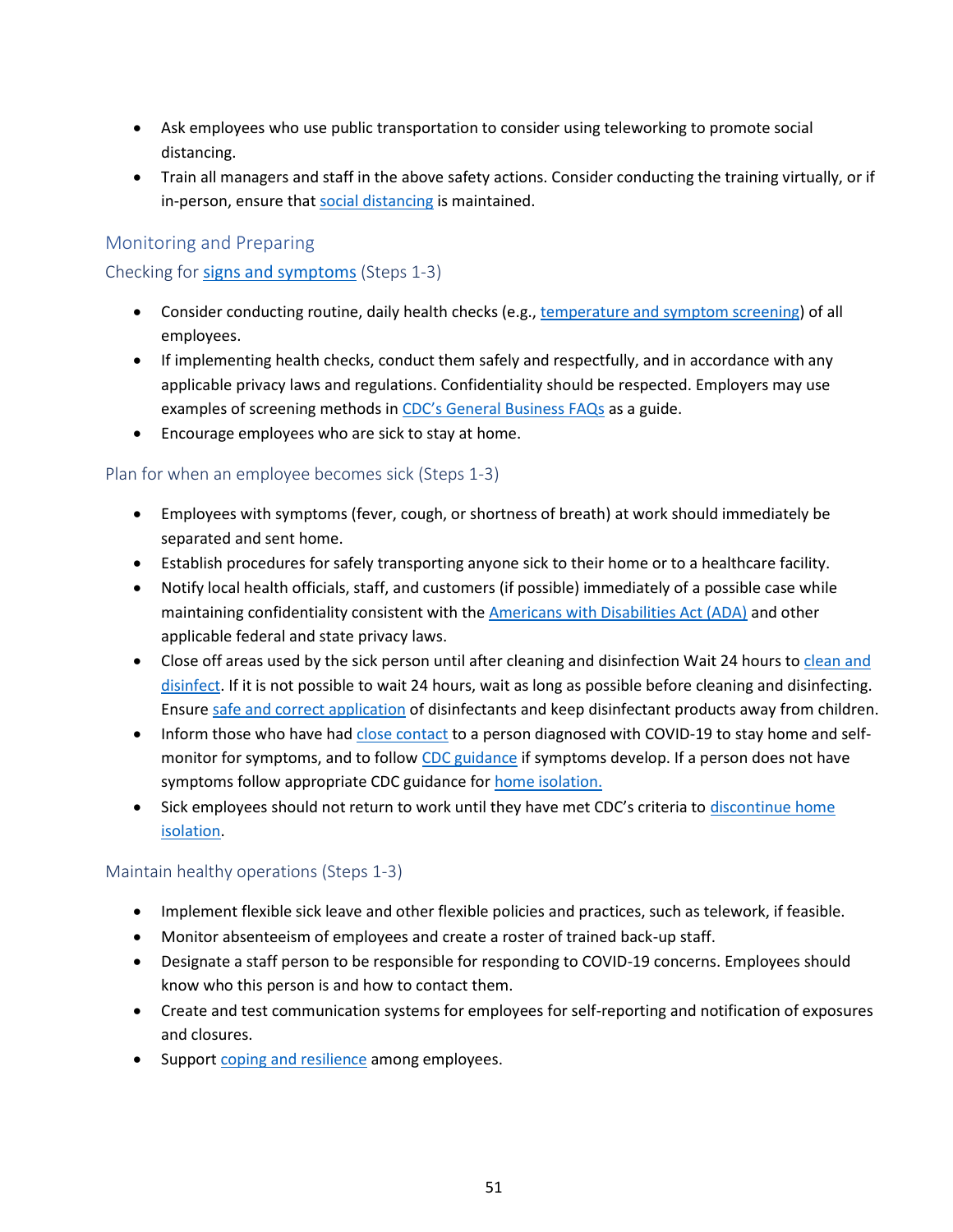- Ask employees who use public transportation to consider using teleworking to promote social distancing.
- Train all managers and staff in the above safety actions. Consider conducting the training virtually, or if in-person, ensure that social distancing is maintained.

## Monitoring and Preparing

### Checking for signs and symptoms (Steps 1-3)

- Consider conducting routine, daily health checks (e.g., temperature and symptom screening) of all employees.
- If implementing health checks, conduct them safely and respectfully, and in accordance with any applicable privacy laws and regulations. Confidentiality should be respected. Employers may use examples of screening methods in CDC's General Business FAQs as a guide.
- Encourage employees who are sick to stay at home.

### Plan for when an employee becomes sick (Steps 1-3)

- Employees with symptoms (fever, cough, or shortness of breath) at work should immediately be separated and sent home.
- Establish procedures for safely transporting anyone sick to their home or to a healthcare facility.
- Notify local health officials, staff, and customers (if possible) immediately of a possible case while maintaining confidentiality consistent with the Americans with Disabilities Act (ADA) and other applicable federal and state privacy laws.
- Close off areas used by the sick person until after cleaning and disinfection Wait 24 hours to clean and disinfect. If it is not possible to wait 24 hours, wait as long as possible before cleaning and disinfecting. Ensure safe and correct application of disinfectants and keep disinfectant products away from children.
- Inform those who have had close contact to a person diagnosed with COVID-19 to stay home and self-monitor for symptoms, and to follow CDC guidance if symptoms develop. If a person does not have symptoms follow appropriate CDC guidance for home isolation.
- Sick employees should not return to work until they have met CDC's criteria to discontinue home isolation.

### Maintain healthy operations (Steps 1-3)

- Implement flexible sick leave and other flexible policies and practices, such as telework, if feasible.
- Monitor absenteeism of employees and create a roster of trained back-up staff.
- Designate a staff person to be responsible for responding to COVID-19 concerns. Employees should know who this person is and how to contact them.
- Create and test communication systems for employees for self-reporting and notification of exposures and closures.
- Support coping and resilience among employees.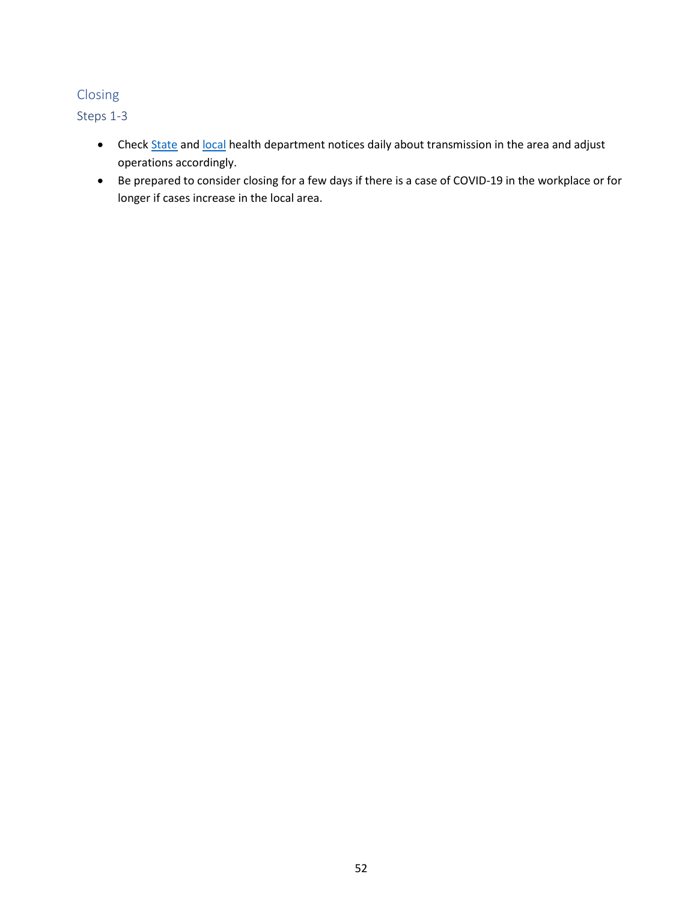## Closing

### Steps 1-3

- Check State and local health department notices daily about transmission in the area and adjust operations accordingly.
- Be prepared to consider closing for a few days if there is a case of COVID-19 in the workplace or for longer if cases increase in the local area.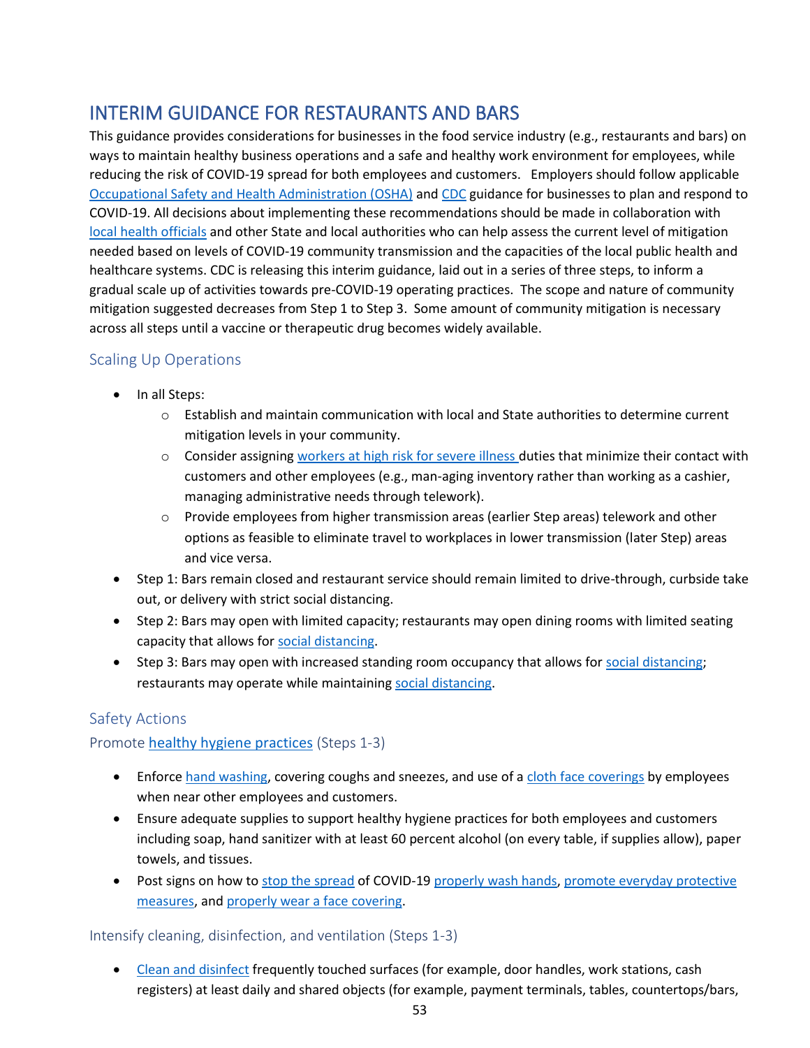# INTERIM GUIDANCE FOR RESTAURANTS AND BARS

This guidance provides considerations for businesses in the food service industry (e.g., restaurants and bars) on ways to maintain healthy business operations and a safe and healthy work environment for employees, while reducing the risk of COVID-19 spread for both employees and customers. Employers should follow applicable Occupational Safety and Health Administration (OSHA) and CDC guidance for businesses to plan and respond to COVID-19. All decisions about implementing these recommendations should be made in collaboration with local health officials and other State and local authorities who can help assess the current level of mitigation needed based on levels of COVID-19 community transmission and the capacities of the local public health and healthcare systems. CDC is releasing this interim guidance, laid out in a series of three steps, to inform a gradual scale up of activities towards pre-COVID-19 operating practices. The scope and nature of community mitigation suggested decreases from Step 1 to Step 3. Some amount of community mitigation is necessary across all steps until a vaccine or therapeutic drug becomes widely available.

## Scaling Up Operations

- In all Steps:
  - Establish and maintain communication with local and State authorities to determine current mitigation levels in your community.
  - Consider assigning workers at high risk for severe illness duties that minimize their contact with customers and other employees (e.g., man-aging inventory rather than working as a cashier, managing administrative needs through telework).
  - Provide employees from higher transmission areas (earlier Step areas) telework and other options as feasible to eliminate travel to workplaces in lower transmission (later Step) areas and vice versa.
- Step 1: Bars remain closed and restaurant service should remain limited to drive-through, curbside take out, or delivery with strict social distancing.
- Step 2: Bars may open with limited capacity; restaurants may open dining rooms with limited seating capacity that allows for social distancing.
- Step 3: Bars may open with increased standing room occupancy that allows for social distancing; restaurants may operate while maintaining social distancing.

## Safety Actions

### Promote healthy hygiene practices (Steps 1-3)

- Enforce hand washing, covering coughs and sneezes, and use of a cloth face coverings by employees when near other employees and customers.
- Ensure adequate supplies to support healthy hygiene practices for both employees and customers including soap, hand sanitizer with at least 60 percent alcohol (on every table, if supplies allow), paper towels, and tissues.
- Post signs on how to stop the spread of COVID-19 properly wash hands, promote everyday protective measures, and properly wear a face covering.

### Intensify cleaning, disinfection, and ventilation (Steps 1-3)

- Clean and disinfect frequently touched surfaces (for example, door handles, work stations, cash registers) at least daily and shared objects (for example, payment terminals, tables, countertops/bars,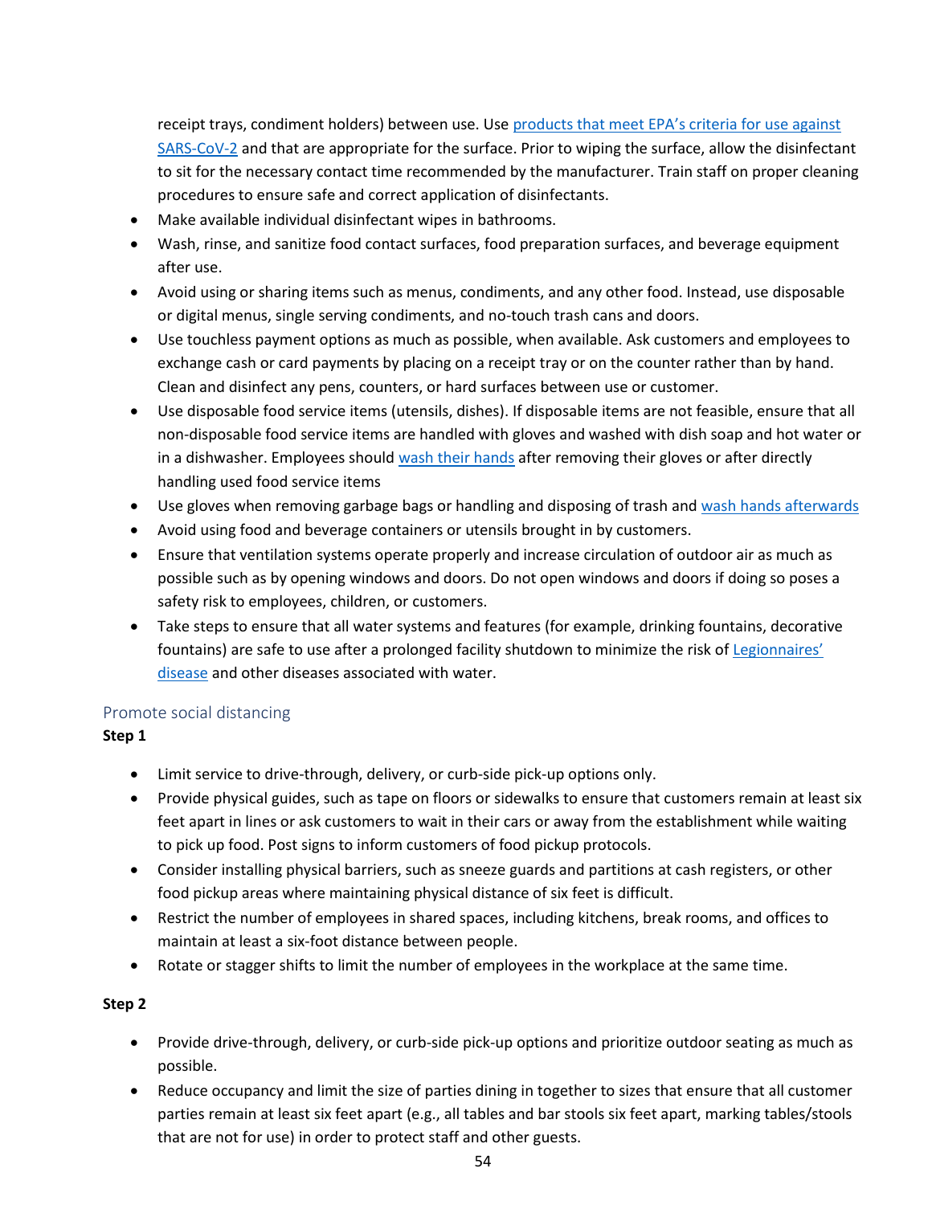receipt trays, condiment holders) between use. Use [products that meet EPA's criteria for use against SARS-CoV-2]() and that are appropriate for the surface. Prior to wiping the surface, allow the disinfectant to sit for the necessary contact time recommended by the manufacturer. Train staff on proper cleaning procedures to ensure safe and correct application of disinfectants.

- Make available individual disinfectant wipes in bathrooms.
- Wash, rinse, and sanitize food contact surfaces, food preparation surfaces, and beverage equipment after use.
- Avoid using or sharing items such as menus, condiments, and any other food. Instead, use disposable or digital menus, single serving condiments, and no-touch trash cans and doors.
- Use touchless payment options as much as possible, when available. Ask customers and employees to exchange cash or card payments by placing on a receipt tray or on the counter rather than by hand. Clean and disinfect any pens, counters, or hard surfaces between use or customer.
- Use disposable food service items (utensils, dishes). If disposable items are not feasible, ensure that all non-disposable food service items are handled with gloves and washed with dish soap and hot water or in a dishwasher. Employees should [wash their hands]() after removing their gloves or after directly handling used food service items
- Use gloves when removing garbage bags or handling and disposing of trash and [wash hands afterwards]()
- Avoid using food and beverage containers or utensils brought in by customers.
- Ensure that ventilation systems operate properly and increase circulation of outdoor air as much as possible such as by opening windows and doors. Do not open windows and doors if doing so poses a safety risk to employees, children, or customers.
- Take steps to ensure that all water systems and features (for example, drinking fountains, decorative fountains) are safe to use after a prolonged facility shutdown to minimize the risk of [Legionnaires' disease]() and other diseases associated with water.

## Promote social distancing

**Step 1**

- Limit service to drive-through, delivery, or curb-side pick-up options only.
- Provide physical guides, such as tape on floors or sidewalks to ensure that customers remain at least six feet apart in lines or ask customers to wait in their cars or away from the establishment while waiting to pick up food. Post signs to inform customers of food pickup protocols.
- Consider installing physical barriers, such as sneeze guards and partitions at cash registers, or other food pickup areas where maintaining physical distance of six feet is difficult.
- Restrict the number of employees in shared spaces, including kitchens, break rooms, and offices to maintain at least a six-foot distance between people.
- Rotate or stagger shifts to limit the number of employees in the workplace at the same time.

**Step 2**

- Provide drive-through, delivery, or curb-side pick-up options and prioritize outdoor seating as much as possible.
- Reduce occupancy and limit the size of parties dining in together to sizes that ensure that all customer parties remain at least six feet apart (e.g., all tables and bar stools six feet apart, marking tables/stools that are not for use) in order to protect staff and other guests.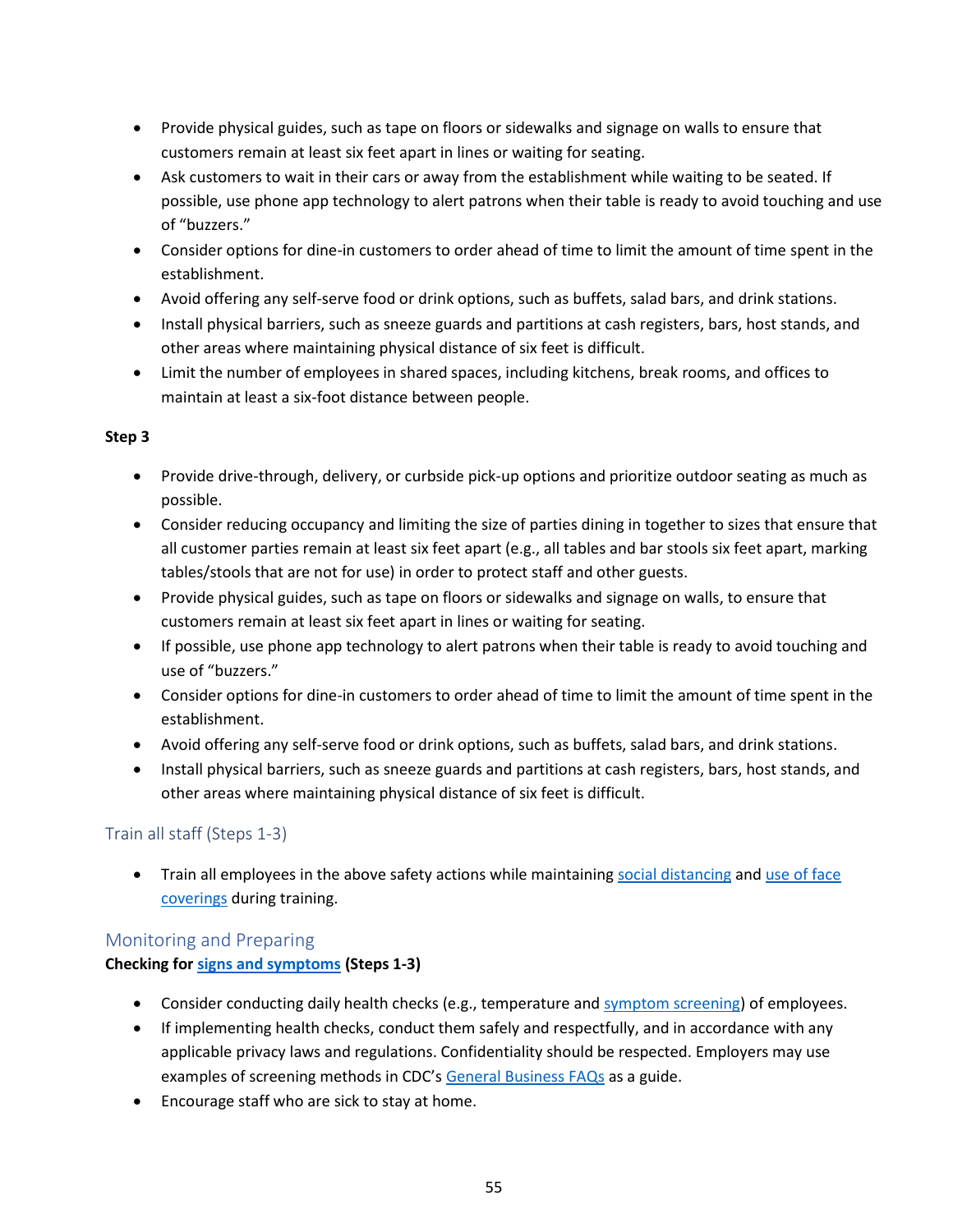- Provide physical guides, such as tape on floors or sidewalks and signage on walls to ensure that customers remain at least six feet apart in lines or waiting for seating.
- Ask customers to wait in their cars or away from the establishment while waiting to be seated. If possible, use phone app technology to alert patrons when their table is ready to avoid touching and use of "buzzers."
- Consider options for dine-in customers to order ahead of time to limit the amount of time spent in the establishment.
- Avoid offering any self-serve food or drink options, such as buffets, salad bars, and drink stations.
- Install physical barriers, such as sneeze guards and partitions at cash registers, bars, host stands, and other areas where maintaining physical distance of six feet is difficult.
- Limit the number of employees in shared spaces, including kitchens, break rooms, and offices to maintain at least a six-foot distance between people.

**Step 3**

- Provide drive-through, delivery, or curbside pick-up options and prioritize outdoor seating as much as possible.
- Consider reducing occupancy and limiting the size of parties dining in together to sizes that ensure that all customer parties remain at least six feet apart (e.g., all tables and bar stools six feet apart, marking tables/stools that are not for use) in order to protect staff and other guests.
- Provide physical guides, such as tape on floors or sidewalks and signage on walls, to ensure that customers remain at least six feet apart in lines or waiting for seating.
- If possible, use phone app technology to alert patrons when their table is ready to avoid touching and use of "buzzers."
- Consider options for dine-in customers to order ahead of time to limit the amount of time spent in the establishment.
- Avoid offering any self-serve food or drink options, such as buffets, salad bars, and drink stations.
- Install physical barriers, such as sneeze guards and partitions at cash registers, bars, host stands, and other areas where maintaining physical distance of six feet is difficult.

### Train all staff (Steps 1-3)

- Train all employees in the above safety actions while maintaining social distancing and use of face coverings during training.

## Monitoring and Preparing

**Checking for signs and symptoms (Steps 1-3)**

- Consider conducting daily health checks (e.g., temperature and symptom screening) of employees.
- If implementing health checks, conduct them safely and respectfully, and in accordance with any applicable privacy laws and regulations. Confidentiality should be respected. Employers may use examples of screening methods in CDC's General Business FAQs as a guide.
- Encourage staff who are sick to stay at home.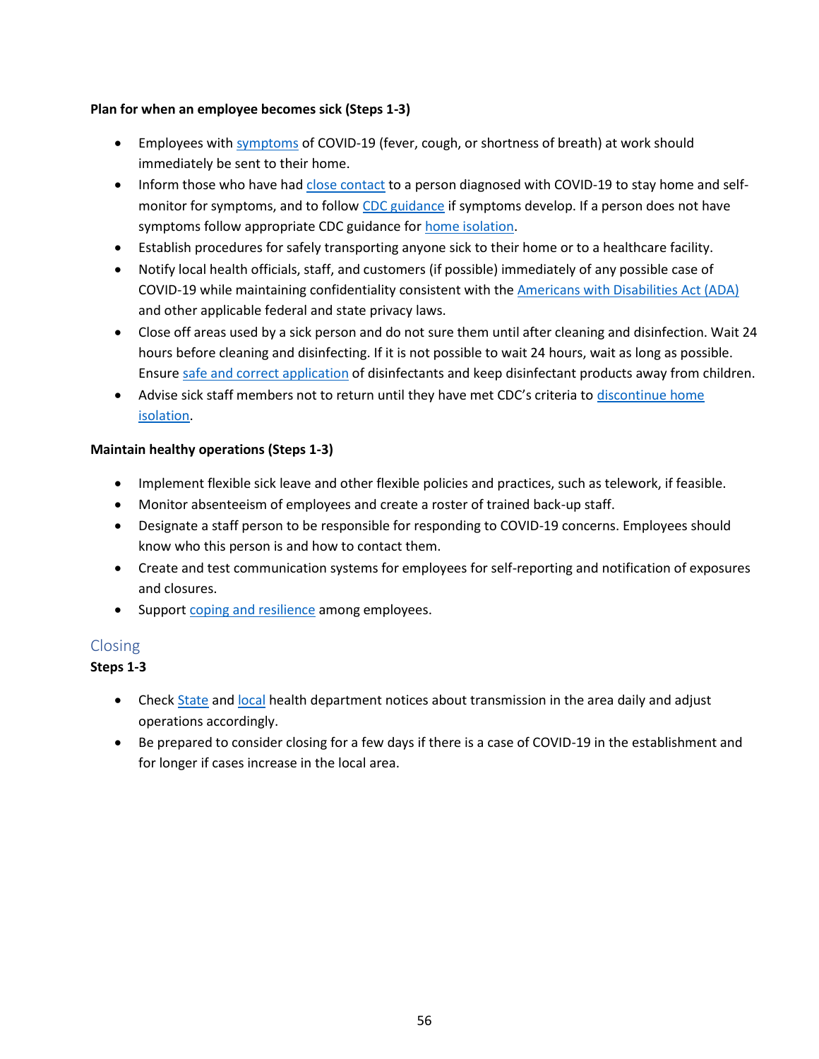**Plan for when an employee becomes sick (Steps 1-3)**

- Employees with symptoms of COVID-19 (fever, cough, or shortness of breath) at work should immediately be sent to their home.
- Inform those who have had close contact to a person diagnosed with COVID-19 to stay home and self-monitor for symptoms, and to follow CDC guidance if symptoms develop. If a person does not have symptoms follow appropriate CDC guidance for home isolation.
- Establish procedures for safely transporting anyone sick to their home or to a healthcare facility.
- Notify local health officials, staff, and customers (if possible) immediately of any possible case of COVID-19 while maintaining confidentiality consistent with the Americans with Disabilities Act (ADA) and other applicable federal and state privacy laws.
- Close off areas used by a sick person and do not sure them until after cleaning and disinfection. Wait 24 hours before cleaning and disinfecting. If it is not possible to wait 24 hours, wait as long as possible. Ensure safe and correct application of disinfectants and keep disinfectant products away from children.
- Advise sick staff members not to return until they have met CDC's criteria to discontinue home isolation.

**Maintain healthy operations (Steps 1-3)**

- Implement flexible sick leave and other flexible policies and practices, such as telework, if feasible.
- Monitor absenteeism of employees and create a roster of trained back-up staff.
- Designate a staff person to be responsible for responding to COVID-19 concerns. Employees should know who this person is and how to contact them.
- Create and test communication systems for employees for self-reporting and notification of exposures and closures.
- Support coping and resilience among employees.

## Closing

**Steps 1-3**

- Check State and local health department notices about transmission in the area daily and adjust operations accordingly.
- Be prepared to consider closing for a few days if there is a case of COVID-19 in the establishment and for longer if cases increase in the local area.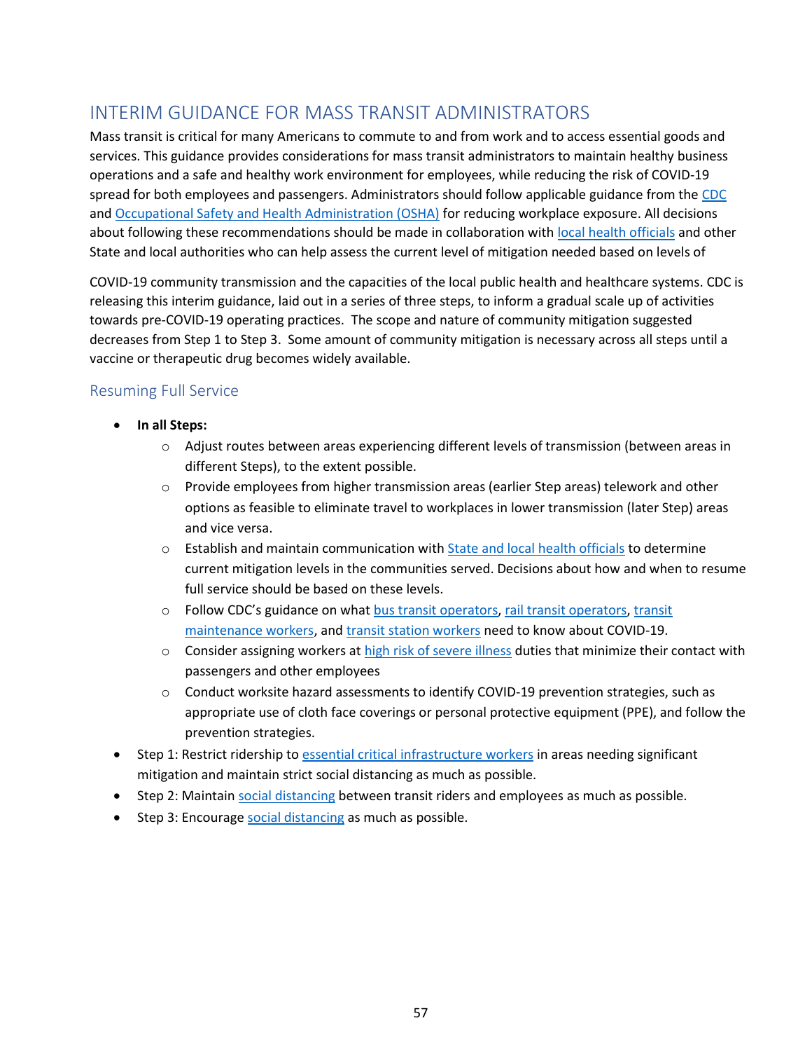## INTERIM GUIDANCE FOR MASS TRANSIT ADMINISTRATORS

Mass transit is critical for many Americans to commute to and from work and to access essential goods and services. This guidance provides considerations for mass transit administrators to maintain healthy business operations and a safe and healthy work environment for employees, while reducing the risk of COVID-19 spread for both employees and passengers. Administrators should follow applicable guidance from the CDC and Occupational Safety and Health Administration (OSHA) for reducing workplace exposure. All decisions about following these recommendations should be made in collaboration with local health officials and other State and local authorities who can help assess the current level of mitigation needed based on levels of COVID-19 community transmission and the capacities of the local public health and healthcare systems. CDC is releasing this interim guidance, laid out in a series of three steps, to inform a gradual scale up of activities towards pre-COVID-19 operating practices. The scope and nature of community mitigation suggested decreases from Step 1 to Step 3. Some amount of community mitigation is necessary across all steps until a vaccine or therapeutic drug becomes widely available.

### Resuming Full Service

- **In all Steps:**
  - Adjust routes between areas experiencing different levels of transmission (between areas in different Steps), to the extent possible.
  - Provide employees from higher transmission areas (earlier Step areas) telework and other options as feasible to eliminate travel to workplaces in lower transmission (later Step) areas and vice versa.
  - Establish and maintain communication with State and local health officials to determine current mitigation levels in the communities served. Decisions about how and when to resume full service should be based on these levels.
  - Follow CDC's guidance on what bus transit operators, rail transit operators, transit maintenance workers, and transit station workers need to know about COVID-19.
  - Consider assigning workers at high risk of severe illness duties that minimize their contact with passengers and other employees
  - Conduct worksite hazard assessments to identify COVID-19 prevention strategies, such as appropriate use of cloth face coverings or personal protective equipment (PPE), and follow the prevention strategies.
- Step 1: Restrict ridership to essential critical infrastructure workers in areas needing significant mitigation and maintain strict social distancing as much as possible.
- Step 2: Maintain social distancing between transit riders and employees as much as possible.
- Step 3: Encourage social distancing as much as possible.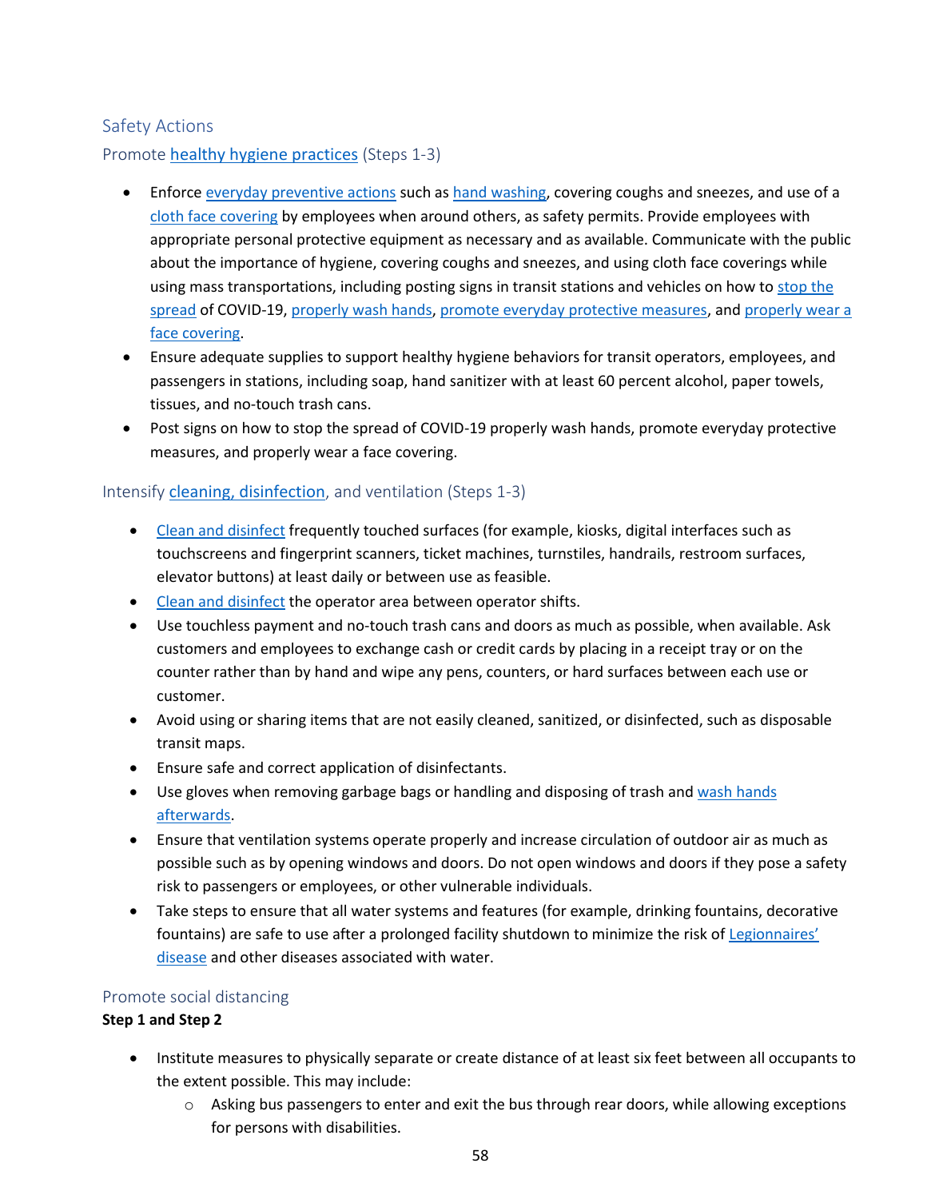## Safety Actions

### Promote healthy hygiene practices (Steps 1-3)

- Enforce everyday preventive actions such as hand washing, covering coughs and sneezes, and use of a cloth face covering by employees when around others, as safety permits. Provide employees with appropriate personal protective equipment as necessary and as available. Communicate with the public about the importance of hygiene, covering coughs and sneezes, and using cloth face coverings while using mass transportations, including posting signs in transit stations and vehicles on how to stop the spread of COVID-19, properly wash hands, promote everyday protective measures, and properly wear a face covering.
- Ensure adequate supplies to support healthy hygiene behaviors for transit operators, employees, and passengers in stations, including soap, hand sanitizer with at least 60 percent alcohol, paper towels, tissues, and no-touch trash cans.
- Post signs on how to stop the spread of COVID-19 properly wash hands, promote everyday protective measures, and properly wear a face covering.

### Intensify cleaning, disinfection, and ventilation (Steps 1-3)

- Clean and disinfect frequently touched surfaces (for example, kiosks, digital interfaces such as touchscreens and fingerprint scanners, ticket machines, turnstiles, handrails, restroom surfaces, elevator buttons) at least daily or between use as feasible.
- Clean and disinfect the operator area between operator shifts.
- Use touchless payment and no-touch trash cans and doors as much as possible, when available. Ask customers and employees to exchange cash or credit cards by placing in a receipt tray or on the counter rather than by hand and wipe any pens, counters, or hard surfaces between each use or customer.
- Avoid using or sharing items that are not easily cleaned, sanitized, or disinfected, such as disposable transit maps.
- Ensure safe and correct application of disinfectants.
- Use gloves when removing garbage bags or handling and disposing of trash and wash hands afterwards.
- Ensure that ventilation systems operate properly and increase circulation of outdoor air as much as possible such as by opening windows and doors. Do not open windows and doors if they pose a safety risk to passengers or employees, or other vulnerable individuals.
- Take steps to ensure that all water systems and features (for example, drinking fountains, decorative fountains) are safe to use after a prolonged facility shutdown to minimize the risk of Legionnaires' disease and other diseases associated with water.

### Promote social distancing

**Step 1 and Step 2**

- Institute measures to physically separate or create distance of at least six feet between all occupants to the extent possible. This may include:
  - Asking bus passengers to enter and exit the bus through rear doors, while allowing exceptions for persons with disabilities.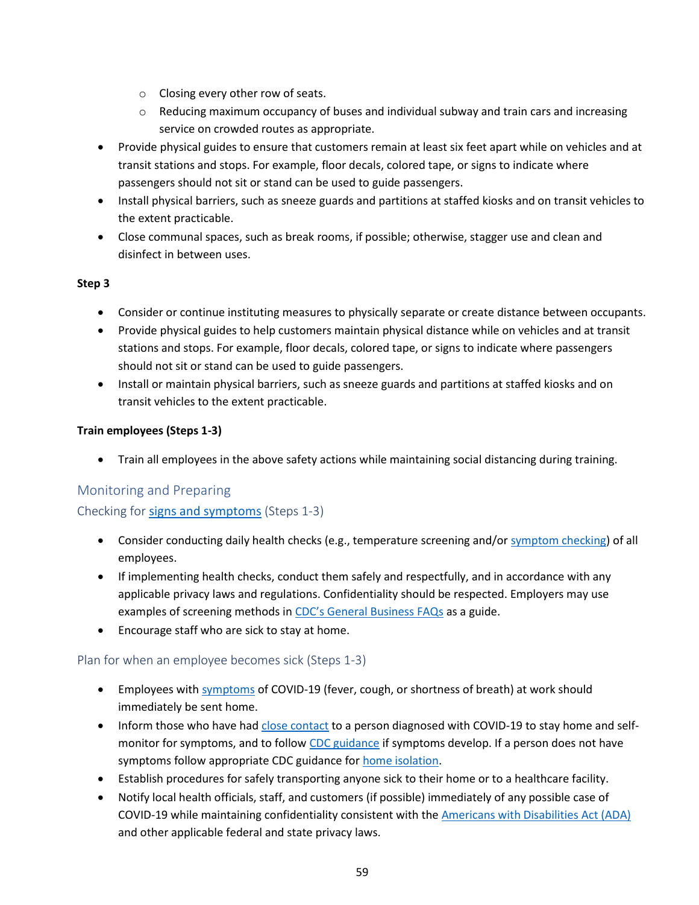- Closing every other row of seats.
    - Reducing maximum occupancy of buses and individual subway and train cars and increasing service on crowded routes as appropriate.
- Provide physical guides to ensure that customers remain at least six feet apart while on vehicles and at transit stations and stops. For example, floor decals, colored tape, or signs to indicate where passengers should not sit or stand can be used to guide passengers.
- Install physical barriers, such as sneeze guards and partitions at staffed kiosks and on transit vehicles to the extent practicable.
- Close communal spaces, such as break rooms, if possible; otherwise, stagger use and clean and disinfect in between uses.

**Step 3**

- Consider or continue instituting measures to physically separate or create distance between occupants.
- Provide physical guides to help customers maintain physical distance while on vehicles and at transit stations and stops. For example, floor decals, colored tape, or signs to indicate where passengers should not sit or stand can be used to guide passengers.
- Install or maintain physical barriers, such as sneeze guards and partitions at staffed kiosks and on transit vehicles to the extent practicable.

**Train employees (Steps 1-3)**

- Train all employees in the above safety actions while maintaining social distancing during training.

## Monitoring and Preparing

### Checking for signs and symptoms (Steps 1-3)

- Consider conducting daily health checks (e.g., temperature screening and/or symptom checking) of all employees.
- If implementing health checks, conduct them safely and respectfully, and in accordance with any applicable privacy laws and regulations. Confidentiality should be respected. Employers may use examples of screening methods in CDC's General Business FAQs as a guide.
- Encourage staff who are sick to stay at home.

### Plan for when an employee becomes sick (Steps 1-3)

- Employees with symptoms of COVID-19 (fever, cough, or shortness of breath) at work should immediately be sent home.
- Inform those who have had close contact to a person diagnosed with COVID-19 to stay home and self-monitor for symptoms, and to follow CDC guidance if symptoms develop. If a person does not have symptoms follow appropriate CDC guidance for home isolation.
- Establish procedures for safely transporting anyone sick to their home or to a healthcare facility.
- Notify local health officials, staff, and customers (if possible) immediately of any possible case of COVID-19 while maintaining confidentiality consistent with the Americans with Disabilities Act (ADA) and other applicable federal and state privacy laws.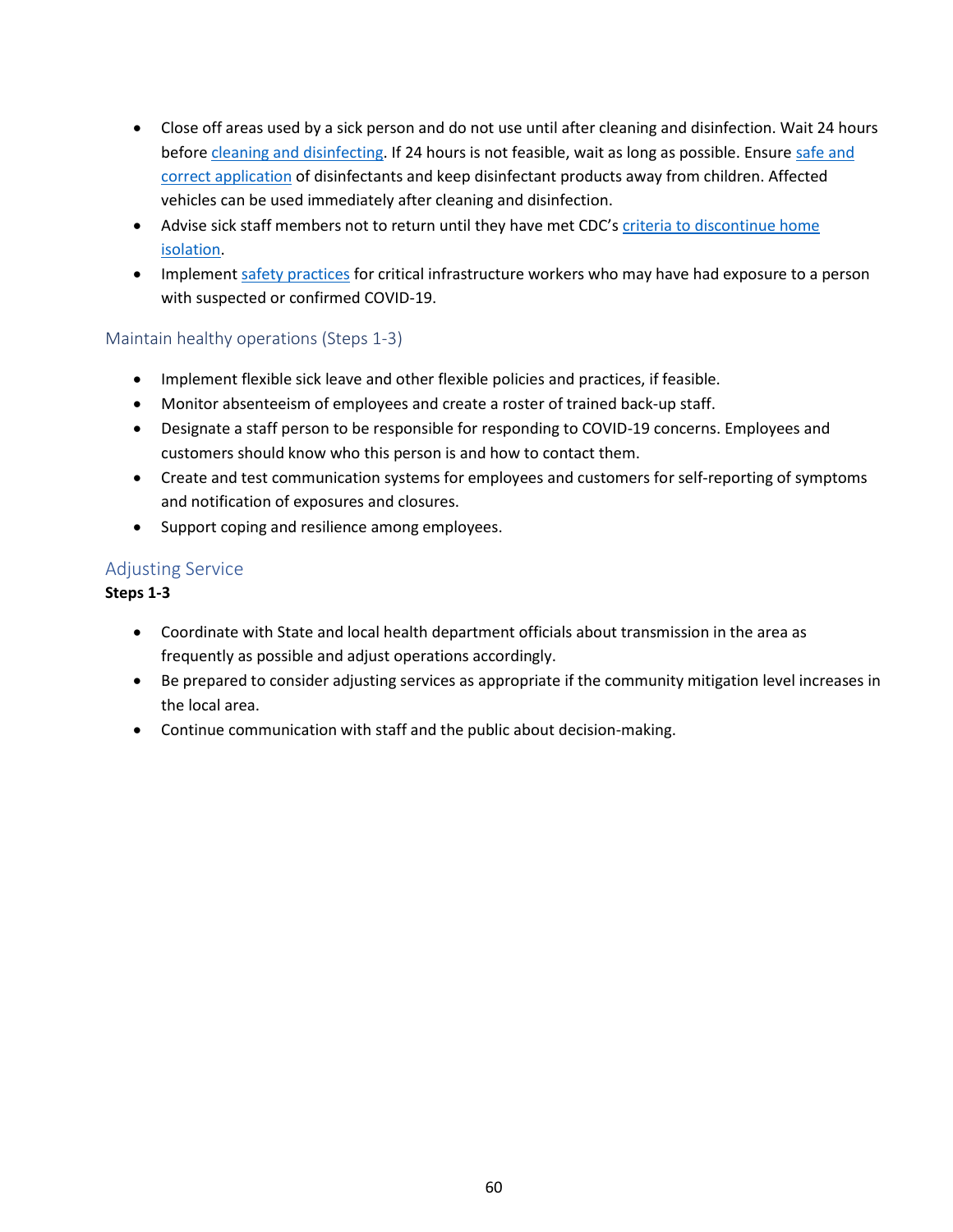- Close off areas used by a sick person and do not use until after cleaning and disinfection. Wait 24 hours before cleaning and disinfecting. If 24 hours is not feasible, wait as long as possible. Ensure safe and correct application of disinfectants and keep disinfectant products away from children. Affected vehicles can be used immediately after cleaning and disinfection.
- Advise sick staff members not to return until they have met CDC's criteria to discontinue home isolation.
- Implement safety practices for critical infrastructure workers who may have had exposure to a person with suspected or confirmed COVID-19.

### Maintain healthy operations (Steps 1-3)

- Implement flexible sick leave and other flexible policies and practices, if feasible.
- Monitor absenteeism of employees and create a roster of trained back-up staff.
- Designate a staff person to be responsible for responding to COVID-19 concerns. Employees and customers should know who this person is and how to contact them.
- Create and test communication systems for employees and customers for self-reporting of symptoms and notification of exposures and closures.
- Support coping and resilience among employees.

## Adjusting Service

**Steps 1-3**

- Coordinate with State and local health department officials about transmission in the area as frequently as possible and adjust operations accordingly.
- Be prepared to consider adjusting services as appropriate if the community mitigation level increases in the local area.
- Continue communication with staff and the public about decision-making.